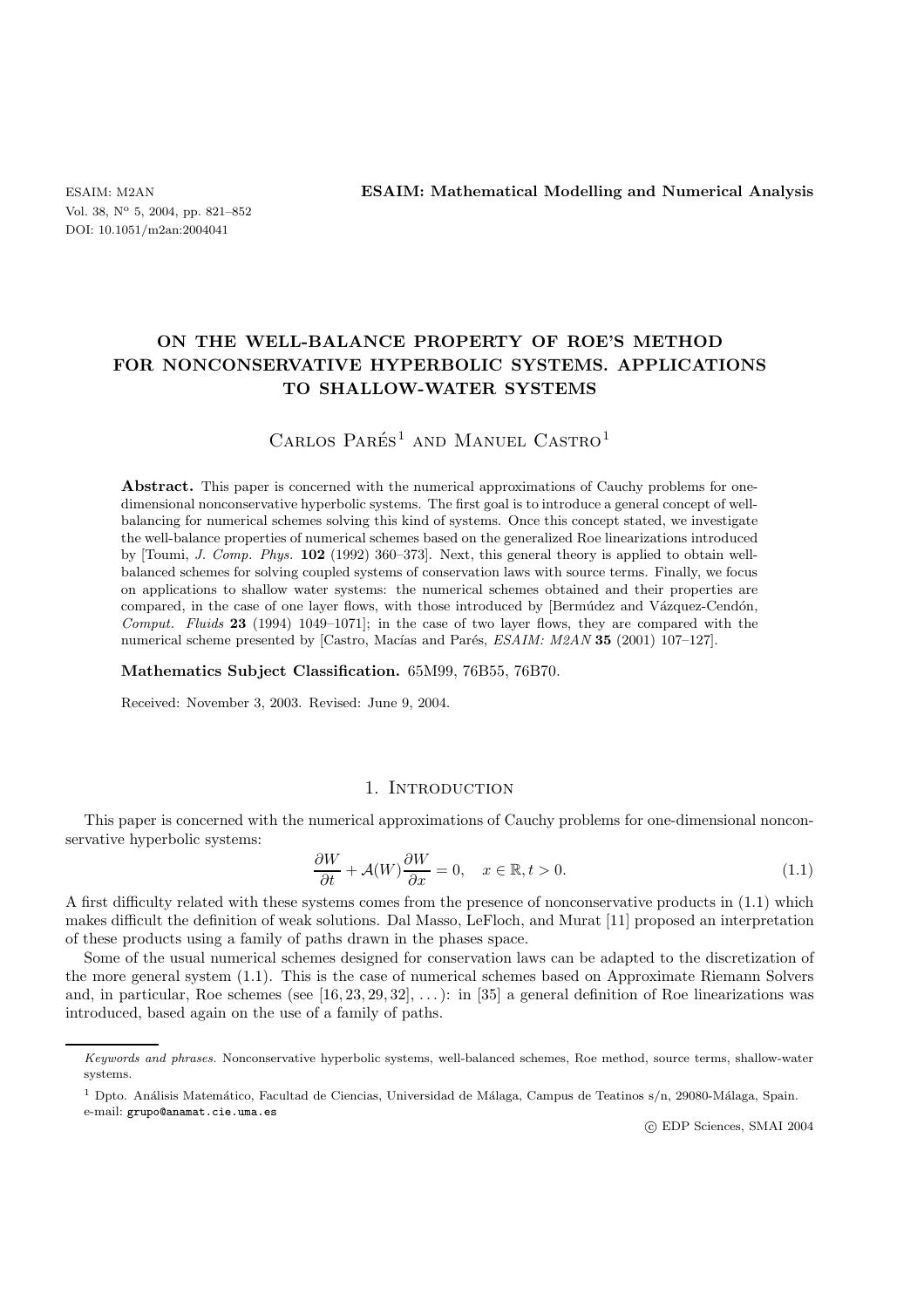# ON THE WELL-BALANCE PROPERTY OF ROE'S METHOD FOR NONCONSERVATIVE HYPERBOLIC SYSTEMS. APPLICATIONS TO SHALLOW-WATER SYSTEMS

Carlos Parés[1] and Manuel Castro[1]

**Abstract.** This paper is concerned with the numerical approximations of Cauchy problems for one-dimensional nonconservative hyperbolic systems. The first goal is to introduce a general concept of well-balancing for numerical schemes solving this kind of systems. Once this concept stated, we investigate the well-balance properties of numerical schemes based on the generalized Roe linearizations introduced by [Toumi, *J. Comp. Phys.* **102** (1992) 360–373]. Next, this general theory is applied to obtain well-balanced schemes for solving coupled systems of conservation laws with source terms. Finally, we focus on applications to shallow water systems: the numerical schemes obtained and their properties are compared, in the case of one layer flows, with those introduced by [Bermúdez and Vázquez-Cendón, *Comput. Fluids* **23** (1994) 1049–1071]; in the case of two layer flows, they are compared with the numerical scheme presented by [Castro, Macías and Parés, *ESAIM: M2AN* **35** (2001) 107–127].

**Mathematics Subject Classification.** 65M99, 76B55, 76B70.

Received: November 3, 2003. Revised: June 9, 2004.

## 1. Introduction

This paper is concerned with the numerical approximations of Cauchy problems for one-dimensional nonconservative hyperbolic systems:

$$\frac{\partial W}{\partial t} + \mathcal{A}(W)\frac{\partial W}{\partial x} = 0, \quad x \in \mathbb{R}, t > 0. \tag{1.1}$$

A first difficulty related with these systems comes from the presence of nonconservative products in (1.1) which makes difficult the definition of weak solutions. Dal Masso, LeFloch, and Murat [11] proposed an interpretation of these products using a family of paths drawn in the phases space.

Some of the usual numerical schemes designed for conservation laws can be adapted to the discretization of the more general system (1.1). This is the case of numerical schemes based on Approximate Riemann Solvers and, in particular, Roe schemes (see [16, 23, 29, 32], ...): in [35] a general definition of Roe linearizations was introduced, based again on the use of a family of paths.

*Keywords and phrases.* Nonconservative hyperbolic systems, well-balanced schemes, Roe method, source terms, shallow-water systems.

[1] Dpto. Análisis Matemático, Facultad de Ciencias, Universidad de Málaga, Campus de Teatinos s/n, 29080-Málaga, Spain. e-mail: grupo@anamat.cie.uma.es

© EDP Sciences, SMAI 2004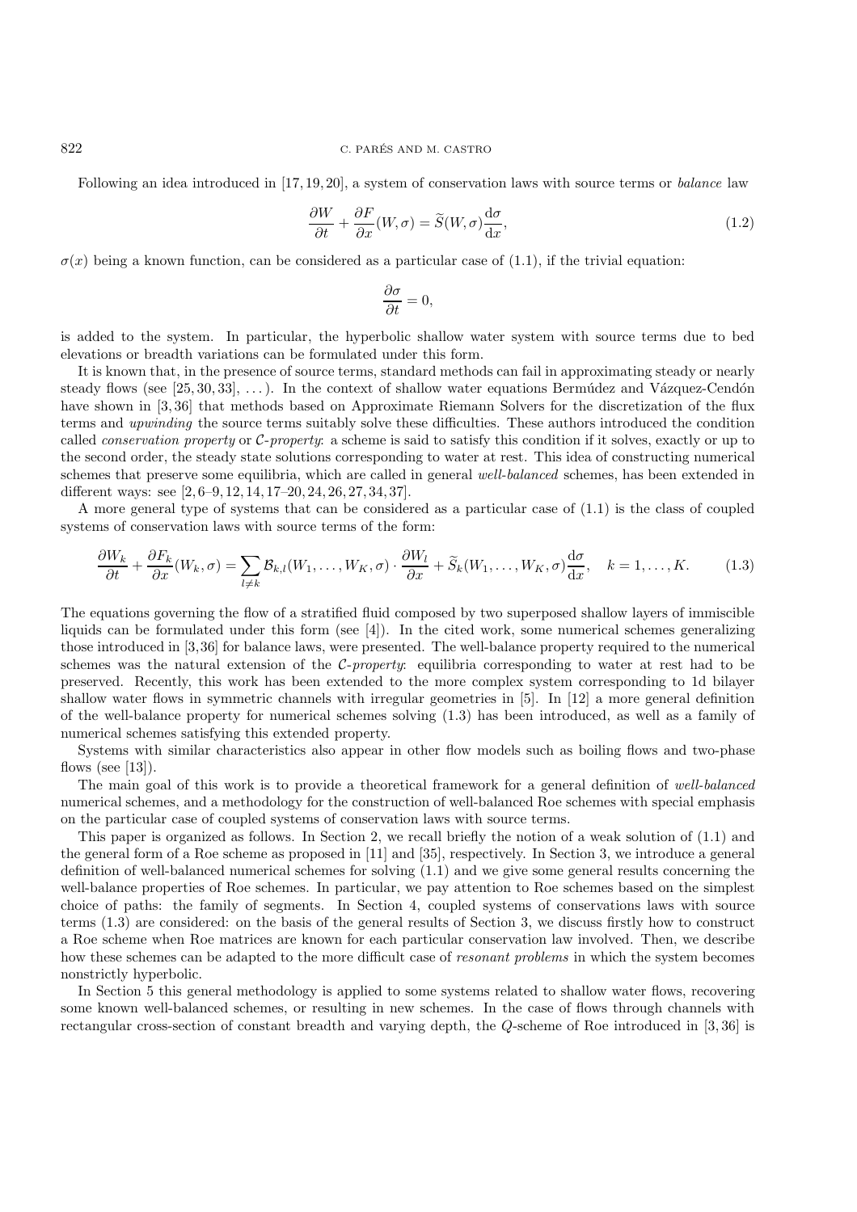Following an idea introduced in [17, 19, 20], a system of conservation laws with source terms or *balance* law

$$\frac{\partial W}{\partial t} + \frac{\partial F}{\partial x}(W, \sigma) = \widetilde{S}(W, \sigma)\frac{\mathrm{d}\sigma}{\mathrm{d}x}, \tag{1.2}$$

$\sigma(x)$ being a known function, can be considered as a particular case of (1.1), if the trivial equation:

$$\frac{\partial \sigma}{\partial t} = 0,$$

is added to the system. In particular, the hyperbolic shallow water system with source terms due to bed elevations or breadth variations can be formulated under this form.

It is known that, in the presence of source terms, standard methods can fail in approximating steady or nearly steady flows (see [25, 30, 33], ...). In the context of shallow water equations Bermúdez and Vázquez-Cendón have shown in [3, 36] that methods based on Approximate Riemann Solvers for the discretization of the flux terms and *upwinding* the source terms suitably solve these difficulties. These authors introduced the condition called *conservation property* or $\mathcal{C}$-*property*: a scheme is said to satisfy this condition if it solves, exactly or up to the second order, the steady state solutions corresponding to water at rest. This idea of constructing numerical schemes that preserve some equilibria, which are called in general *well-balanced* schemes, has been extended in different ways: see [2, 6–9, 12, 14, 17–20, 24, 26, 27, 34, 37].

A more general type of systems that can be considered as a particular case of (1.1) is the class of coupled systems of conservation laws with source terms of the form:

$$\frac{\partial W_k}{\partial t} + \frac{\partial F_k}{\partial x}(W_k, \sigma) = \sum_{l \neq k} \mathcal{B}_{k,l}(W_1, \dots, W_K, \sigma) \cdot \frac{\partial W_l}{\partial x} + \widetilde{S}_k(W_1, \dots, W_K, \sigma)\frac{\mathrm{d}\sigma}{\mathrm{d}x}, \quad k = 1, \dots, K. \tag{1.3}$$

The equations governing the flow of a stratified fluid composed by two superposed shallow layers of immiscible liquids can be formulated under this form (see [4]). In the cited work, some numerical schemes generalizing those introduced in [3, 36] for balance laws, were presented. The well-balance property required to the numerical schemes was the natural extension of the $\mathcal{C}$-*property*: equilibria corresponding to water at rest had to be preserved. Recently, this work has been extended to the more complex system corresponding to 1d bilayer shallow water flows in symmetric channels with irregular geometries in [5]. In [12] a more general definition of the well-balance property for numerical schemes solving (1.3) has been introduced, as well as a family of numerical schemes satisfying this extended property.

Systems with similar characteristics also appear in other flow models such as boiling flows and two-phase flows (see [13]).

The main goal of this work is to provide a theoretical framework for a general definition of *well-balanced* numerical schemes, and a methodology for the construction of well-balanced Roe schemes with special emphasis on the particular case of coupled systems of conservation laws with source terms.

This paper is organized as follows. In Section 2, we recall briefly the notion of a weak solution of (1.1) and the general form of a Roe scheme as proposed in [11] and [35], respectively. In Section 3, we introduce a general definition of well-balanced numerical schemes for solving (1.1) and we give some general results concerning the well-balance properties of Roe schemes. In particular, we pay attention to Roe schemes based on the simplest choice of paths: the family of segments. In Section 4, coupled systems of conservations laws with source terms (1.3) are considered: on the basis of the general results of Section 3, we discuss firstly how to construct a Roe scheme when Roe matrices are known for each particular conservation law involved. Then, we describe how these schemes can be adapted to the more difficult case of *resonant problems* in which the system becomes nonstrictly hyperbolic.

In Section 5 this general methodology is applied to some systems related to shallow water flows, recovering some known well-balanced schemes, or resulting in new schemes. In the case of flows through channels with rectangular cross-section of constant breadth and varying depth, the $Q$-scheme of Roe introduced in [3, 36] is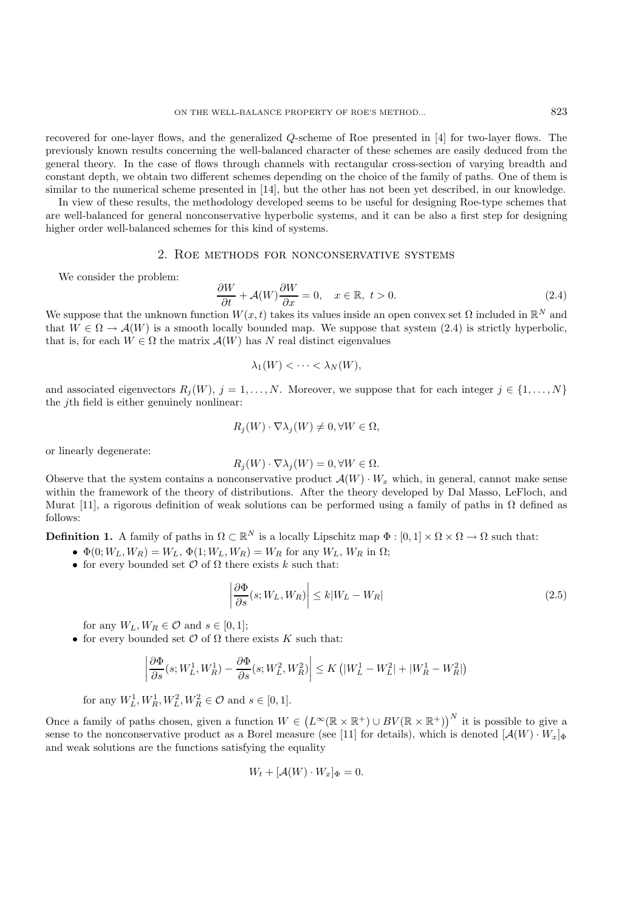recovered for one-layer flows, and the generalized $Q$-scheme of Roe presented in [4] for two-layer flows. The previously known results concerning the well-balanced character of these schemes are easily deduced from the general theory. In the case of flows through channels with rectangular cross-section of varying breadth and constant depth, we obtain two different schemes depending on the choice of the family of paths. One of them is similar to the numerical scheme presented in [14], but the other has not been yet described, in our knowledge.

In view of these results, the methodology developed seems to be useful for designing Roe-type schemes that are well-balanced for general nonconservative hyperbolic systems, and it can be also a first step for designing higher order well-balanced schemes for this kind of systems.

## 2. Roe methods for nonconservative systems

We consider the problem:

$$\frac{\partial W}{\partial t} + \mathcal{A}(W)\frac{\partial W}{\partial x} = 0, \quad x \in \mathbb{R},\ t > 0. \tag{2.4}$$

We suppose that the unknown function $W(x,t)$ takes its values inside an open convex set $\Omega$ included in $\mathbb{R}^N$ and that $W \in \Omega \to \mathcal{A}(W)$ is a smooth locally bounded map. We suppose that system (2.4) is strictly hyperbolic, that is, for each $W \in \Omega$ the matrix $\mathcal{A}(W)$ has $N$ real distinct eigenvalues

$$\lambda_1(W) < \cdots < \lambda_N(W),$$

and associated eigenvectors $R_j(W)$, $j = 1, \ldots, N$. Moreover, we suppose that for each integer $j \in \{1, \ldots, N\}$ the $j$th field is either genuinely nonlinear:

$$R_j(W) \cdot \nabla \lambda_j(W) \neq 0, \forall W \in \Omega,$$

or linearly degenerate:

$$R_j(W) \cdot \nabla \lambda_j(W) = 0, \forall W \in \Omega.$$

Observe that the system contains a nonconservative product $\mathcal{A}(W) \cdot W_x$ which, in general, cannot make sense within the framework of the theory of distributions. After the theory developed by Dal Masso, LeFloch, and Murat [11], a rigorous definition of weak solutions can be performed using a family of paths in $\Omega$ defined as follows:

**Definition 1.** A family of paths in $\Omega \subset \mathbb{R}^N$ is a locally Lipschitz map $\Phi : [0,1] \times \Omega \times \Omega \to \Omega$ such that:

- $\Phi(0; W_L, W_R) = W_L$, $\Phi(1; W_L, W_R) = W_R$ for any $W_L$, $W_R$ in $\Omega$;
- for every bounded set $\mathcal{O}$ of $\Omega$ there exists $k$ such that:

$$\left| \frac{\partial \Phi}{\partial s}(s; W_L, W_R) \right| \leq k|W_L - W_R| \tag{2.5}$$

  for any $W_L, W_R \in \mathcal{O}$ and $s \in [0,1]$;
- for every bounded set $\mathcal{O}$ of $\Omega$ there exists $K$ such that:

$$\left| \frac{\partial \Phi}{\partial s}(s; W_L^1, W_R^1) - \frac{\partial \Phi}{\partial s}(s; W_L^2, W_R^2) \right| \leq K \left( |W_L^1 - W_L^2| + |W_R^1 - W_R^2| \right)$$

  for any $W_L^1, W_R^1, W_L^2, W_R^2 \in \mathcal{O}$ and $s \in [0,1]$.

Once a family of paths chosen, given a function $W \in \left(L^\infty(\mathbb{R} \times \mathbb{R}^+) \cup BV(\mathbb{R} \times \mathbb{R}^+)\right)^N$ it is possible to give a sense to the nonconservative product as a Borel measure (see [11] for details), which is denoted $[\mathcal{A}(W) \cdot W_x]_\Phi$ and weak solutions are the functions satisfying the equality

$$W_t + [\mathcal{A}(W) \cdot W_x]_\Phi = 0.$$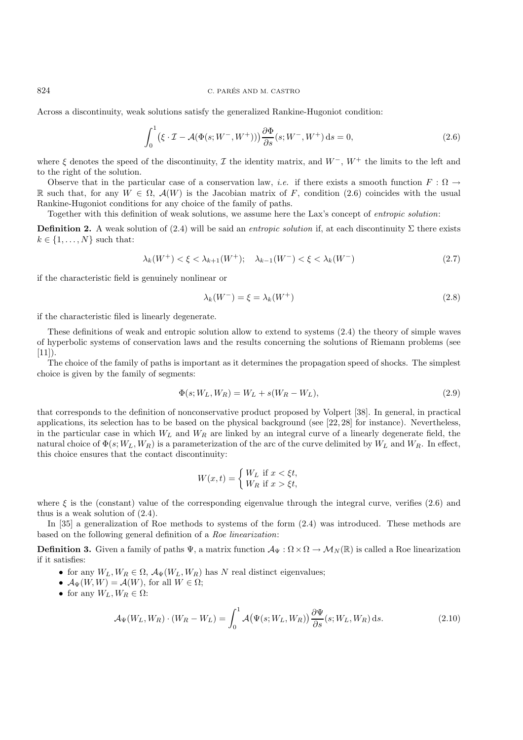Across a discontinuity, weak solutions satisfy the generalized Rankine-Hugoniot condition:

$$\int_0^1 \left(\xi \cdot \mathcal{I} - \mathcal{A}(\Phi(s; W^-, W^+))\right) \frac{\partial \Phi}{\partial s}(s; W^-, W^+) \, \mathrm{d}s = 0, \tag{2.6}$$

where $\xi$ denotes the speed of the discontinuity, $\mathcal{I}$ the identity matrix, and $W^-$, $W^+$ the limits to the left and to the right of the solution.

Observe that in the particular case of a conservation law, *i.e.* if there exists a smooth function $F : \Omega \to \mathbb{R}$ such that, for any $W \in \Omega$, $\mathcal{A}(W)$ is the Jacobian matrix of $F$, condition (2.6) coincides with the usual Rankine-Hugoniot conditions for any choice of the family of paths.

Together with this definition of weak solutions, we assume here the Lax's concept of *entropic solution*:

**Definition 2.** A weak solution of (2.4) will be said an *entropic solution* if, at each discontinuity $\Sigma$ there exists $k \in \{1, \ldots, N\}$ such that:

$$\lambda_k(W^+) < \xi < \lambda_{k+1}(W^+); \quad \lambda_{k-1}(W^-) < \xi < \lambda_k(W^-) \tag{2.7}$$

if the characteristic field is genuinely nonlinear or

$$\lambda_k(W^-) = \xi = \lambda_k(W^+) \tag{2.8}$$

if the characteristic filed is linearly degenerate.

These definitions of weak and entropic solution allow to extend to systems (2.4) the theory of simple waves of hyperbolic systems of conservation laws and the results concerning the solutions of Riemann problems (see [11]).

The choice of the family of paths is important as it determines the propagation speed of shocks. The simplest choice is given by the family of segments:

$$\Phi(s; W_L, W_R) = W_L + s(W_R - W_L), \tag{2.9}$$

that corresponds to the definition of nonconservative product proposed by Volpert [38]. In general, in practical applications, its selection has to be based on the physical background (see [22, 28] for instance). Nevertheless, in the particular case in which $W_L$ and $W_R$ are linked by an integral curve of a linearly degenerate field, the natural choice of $\Phi(s; W_L, W_R)$ is a parameterization of the arc of the curve delimited by $W_L$ and $W_R$. In effect, this choice ensures that the contact discontinuity:

$$W(x,t) = \begin{cases} W_L & \text{if } x < \xi t, \\ W_R & \text{if } x > \xi t, \end{cases}$$

where $\xi$ is the (constant) value of the corresponding eigenvalue through the integral curve, verifies (2.6) and thus is a weak solution of (2.4).

In [35] a generalization of Roe methods to systems of the form (2.4) was introduced. These methods are based on the following general definition of a *Roe linearization*:

**Definition 3.** Given a family of paths $\Psi$, a matrix function $\mathcal{A}_\Psi : \Omega \times \Omega \to \mathcal{M}_N(\mathbb{R})$ is called a Roe linearization if it satisfies:

- for any $W_L, W_R \in \Omega$, $\mathcal{A}_\Psi(W_L, W_R)$ has $N$ real distinct eigenvalues;
- $\mathcal{A}_\Psi(W, W) = \mathcal{A}(W)$, for all $W \in \Omega$;
- for any $W_L, W_R \in \Omega$:

$$\mathcal{A}_\Psi(W_L, W_R) \cdot (W_R - W_L) = \int_0^1 \mathcal{A}\big(\Psi(s; W_L, W_R)\big) \frac{\partial \Psi}{\partial s}(s; W_L, W_R) \, \mathrm{d}s. \tag{2.10}$$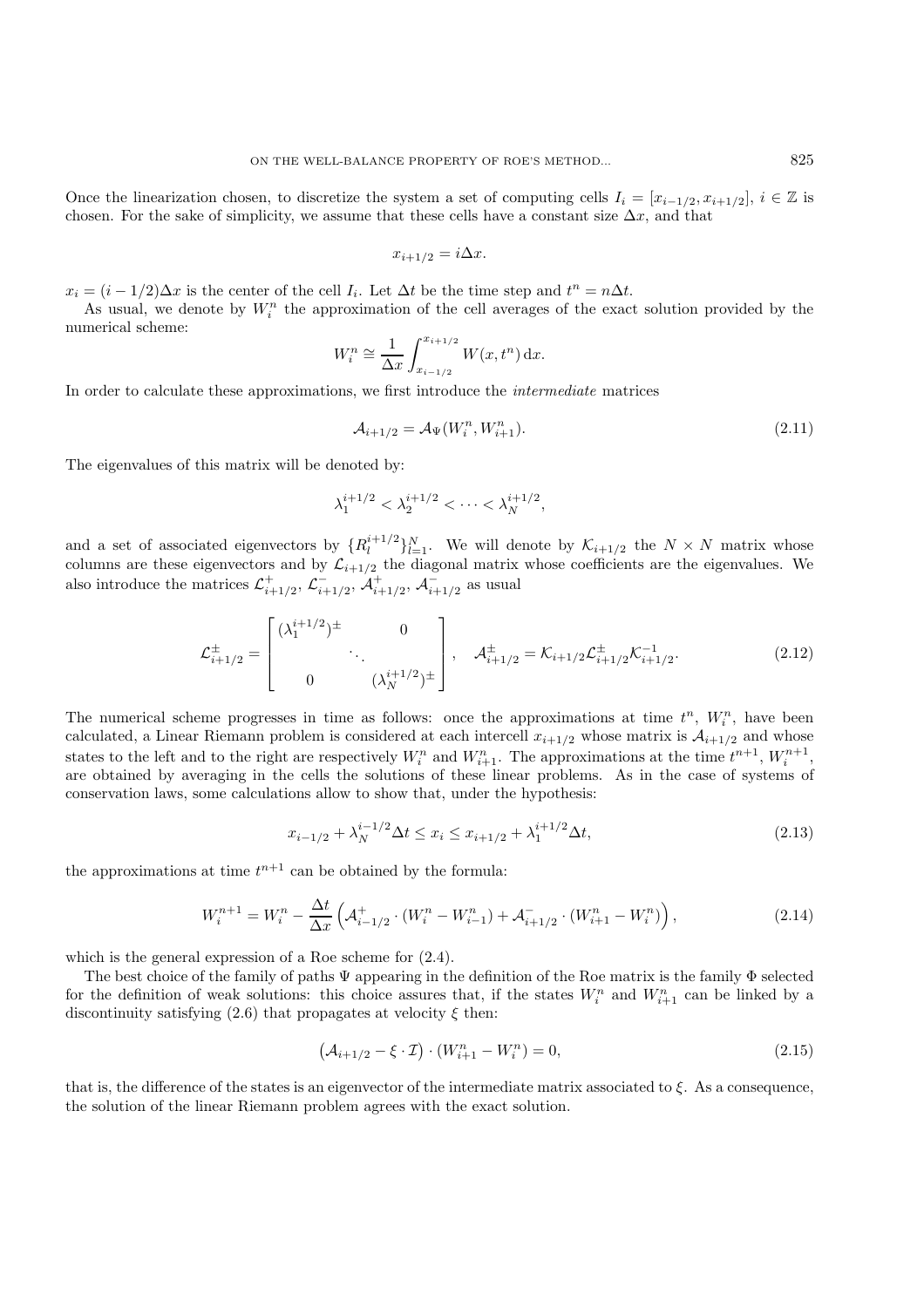Once the linearization chosen, to discretize the system a set of computing cells $I_i = [x_{i-1/2}, x_{i+1/2}]$, $i \in \mathbb{Z}$ is chosen. For the sake of simplicity, we assume that these cells have a constant size $\Delta x$, and that

$$x_{i+1/2} = i\Delta x.$$

$x_i = (i - 1/2)\Delta x$ is the center of the cell $I_i$. Let $\Delta t$ be the time step and $t^n = n\Delta t$.

As usual, we denote by $W_i^n$ the approximation of the cell averages of the exact solution provided by the numerical scheme:

$$W_i^n \cong \frac{1}{\Delta x} \int_{x_{i-1/2}}^{x_{i+1/2}} W(x, t^n) \, \mathrm{d}x.$$

In order to calculate these approximations, we first introduce the *intermediate* matrices

$$\mathcal{A}_{i+1/2} = \mathcal{A}_\Psi(W_i^n, W_{i+1}^n). \tag{2.11}$$

The eigenvalues of this matrix will be denoted by:

$$\lambda_1^{i+1/2} < \lambda_2^{i+1/2} < \cdots < \lambda_N^{i+1/2},$$

and a set of associated eigenvectors by $\{R_l^{i+1/2}\}_{l=1}^N$. We will denote by $\mathcal{K}_{i+1/2}$ the $N \times N$ matrix whose columns are these eigenvectors and by $\mathcal{L}_{i+1/2}$ the diagonal matrix whose coefficients are the eigenvalues. We also introduce the matrices $\mathcal{L}^+_{i+1/2}$, $\mathcal{L}^-_{i+1/2}$, $\mathcal{A}^+_{i+1/2}$, $\mathcal{A}^-_{i+1/2}$ as usual

$$\mathcal{L}^\pm_{i+1/2} = \begin{bmatrix} (\lambda_1^{i+1/2})^\pm & & 0 \\ & \ddots & \\ 0 & & (\lambda_N^{i+1/2})^\pm \end{bmatrix}, \quad \mathcal{A}^\pm_{i+1/2} = \mathcal{K}_{i+1/2} \mathcal{L}^\pm_{i+1/2} \mathcal{K}^{-1}_{i+1/2}. \tag{2.12}$$

The numerical scheme progresses in time as follows: once the approximations at time $t^n$, $W_i^n$, have been calculated, a Linear Riemann problem is considered at each intercell $x_{i+1/2}$ whose matrix is $\mathcal{A}_{i+1/2}$ and whose states to the left and to the right are respectively $W_i^n$ and $W_{i+1}^n$. The approximations at the time $t^{n+1}$, $W_i^{n+1}$, are obtained by averaging in the cells the solutions of these linear problems. As in the case of systems of conservation laws, some calculations allow to show that, under the hypothesis:

$$x_{i-1/2} + \lambda_N^{i-1/2} \Delta t \le x_i \le x_{i+1/2} + \lambda_1^{i+1/2} \Delta t, \tag{2.13}$$

the approximations at time $t^{n+1}$ can be obtained by the formula:

$$W_i^{n+1} = W_i^n - \frac{\Delta t}{\Delta x} \left( \mathcal{A}^+_{i-1/2} \cdot (W_i^n - W_{i-1}^n) + \mathcal{A}^-_{i+1/2} \cdot (W_{i+1}^n - W_i^n) \right), \tag{2.14}$$

which is the general expression of a Roe scheme for (2.4).

The best choice of the family of paths $\Psi$ appearing in the definition of the Roe matrix is the family $\Phi$ selected for the definition of weak solutions: this choice assures that, if the states $W_i^n$ and $W_{i+1}^n$ can be linked by a discontinuity satisfying (2.6) that propagates at velocity $\xi$ then:

$$\left( \mathcal{A}_{i+1/2} - \xi \cdot \mathcal{I} \right) \cdot (W_{i+1}^n - W_i^n) = 0, \tag{2.15}$$

that is, the difference of the states is an eigenvector of the intermediate matrix associated to $\xi$. As a consequence, the solution of the linear Riemann problem agrees with the exact solution.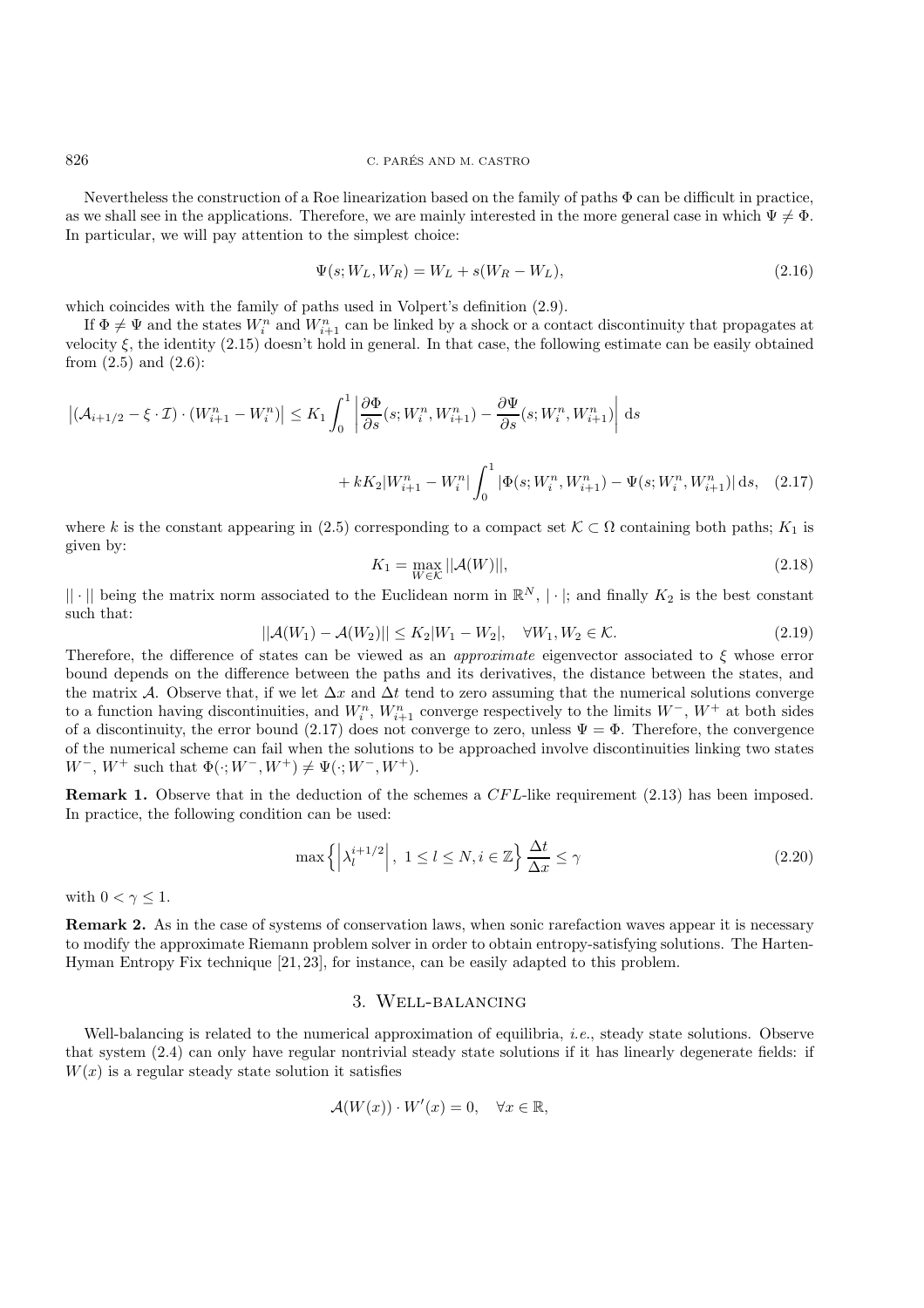Nevertheless the construction of a Roe linearization based on the family of paths $\Phi$ can be difficult in practice, as we shall see in the applications. Therefore, we are mainly interested in the more general case in which $\Psi \neq \Phi$. In particular, we will pay attention to the simplest choice:

$$\Psi(s; W_L, W_R) = W_L + s(W_R - W_L), \tag{2.16}$$

which coincides with the family of paths used in Volpert's definition (2.9).

If $\Phi \neq \Psi$ and the states $W_i^n$ and $W_{i+1}^n$ can be linked by a shock or a contact discontinuity that propagates at velocity $\xi$, the identity (2.15) doesn't hold in general. In that case, the following estimate can be easily obtained from (2.5) and (2.6):

$$\left|(\mathcal{A}_{i+1/2} - \xi \cdot \mathcal{I}) \cdot (W_{i+1}^n - W_i^n)\right| \leq K_1 \int_0^1 \left| \frac{\partial \Phi}{\partial s}(s; W_i^n, W_{i+1}^n) - \frac{\partial \Psi}{\partial s}(s; W_i^n, W_{i+1}^n) \right| \mathrm{d}s$$

$$+ k K_2 |W_{i+1}^n - W_i^n| \int_0^1 |\Phi(s; W_i^n, W_{i+1}^n) - \Psi(s; W_i^n, W_{i+1}^n)| \, \mathrm{d}s, \tag{2.17}$$

where $k$ is the constant appearing in (2.5) corresponding to a compact set $\mathcal{K} \subset \Omega$ containing both paths; $K_1$ is given by:

$$K_1 = \max_{W \in \mathcal{K}} ||\mathcal{A}(W)||, \tag{2.18}$$

$||\cdot||$ being the matrix norm associated to the Euclidean norm in $\mathbb{R}^N$, $|\cdot|$; and finally $K_2$ is the best constant such that:

$$||\mathcal{A}(W_1) - \mathcal{A}(W_2)|| \leq K_2 |W_1 - W_2|, \quad \forall W_1, W_2 \in \mathcal{K}. \tag{2.19}$$

Therefore, the difference of states can be viewed as an *approximate* eigenvector associated to $\xi$ whose error bound depends on the difference between the paths and its derivatives, the distance between the states, and the matrix $\mathcal{A}$. Observe that, if we let $\Delta x$ and $\Delta t$ tend to zero assuming that the numerical solutions converge to a function having discontinuities, and $W_i^n$, $W_{i+1}^n$ converge respectively to the limits $W^-$, $W^+$ at both sides of a discontinuity, the error bound (2.17) does not converge to zero, unless $\Psi = \Phi$. Therefore, the convergence of the numerical scheme can fail when the solutions to be approached involve discontinuities linking two states $W^-$, $W^+$ such that $\Phi(\cdot; W^-, W^+) \neq \Psi(\cdot; W^-, W^+)$.

**Remark 1.** Observe that in the deduction of the schemes a $CFL$-like requirement (2.13) has been imposed. In practice, the following condition can be used:

$$\max\left\{ \left|\lambda_l^{i+1/2}\right|, \; 1 \leq l \leq N, i \in \mathbb{Z} \right\} \frac{\Delta t}{\Delta x} \leq \gamma \tag{2.20}$$

with $0 < \gamma \leq 1$.

**Remark 2.** As in the case of systems of conservation laws, when sonic rarefaction waves appear it is necessary to modify the approximate Riemann problem solver in order to obtain entropy-satisfying solutions. The Harten-Hyman Entropy Fix technique [21, 23], for instance, can be easily adapted to this problem.

## 3. Well-balancing

Well-balancing is related to the numerical approximation of equilibria, *i.e.*, steady state solutions. Observe that system (2.4) can only have regular nontrivial steady state solutions if it has linearly degenerate fields: if $W(x)$ is a regular steady state solution it satisfies

$$\mathcal{A}(W(x)) \cdot W'(x) = 0, \quad \forall x \in \mathbb{R},$$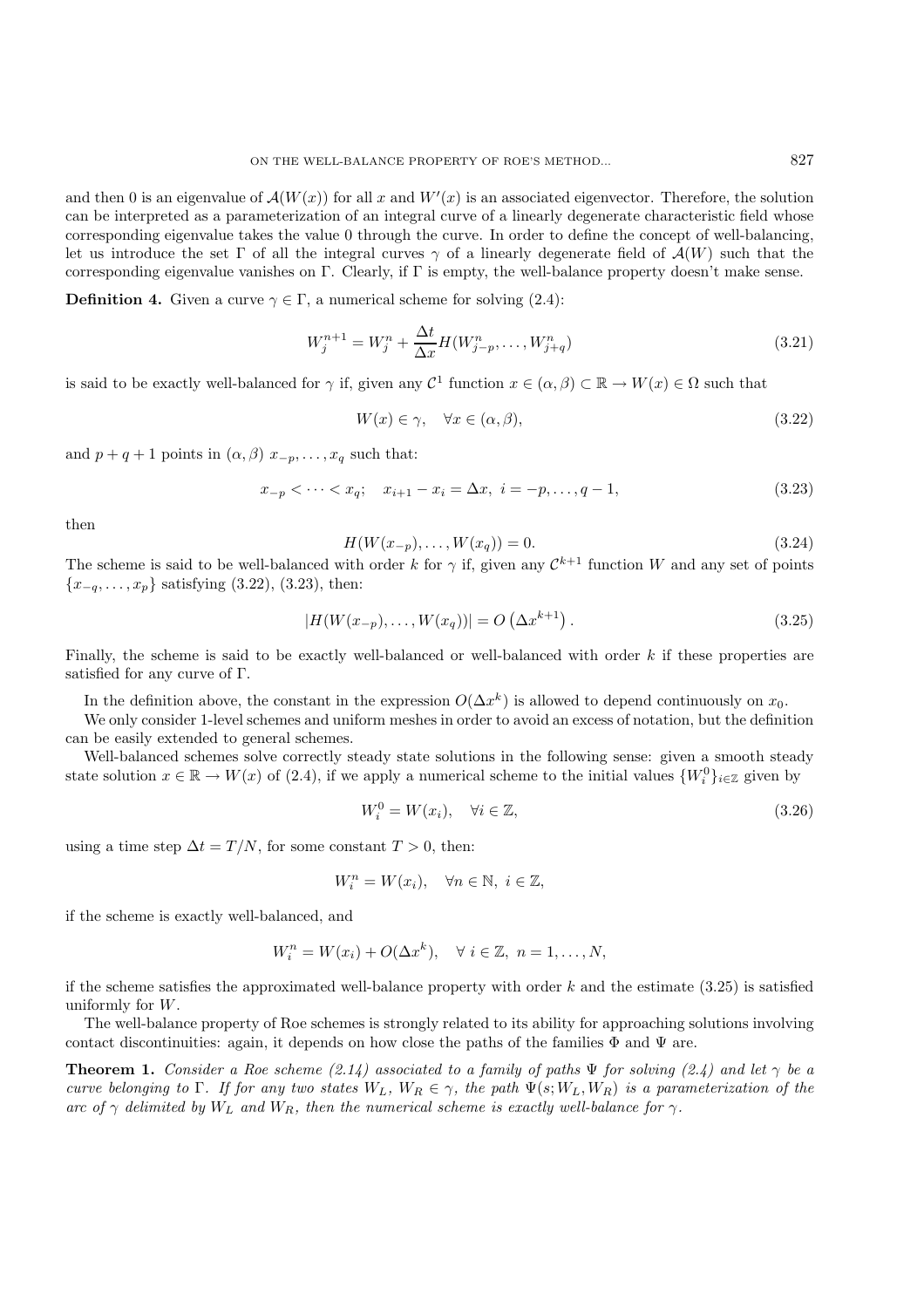and then 0 is an eigenvalue of $\mathcal{A}(W(x))$ for all $x$ and $W'(x)$ is an associated eigenvector. Therefore, the solution can be interpreted as a parameterization of an integral curve of a linearly degenerate characteristic field whose corresponding eigenvalue takes the value 0 through the curve. In order to define the concept of well-balancing, let us introduce the set $\Gamma$ of all the integral curves $\gamma$ of a linearly degenerate field of $\mathcal{A}(W)$ such that the corresponding eigenvalue vanishes on $\Gamma$. Clearly, if $\Gamma$ is empty, the well-balance property doesn't make sense.

**Definition 4.** Given a curve $\gamma \in \Gamma$, a numerical scheme for solving (2.4):

$$W_j^{n+1} = W_j^n + \frac{\Delta t}{\Delta x} H(W_{j-p}^n, \ldots, W_{j+q}^n) \tag{3.21}$$

is said to be exactly well-balanced for $\gamma$ if, given any $\mathcal{C}^1$ function $x \in (\alpha, \beta) \subset \mathbb{R} \to W(x) \in \Omega$ such that

$$W(x) \in \gamma, \quad \forall x \in (\alpha, \beta), \tag{3.22}$$

and $p+q+1$ points in $(\alpha, \beta)$ $x_{-p}, \ldots, x_q$ such that:

$$x_{-p} < \cdots < x_q; \quad x_{i+1} - x_i = \Delta x, \; i = -p, \ldots, q-1, \tag{3.23}$$

then

$$H(W(x_{-p}), \ldots, W(x_q)) = 0. \tag{3.24}$$

The scheme is said to be well-balanced with order $k$ for $\gamma$ if, given any $\mathcal{C}^{k+1}$ function $W$ and any set of points $\{x_{-q}, \ldots, x_p\}$ satisfying (3.22), (3.23), then:

$$|H(W(x_{-p}), \ldots, W(x_q))| = O\left(\Delta x^{k+1}\right). \tag{3.25}$$

Finally, the scheme is said to be exactly well-balanced or well-balanced with order $k$ if these properties are satisfied for any curve of $\Gamma$.

In the definition above, the constant in the expression $O(\Delta x^k)$ is allowed to depend continuously on $x_0$.

We only consider 1-level schemes and uniform meshes in order to avoid an excess of notation, but the definition can be easily extended to general schemes.

Well-balanced schemes solve correctly steady state solutions in the following sense: given a smooth steady state solution $x \in \mathbb{R} \to W(x)$ of (2.4), if we apply a numerical scheme to the initial values $\{W_i^0\}_{i \in \mathbb{Z}}$ given by

$$W_i^0 = W(x_i), \quad \forall i \in \mathbb{Z}, \tag{3.26}$$

using a time step $\Delta t = T/N$, for some constant $T > 0$, then:

$$W_i^n = W(x_i), \quad \forall n \in \mathbb{N}, \; i \in \mathbb{Z},$$

if the scheme is exactly well-balanced, and

$$W_i^n = W(x_i) + O(\Delta x^k), \quad \forall \; i \in \mathbb{Z}, \; n = 1, \ldots, N,$$

if the scheme satisfies the approximated well-balance property with order $k$ and the estimate (3.25) is satisfied uniformly for $W$.

The well-balance property of Roe schemes is strongly related to its ability for approaching solutions involving contact discontinuities: again, it depends on how close the paths of the families $\Phi$ and $\Psi$ are.

**Theorem 1.** *Consider a Roe scheme (2.14) associated to a family of paths $\Psi$ for solving (2.4) and let $\gamma$ be a curve belonging to $\Gamma$. If for any two states $W_L$, $W_R \in \gamma$, the path $\Psi(s; W_L, W_R)$ is a parameterization of the arc of $\gamma$ delimited by $W_L$ and $W_R$, then the numerical scheme is exactly well-balance for $\gamma$.*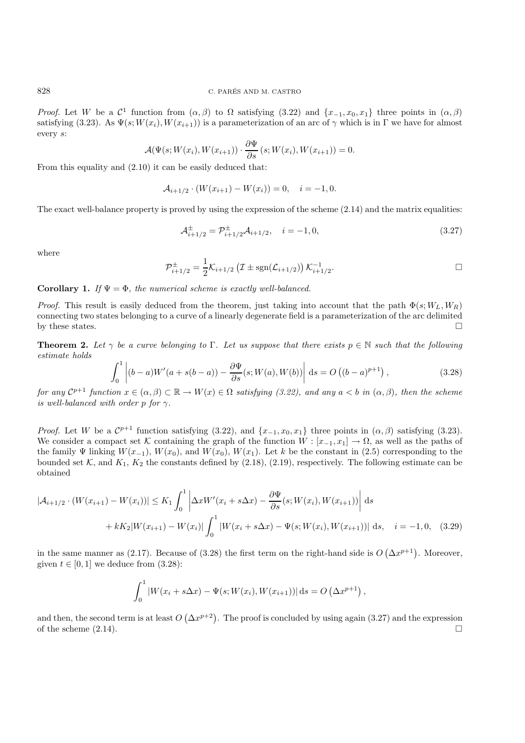*Proof.* Let $W$ be a $\mathcal{C}^1$ function from $(\alpha, \beta)$ to $\Omega$ satisfying (3.22) and $\{x_{-1}, x_0, x_1\}$ three points in $(\alpha, \beta)$ satisfying (3.23). As $\Psi(s; W(x_i), W(x_{i+1}))$ is a parameterization of an arc of $\gamma$ which is in $\Gamma$ we have for almost every $s$:

$$\mathcal{A}(\Psi(s; W(x_i), W(x_{i+1})) \cdot \frac{\partial \Psi}{\partial s}(s; W(x_i), W(x_{i+1})) = 0.$$

From this equality and (2.10) it can be easily deduced that:

$$\mathcal{A}_{i+1/2} \cdot (W(x_{i+1}) - W(x_i)) = 0, \quad i = -1, 0.$$

The exact well-balance property is proved by using the expression of the scheme (2.14) and the matrix equalities:

$$\mathcal{A}^{\pm}_{i+1/2} = \mathcal{P}^{\pm}_{i+1/2} \mathcal{A}_{i+1/2}, \quad i = -1, 0, \tag{3.27}$$

where

$$\mathcal{P}^{\pm}_{i+1/2} = \frac{1}{2} \mathcal{K}_{i+1/2} \left( \mathcal{I} \pm \operatorname{sgn}(\mathcal{L}_{i+1/2}) \right) \mathcal{K}^{-1}_{i+1/2}.$$

□

**Corollary 1.** *If $\Psi = \Phi$, the numerical scheme is exactly well-balanced.*

*Proof.* This result is easily deduced from the theorem, just taking into account that the path $\Phi(s; W_L, W_R)$ connecting two states belonging to a curve of a linearly degenerate field is a parameterization of the arc delimited by these states. □

**Theorem 2.** *Let $\gamma$ be a curve belonging to $\Gamma$. Let us suppose that there exists $p \in \mathbb{N}$ such that the following estimate holds*

$$\int_0^1 \left| (b-a) W'(a + s(b-a)) - \frac{\partial \Psi}{\partial s}(s; W(a), W(b)) \right| \, \mathrm{d}s = O\left((b-a)^{p+1}\right), \tag{3.28}$$

*for any $\mathcal{C}^{p+1}$ function $x \in (\alpha, \beta) \subset \mathbb{R} \to W(x) \in \Omega$ satisfying (3.22), and any $a < b$ in $(\alpha, \beta)$, then the scheme is well-balanced with order $p$ for $\gamma$.*

*Proof.* Let $W$ be a $\mathcal{C}^{p+1}$ function satisfying (3.22), and $\{x_{-1}, x_0, x_1\}$ three points in $(\alpha, \beta)$ satisfying (3.23). We consider a compact set $\mathcal{K}$ containing the graph of the function $W : [x_{-1}, x_1] \to \Omega$, as well as the paths of the family $\Psi$ linking $W(x_{-1})$, $W(x_0)$, and $W(x_0)$, $W(x_1)$. Let $k$ be the constant in (2.5) corresponding to the bounded set $\mathcal{K}$, and $K_1$, $K_2$ the constants defined by (2.18), (2.19), respectively. The following estimate can be obtained

$$\begin{aligned} |\mathcal{A}_{i+1/2} \cdot (W(x_{i+1}) - W(x_i))| \leq K_1 \int_0^1 \left| \Delta x W'(x_i + s\Delta x) - \frac{\partial \Psi}{\partial s}(s; W(x_i), W(x_{i+1})) \right| \, \mathrm{d}s \\ + k K_2 |W(x_{i+1}) - W(x_i)| \int_0^1 |W(x_i + s\Delta x) - \Psi(s; W(x_i), W(x_{i+1}))| \, \mathrm{d}s, \quad i = -1, 0, \end{aligned} \tag{3.29}$$

in the same manner as (2.17). Because of (3.28) the first term on the right-hand side is $O\left(\Delta x^{p+1}\right)$. Moreover, given $t \in [0, 1]$ we deduce from (3.28):

$$\int_0^1 |W(x_i + s\Delta x) - \Psi(s; W(x_i), W(x_{i+1}))| \, \mathrm{d}s = O\left(\Delta x^{p+1}\right),$$

and then, the second term is at least $O\left(\Delta x^{p+2}\right)$. The proof is concluded by using again (3.27) and the expression of the scheme (2.14). □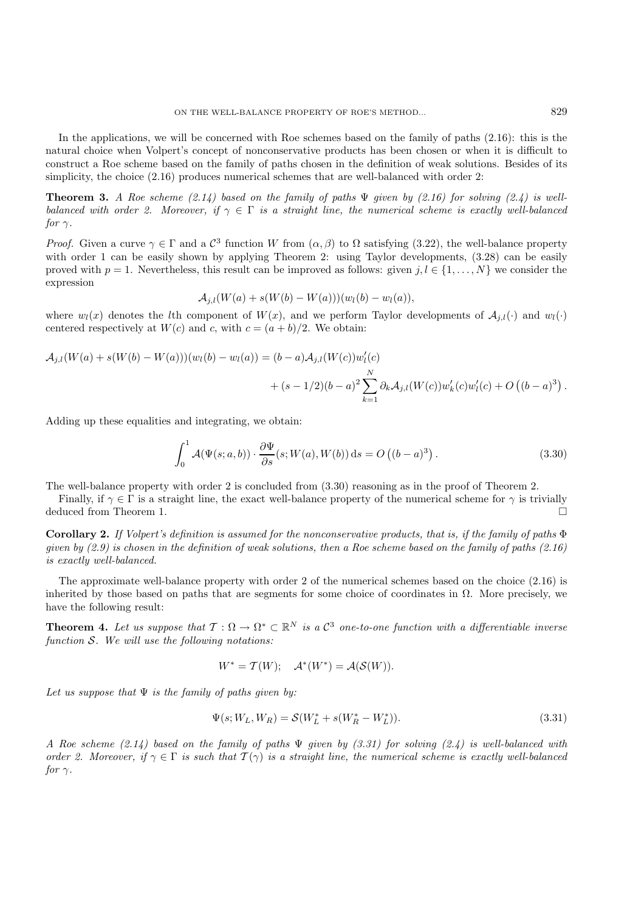In the applications, we will be concerned with Roe schemes based on the family of paths (2.16): this is the natural choice when Volpert's concept of nonconservative products has been chosen or when it is difficult to construct a Roe scheme based on the family of paths chosen in the definition of weak solutions. Besides of its simplicity, the choice (2.16) produces numerical schemes that are well-balanced with order 2:

**Theorem 3.** *A Roe scheme (2.14) based on the family of paths $\Psi$ given by (2.16) for solving (2.4) is well-balanced with order 2. Moreover, if $\gamma \in \Gamma$ is a straight line, the numerical scheme is exactly well-balanced for $\gamma$.*

*Proof.* Given a curve $\gamma \in \Gamma$ and a $\mathcal{C}^3$ function $W$ from $(\alpha, \beta)$ to $\Omega$ satisfying (3.22), the well-balance property with order 1 can be easily shown by applying Theorem 2: using Taylor developments, (3.28) can be easily proved with $p = 1$. Nevertheless, this result can be improved as follows: given $j, l \in \{1, \dots, N\}$ we consider the expression

$$\mathcal{A}_{j,l}(W(a) + s(W(b) - W(a)))(w_l(b) - w_l(a)),$$

where $w_l(x)$ denotes the $l$th component of $W(x)$, and we perform Taylor developments of $\mathcal{A}_{j,l}(\cdot)$ and $w_l(\cdot)$ centered respectively at $W(c)$ and $c$, with $c = (a + b)/2$. We obtain:

$$\mathcal{A}_{j,l}(W(a) + s(W(b) - W(a)))(w_l(b) - w_l(a)) = (b - a)\mathcal{A}_{j,l}(W(c))w_l'(c) + (s - 1/2)(b - a)^2 \sum_{k=1}^{N} \partial_k \mathcal{A}_{j,l}(W(c))w_k'(c)w_l'(c) + O\left((b - a)^3\right).$$

Adding up these equalities and integrating, we obtain:

$$\int_0^1 \mathcal{A}(\Psi(s; a, b)) \cdot \frac{\partial \Psi}{\partial s}(s; W(a), W(b))\, \mathrm{d}s = O\left((b - a)^3\right). \tag{3.30}$$

The well-balance property with order 2 is concluded from (3.30) reasoning as in the proof of Theorem 2.

Finally, if $\gamma \in \Gamma$ is a straight line, the exact well-balance property of the numerical scheme for $\gamma$ is trivially deduced from Theorem 1. $\square$

**Corollary 2.** *If Volpert's definition is assumed for the nonconservative products, that is, if the family of paths $\Phi$ given by (2.9) is chosen in the definition of weak solutions, then a Roe scheme based on the family of paths (2.16) is exactly well-balanced.*

The approximate well-balance property with order 2 of the numerical schemes based on the choice (2.16) is inherited by those based on paths that are segments for some choice of coordinates in $\Omega$. More precisely, we have the following result:

**Theorem 4.** *Let us suppose that $\mathcal{T} : \Omega \to \Omega^* \subset \mathbb{R}^N$ is a $\mathcal{C}^3$ one-to-one function with a differentiable inverse function $\mathcal{S}$. We will use the following notations:*

$$W^* = \mathcal{T}(W); \quad \mathcal{A}^*(W^*) = \mathcal{A}(\mathcal{S}(W)).$$

*Let us suppose that $\Psi$ is the family of paths given by:*

$$\Psi(s; W_L, W_R) = \mathcal{S}(W_L^* + s(W_R^* - W_L^*)). \tag{3.31}$$

*A Roe scheme (2.14) based on the family of paths $\Psi$ given by (3.31) for solving (2.4) is well-balanced with order 2. Moreover, if $\gamma \in \Gamma$ is such that $\mathcal{T}(\gamma)$ is a straight line, the numerical scheme is exactly well-balanced for $\gamma$.*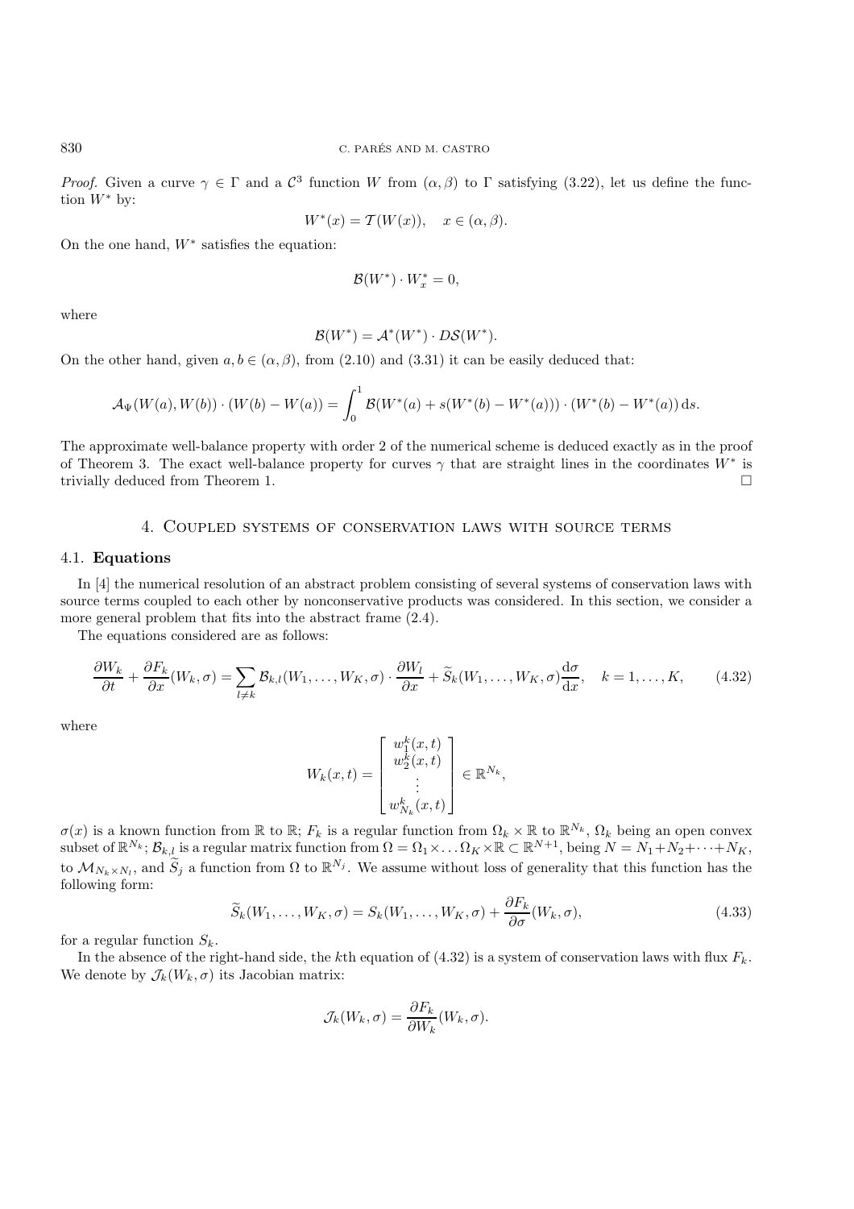*Proof.* Given a curve $\gamma \in \Gamma$ and a $\mathcal{C}^3$ function $W$ from $(\alpha, \beta)$ to $\Gamma$ satisfying (3.22), let us define the function $W^*$ by:

$$W^*(x) = \mathcal{T}(W(x)), \quad x \in (\alpha, \beta).$$

On the one hand, $W^*$ satisfies the equation:

$$\mathcal{B}(W^*) \cdot W^*_x = 0,$$

where

$$\mathcal{B}(W^*) = \mathcal{A}^*(W^*) \cdot D\mathcal{S}(W^*).$$

On the other hand, given $a, b \in (\alpha, \beta)$, from (2.10) and (3.31) it can be easily deduced that:

$$\mathcal{A}_\Psi(W(a), W(b)) \cdot (W(b) - W(a)) = \int_0^1 \mathcal{B}(W^*(a) + s(W^*(b) - W^*(a))) \cdot (W^*(b) - W^*(a))\, \mathrm{d}s.$$

The approximate well-balance property with order 2 of the numerical scheme is deduced exactly as in the proof of Theorem 3. The exact well-balance property for curves $\gamma$ that are straight lines in the coordinates $W^*$ is trivially deduced from Theorem 1. $\square$

## 4. Coupled systems of conservation laws with source terms

### 4.1. Equations

In [4] the numerical resolution of an abstract problem consisting of several systems of conservation laws with source terms coupled to each other by nonconservative products was considered. In this section, we consider a more general problem that fits into the abstract frame (2.4).

The equations considered are as follows:

$$\frac{\partial W_k}{\partial t} + \frac{\partial F_k}{\partial x}(W_k, \sigma) = \sum_{l \neq k} \mathcal{B}_{k,l}(W_1, \ldots, W_K, \sigma) \cdot \frac{\partial W_l}{\partial x} + \widetilde{S}_k(W_1, \ldots, W_K, \sigma)\frac{\mathrm{d}\sigma}{\mathrm{d}x}, \quad k = 1, \ldots, K, \tag{4.32}$$

where

$$W_k(x,t) = \begin{bmatrix} w_1^k(x,t) \\ w_2^k(x,t) \\ \vdots \\ w_{N_k}^k(x,t) \end{bmatrix} \in \mathbb{R}^{N_k},$$

$\sigma(x)$ is a known function from $\mathbb{R}$ to $\mathbb{R}$; $F_k$ is a regular function from $\Omega_k \times \mathbb{R}$ to $\mathbb{R}^{N_k}$, $\Omega_k$ being an open convex subset of $\mathbb{R}^{N_k}$; $\mathcal{B}_{k,l}$ is a regular matrix function from $\Omega = \Omega_1 \times \ldots \Omega_K \times \mathbb{R} \subset \mathbb{R}^{N+1}$, being $N = N_1 + N_2 + \cdots + N_K$, to $\mathcal{M}_{N_k \times N_l}$, and $\widetilde{S}_j$ a function from $\Omega$ to $\mathbb{R}^{N_j}$. We assume without loss of generality that this function has the following form:

$$\widetilde{S}_k(W_1, \ldots, W_K, \sigma) = S_k(W_1, \ldots, W_K, \sigma) + \frac{\partial F_k}{\partial \sigma}(W_k, \sigma), \tag{4.33}$$

for a regular function $S_k$.

In the absence of the right-hand side, the $k$th equation of (4.32) is a system of conservation laws with flux $F_k$. We denote by $\mathcal{J}_k(W_k, \sigma)$ its Jacobian matrix:

$$\mathcal{J}_k(W_k, \sigma) = \frac{\partial F_k}{\partial W_k}(W_k, \sigma).$$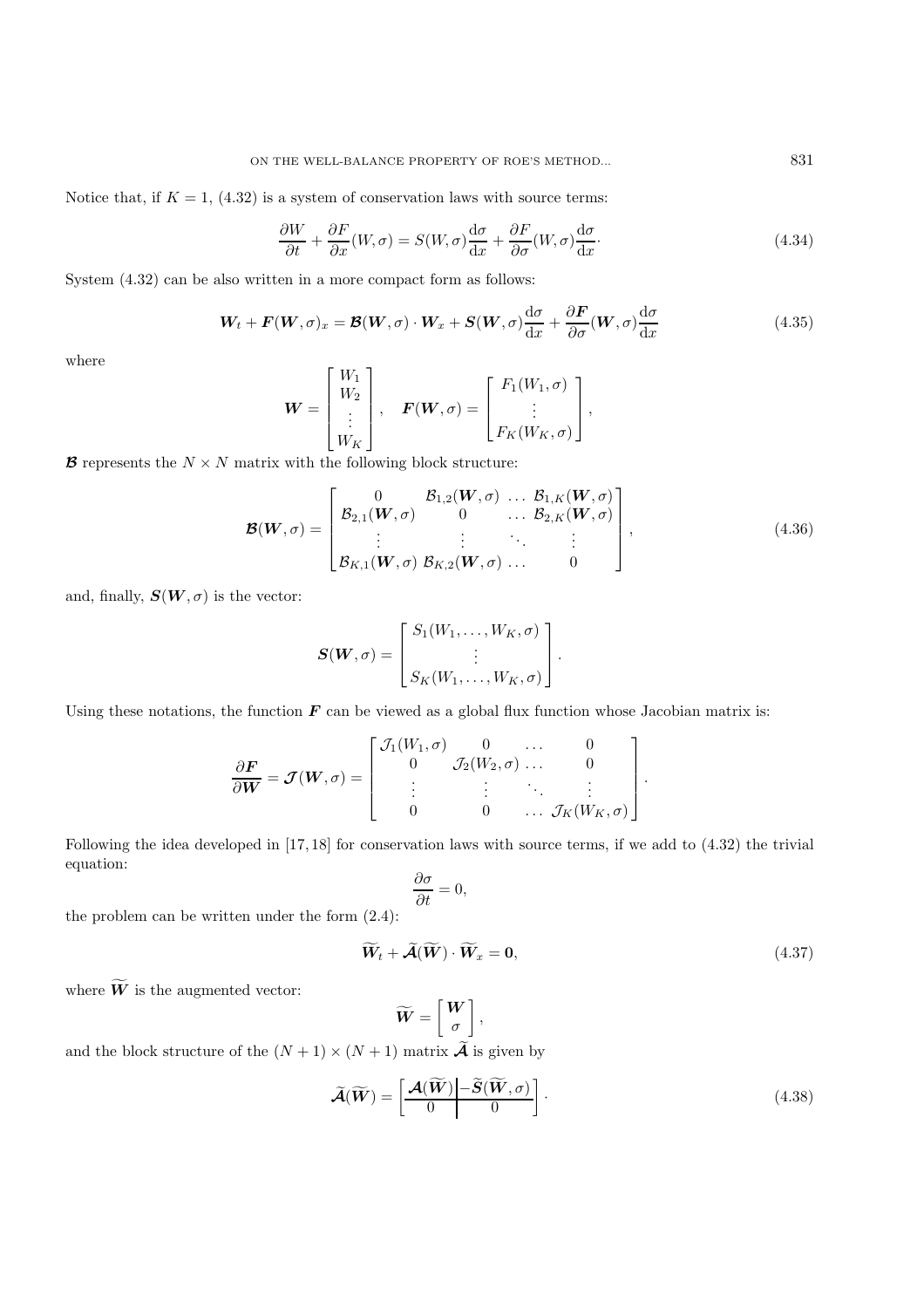Notice that, if $K = 1$, (4.32) is a system of conservation laws with source terms:

$$\frac{\partial W}{\partial t} + \frac{\partial F}{\partial x}(W, \sigma) = S(W, \sigma)\frac{\mathrm{d}\sigma}{\mathrm{d}x} + \frac{\partial F}{\partial \sigma}(W, \sigma)\frac{\mathrm{d}\sigma}{\mathrm{d}x}\cdot \tag{4.34}$$

System (4.32) can be also written in a more compact form as follows:

$$\boldsymbol{W}_t + \boldsymbol{F}(\boldsymbol{W}, \sigma)_x = \boldsymbol{\mathcal{B}}(\boldsymbol{W}, \sigma) \cdot \boldsymbol{W}_x + \boldsymbol{S}(\boldsymbol{W}, \sigma)\frac{\mathrm{d}\sigma}{\mathrm{d}x} + \frac{\partial \boldsymbol{F}}{\partial \sigma}(\boldsymbol{W}, \sigma)\frac{\mathrm{d}\sigma}{\mathrm{d}x} \tag{4.35}$$

where

$$\boldsymbol{W} = \begin{bmatrix} W_1 \\ W_2 \\ \vdots \\ W_K \end{bmatrix}, \quad \boldsymbol{F}(\boldsymbol{W}, \sigma) = \begin{bmatrix} F_1(W_1, \sigma) \\ \vdots \\ F_K(W_K, \sigma) \end{bmatrix},$$

$\boldsymbol{\mathcal{B}}$ represents the $N \times N$ matrix with the following block structure:

$$\boldsymbol{\mathcal{B}}(\boldsymbol{W}, \sigma) = \begin{bmatrix} 0 & \mathcal{B}_{1,2}(\boldsymbol{W}, \sigma) & \dots & \mathcal{B}_{1,K}(\boldsymbol{W}, \sigma) \\ \mathcal{B}_{2,1}(\boldsymbol{W}, \sigma) & 0 & \dots & \mathcal{B}_{2,K}(\boldsymbol{W}, \sigma) \\ \vdots & \vdots & \ddots & \vdots \\ \mathcal{B}_{K,1}(\boldsymbol{W}, \sigma) & \mathcal{B}_{K,2}(\boldsymbol{W}, \sigma) & \dots & 0 \end{bmatrix}, \tag{4.36}$$

and, finally, $\boldsymbol{S}(\boldsymbol{W}, \sigma)$ is the vector:

$$\boldsymbol{S}(\boldsymbol{W}, \sigma) = \begin{bmatrix} S_1(W_1, \dots, W_K, \sigma) \\ \vdots \\ S_K(W_1, \dots, W_K, \sigma) \end{bmatrix}.$$

Using these notations, the function $\boldsymbol{F}$ can be viewed as a global flux function whose Jacobian matrix is:

$$\frac{\partial \boldsymbol{F}}{\partial \boldsymbol{W}} = \boldsymbol{\mathcal{J}}(\boldsymbol{W}, \sigma) = \begin{bmatrix} \mathcal{J}_1(W_1, \sigma) & 0 & \dots & 0 \\ 0 & \mathcal{J}_2(W_2, \sigma) & \dots & 0 \\ \vdots & \vdots & \ddots & \vdots \\ 0 & 0 & \dots & \mathcal{J}_K(W_K, \sigma) \end{bmatrix}.$$

Following the idea developed in [17, 18] for conservation laws with source terms, if we add to (4.32) the trivial equation:

$$\frac{\partial \sigma}{\partial t} = 0,$$

the problem can be written under the form (2.4):

$$\widetilde{\boldsymbol{W}}_t + \widetilde{\boldsymbol{\mathcal{A}}}(\widetilde{\boldsymbol{W}}) \cdot \widetilde{\boldsymbol{W}}_x = \boldsymbol{0}, \tag{4.37}$$

where $\widetilde{\boldsymbol{W}}$ is the augmented vector:

$$\widetilde{\boldsymbol{W}} = \begin{bmatrix} \boldsymbol{W} \\ \sigma \end{bmatrix},$$

and the block structure of the $(N+1) \times (N+1)$ matrix $\widetilde{\boldsymbol{\mathcal{A}}}$ is given by

$$\widetilde{\boldsymbol{\mathcal{A}}}(\widetilde{\boldsymbol{W}}) = \left[\begin{array}{c|c} \boldsymbol{\mathcal{A}}(\widetilde{\boldsymbol{W}}) & -\widetilde{\boldsymbol{S}}(\widetilde{\boldsymbol{W}}, \sigma) \\ \hline 0 & 0 \end{array}\right]. \tag{4.38}$$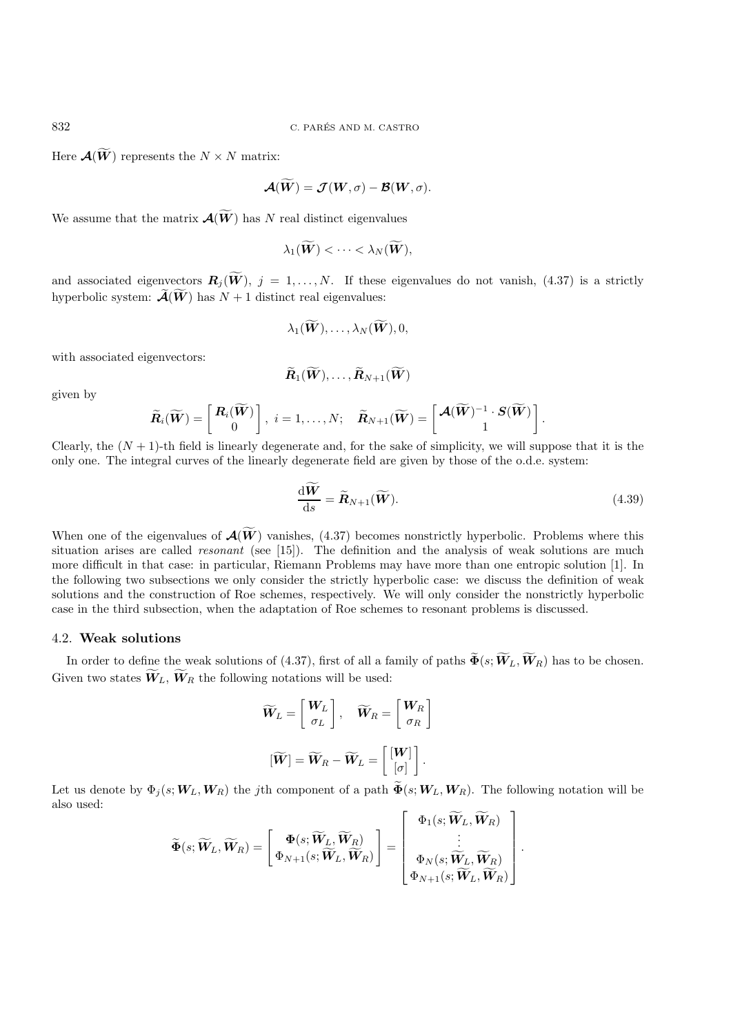Here $\boldsymbol{\mathcal{A}}(\widetilde{\boldsymbol{W}})$ represents the $N \times N$ matrix:

$$\boldsymbol{\mathcal{A}}(\widetilde{\boldsymbol{W}}) = \boldsymbol{\mathcal{J}}(\boldsymbol{W}, \sigma) - \boldsymbol{\mathcal{B}}(\boldsymbol{W}, \sigma).$$

We assume that the matrix $\boldsymbol{\mathcal{A}}(\widetilde{\boldsymbol{W}})$ has $N$ real distinct eigenvalues

$$\lambda_1(\widetilde{\boldsymbol{W}}) < \cdots < \lambda_N(\widetilde{\boldsymbol{W}}),$$

and associated eigenvectors $\boldsymbol{R}_j(\widetilde{\boldsymbol{W}})$, $j = 1, \ldots, N$. If these eigenvalues do not vanish, (4.37) is a strictly hyperbolic system: $\widetilde{\boldsymbol{\mathcal{A}}}(\widetilde{\boldsymbol{W}})$ has $N+1$ distinct real eigenvalues:

$$\lambda_1(\widetilde{\boldsymbol{W}}), \ldots, \lambda_N(\widetilde{\boldsymbol{W}}), 0,$$

with associated eigenvectors:

$$\widetilde{\boldsymbol{R}}_1(\widetilde{\boldsymbol{W}}), \ldots, \widetilde{\boldsymbol{R}}_{N+1}(\widetilde{\boldsymbol{W}})$$

given by

$$\widetilde{\boldsymbol{R}}_i(\widetilde{\boldsymbol{W}}) = \begin{bmatrix} \boldsymbol{R}_i(\widetilde{\boldsymbol{W}}) \\ 0 \end{bmatrix}, \; i = 1, \ldots, N; \quad \widetilde{\boldsymbol{R}}_{N+1}(\widetilde{\boldsymbol{W}}) = \begin{bmatrix} \boldsymbol{\mathcal{A}}(\widetilde{\boldsymbol{W}})^{-1} \cdot \boldsymbol{S}(\widetilde{\boldsymbol{W}}) \\ 1 \end{bmatrix}.$$

Clearly, the $(N+1)$-th field is linearly degenerate and, for the sake of simplicity, we will suppose that it is the only one. The integral curves of the linearly degenerate field are given by those of the o.d.e. system:

$$\frac{\mathrm{d}\widetilde{\boldsymbol{W}}}{\mathrm{d}s} = \widetilde{\boldsymbol{R}}_{N+1}(\widetilde{\boldsymbol{W}}). \tag{4.39}$$

When one of the eigenvalues of $\boldsymbol{\mathcal{A}}(\widetilde{\boldsymbol{W}})$ vanishes, (4.37) becomes nonstrictly hyperbolic. Problems where this situation arises are called *resonant* (see [15]). The definition and the analysis of weak solutions are much more difficult in that case: in particular, Riemann Problems may have more than one entropic solution [1]. In the following two subsections we only consider the strictly hyperbolic case: we discuss the definition of weak solutions and the construction of Roe schemes, respectively. We will only consider the nonstrictly hyperbolic case in the third subsection, when the adaptation of Roe schemes to resonant problems is discussed.

## 4.2. **Weak solutions**

In order to define the weak solutions of (4.37), first of all a family of paths $\widetilde{\boldsymbol{\Phi}}(s; \widetilde{\boldsymbol{W}}_L, \widetilde{\boldsymbol{W}}_R)$ has to be chosen. Given two states $\widetilde{\boldsymbol{W}}_L$, $\widetilde{\boldsymbol{W}}_R$ the following notations will be used:

$$\widetilde{\boldsymbol{W}}_L = \begin{bmatrix} \boldsymbol{W}_L \\ \sigma_L \end{bmatrix}, \quad \widetilde{\boldsymbol{W}}_R = \begin{bmatrix} \boldsymbol{W}_R \\ \sigma_R \end{bmatrix}$$

$$[\widetilde{\boldsymbol{W}}] = \widetilde{\boldsymbol{W}}_R - \widetilde{\boldsymbol{W}}_L = \begin{bmatrix} [\boldsymbol{W}] \\ [\sigma] \end{bmatrix}.$$

Let us denote by $\Phi_j(s; \boldsymbol{W}_L, \boldsymbol{W}_R)$ the $j$th component of a path $\widetilde{\boldsymbol{\Phi}}(s; \boldsymbol{W}_L, \boldsymbol{W}_R)$. The following notation will be also used:

$$\widetilde{\boldsymbol{\Phi}}(s; \widetilde{\boldsymbol{W}}_L, \widetilde{\boldsymbol{W}}_R) = \begin{bmatrix} \boldsymbol{\Phi}(s; \widetilde{\boldsymbol{W}}_L, \widetilde{\boldsymbol{W}}_R) \\ \Phi_{N+1}(s; \widetilde{\boldsymbol{W}}_L, \widetilde{\boldsymbol{W}}_R) \end{bmatrix} = \begin{bmatrix} \Phi_1(s; \widetilde{\boldsymbol{W}}_L, \widetilde{\boldsymbol{W}}_R) \\ \vdots \\ \Phi_N(s; \widetilde{\boldsymbol{W}}_L, \widetilde{\boldsymbol{W}}_R) \\ \Phi_{N+1}(s; \widetilde{\boldsymbol{W}}_L, \widetilde{\boldsymbol{W}}_R) \end{bmatrix}.$$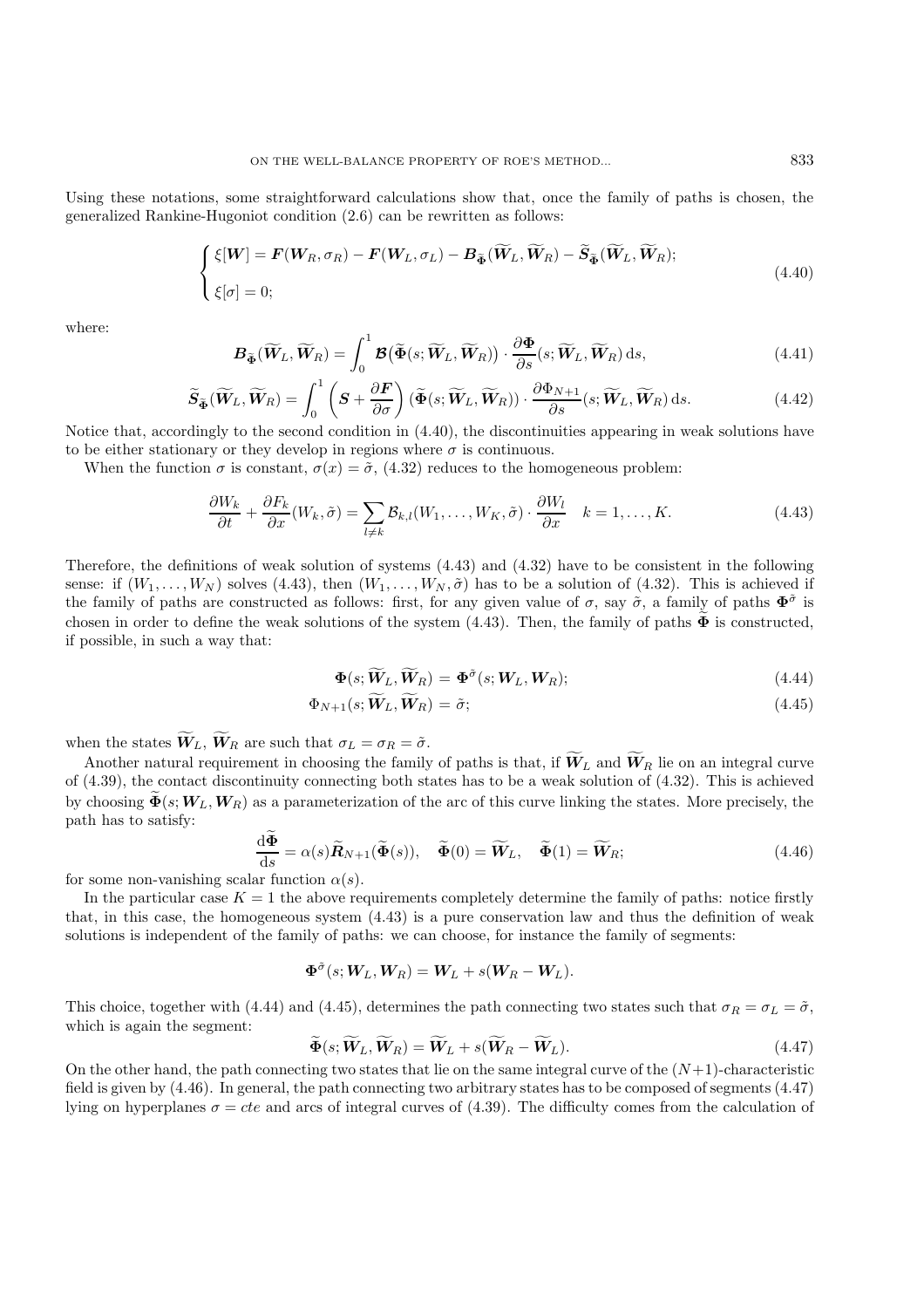Using these notations, some straightforward calculations show that, once the family of paths is chosen, the generalized Rankine-Hugoniot condition (2.6) can be rewritten as follows:

$$
\begin{cases}
\xi[\boldsymbol{W}] = \boldsymbol{F}(\boldsymbol{W}_R, \sigma_R) - \boldsymbol{F}(\boldsymbol{W}_L, \sigma_L) - \boldsymbol{B}_{\widetilde{\boldsymbol{\Phi}}}(\widetilde{\boldsymbol{W}}_L, \widetilde{\boldsymbol{W}}_R) - \widetilde{\boldsymbol{S}}_{\widetilde{\boldsymbol{\Phi}}}(\widetilde{\boldsymbol{W}}_L, \widetilde{\boldsymbol{W}}_R); \\
\xi[\sigma] = 0;
\end{cases}
\tag{4.40}
$$

where:

$$
\boldsymbol{B}_{\widetilde{\boldsymbol{\Phi}}}(\widetilde{\boldsymbol{W}}_L, \widetilde{\boldsymbol{W}}_R) = \int_0^1 \boldsymbol{\mathcal{B}}\big(\widetilde{\boldsymbol{\Phi}}(s; \widetilde{\boldsymbol{W}}_L, \widetilde{\boldsymbol{W}}_R)\big) \cdot \frac{\partial \boldsymbol{\Phi}}{\partial s}(s; \widetilde{\boldsymbol{W}}_L, \widetilde{\boldsymbol{W}}_R) \, \mathrm{d}s, \tag{4.41}
$$

$$
\widetilde{\boldsymbol{S}}_{\widetilde{\boldsymbol{\Phi}}}(\widetilde{\boldsymbol{W}}_L, \widetilde{\boldsymbol{W}}_R) = \int_0^1 \left( \boldsymbol{S} + \frac{\partial \boldsymbol{F}}{\partial \sigma} \right) (\widetilde{\boldsymbol{\Phi}}(s; \widetilde{\boldsymbol{W}}_L, \widetilde{\boldsymbol{W}}_R)) \cdot \frac{\partial \Phi_{N+1}}{\partial s}(s; \widetilde{\boldsymbol{W}}_L, \widetilde{\boldsymbol{W}}_R) \, \mathrm{d}s. \tag{4.42}
$$

Notice that, accordingly to the second condition in (4.40), the discontinuities appearing in weak solutions have to be either stationary or they develop in regions where $\sigma$ is continuous.

When the function $\sigma$ is constant, $\sigma(x) = \tilde{\sigma}$, (4.32) reduces to the homogeneous problem:

$$
\frac{\partial W_k}{\partial t} + \frac{\partial F_k}{\partial x}(W_k, \tilde{\sigma}) = \sum_{l \neq k} \mathcal{B}_{k,l}(W_1, \ldots, W_K, \tilde{\sigma}) \cdot \frac{\partial W_l}{\partial x} \quad k = 1, \ldots, K. \tag{4.43}
$$

Therefore, the definitions of weak solution of systems (4.43) and (4.32) have to be consistent in the following sense: if $(W_1, \ldots, W_N)$ solves (4.43), then $(W_1, \ldots, W_N, \tilde{\sigma})$ has to be a solution of (4.32). This is achieved if the family of paths are constructed as follows: first, for any given value of $\sigma$, say $\tilde{\sigma}$, a family of paths $\boldsymbol{\Phi}^{\tilde{\sigma}}$ is chosen in order to define the weak solutions of the system (4.43). Then, the family of paths $\widetilde{\boldsymbol{\Phi}}$ is constructed, if possible, in such a way that:

$$
\boldsymbol{\Phi}(s; \widetilde{\boldsymbol{W}}_L, \widetilde{\boldsymbol{W}}_R) = \boldsymbol{\Phi}^{\tilde{\sigma}}(s; \boldsymbol{W}_L, \boldsymbol{W}_R); \tag{4.44}
$$

$$
\Phi_{N+1}(s; \widetilde{\boldsymbol{W}}_L, \widetilde{\boldsymbol{W}}_R) = \tilde{\sigma}; \tag{4.45}
$$

when the states $\widetilde{\boldsymbol{W}}_L$, $\widetilde{\boldsymbol{W}}_R$ are such that $\sigma_L = \sigma_R = \tilde{\sigma}$.

Another natural requirement in choosing the family of paths is that, if $\widetilde{\boldsymbol{W}}_L$ and $\widetilde{\boldsymbol{W}}_R$ lie on an integral curve of (4.39), the contact discontinuity connecting both states has to be a weak solution of (4.32). This is achieved by choosing $\widetilde{\boldsymbol{\Phi}}(s; \boldsymbol{W}_L, \boldsymbol{W}_R)$ as a parameterization of the arc of this curve linking the states. More precisely, the path has to satisfy:

$$
\frac{\mathrm{d}\widetilde{\boldsymbol{\Phi}}}{\mathrm{d}s} = \alpha(s) \widetilde{\boldsymbol{R}}_{N+1}(\widetilde{\boldsymbol{\Phi}}(s)), \quad \widetilde{\boldsymbol{\Phi}}(0) = \widetilde{\boldsymbol{W}}_L, \quad \widetilde{\boldsymbol{\Phi}}(1) = \widetilde{\boldsymbol{W}}_R; \tag{4.46}
$$

for some non-vanishing scalar function $\alpha(s)$.

In the particular case $K = 1$ the above requirements completely determine the family of paths: notice firstly that, in this case, the homogeneous system (4.43) is a pure conservation law and thus the definition of weak solutions is independent of the family of paths: we can choose, for instance the family of segments:

$$
\boldsymbol{\Phi}^{\tilde{\sigma}}(s; \boldsymbol{W}_L, \boldsymbol{W}_R) = \boldsymbol{W}_L + s(\boldsymbol{W}_R - \boldsymbol{W}_L).
$$

This choice, together with (4.44) and (4.45), determines the path connecting two states such that $\sigma_R = \sigma_L = \tilde{\sigma}$, which is again the segment:

$$
\widetilde{\boldsymbol{\Phi}}(s; \widetilde{\boldsymbol{W}}_L, \widetilde{\boldsymbol{W}}_R) = \widetilde{\boldsymbol{W}}_L + s(\widetilde{\boldsymbol{W}}_R - \widetilde{\boldsymbol{W}}_L). \tag{4.47}
$$

On the other hand, the path connecting two states that lie on the same integral curve of the $(N+1)$-characteristic field is given by (4.46). In general, the path connecting two arbitrary states has to be composed of segments (4.47) lying on hyperplanes $\sigma = cte$ and arcs of integral curves of (4.39). The difficulty comes from the calculation of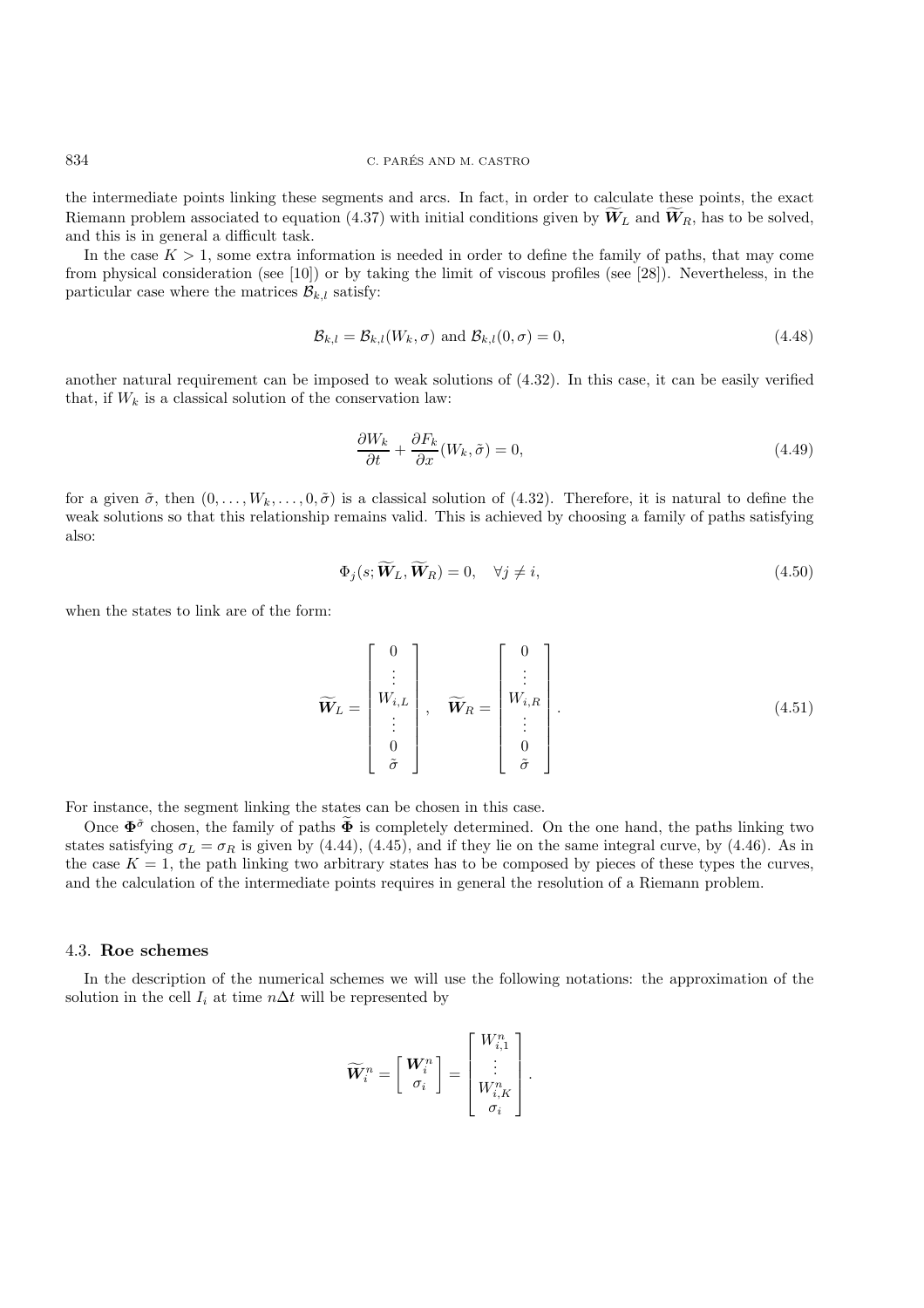the intermediate points linking these segments and arcs. In fact, in order to calculate these points, the exact Riemann problem associated to equation (4.37) with initial conditions given by $\widetilde{\boldsymbol{W}}_L$ and $\widetilde{\boldsymbol{W}}_R$, has to be solved, and this is in general a difficult task.

In the case $K > 1$, some extra information is needed in order to define the family of paths, that may come from physical consideration (see [10]) or by taking the limit of viscous profiles (see [28]). Nevertheless, in the particular case where the matrices $\mathcal{B}_{k,l}$ satisfy:

$$\mathcal{B}_{k,l} = \mathcal{B}_{k,l}(W_k, \sigma) \text{ and } \mathcal{B}_{k,l}(0, \sigma) = 0, \tag{4.48}$$

another natural requirement can be imposed to weak solutions of (4.32). In this case, it can be easily verified that, if $W_k$ is a classical solution of the conservation law:

$$\frac{\partial W_k}{\partial t} + \frac{\partial F_k}{\partial x}(W_k, \tilde{\sigma}) = 0, \tag{4.49}$$

for a given $\tilde{\sigma}$, then $(0, \dots, W_k, \dots, 0, \tilde{\sigma})$ is a classical solution of (4.32). Therefore, it is natural to define the weak solutions so that this relationship remains valid. This is achieved by choosing a family of paths satisfying also:

$$\Phi_j(s; \widetilde{\boldsymbol{W}}_L, \widetilde{\boldsymbol{W}}_R) = 0, \quad \forall j \neq i, \tag{4.50}$$

when the states to link are of the form:

$$\widetilde{\boldsymbol{W}}_L = \begin{bmatrix} 0 \\ \vdots \\ W_{i,L} \\ \vdots \\ 0 \\ \tilde{\sigma} \end{bmatrix}, \quad \widetilde{\boldsymbol{W}}_R = \begin{bmatrix} 0 \\ \vdots \\ W_{i,R} \\ \vdots \\ 0 \\ \tilde{\sigma} \end{bmatrix}. \tag{4.51}$$

For instance, the segment linking the states can be chosen in this case.

Once $\boldsymbol{\Phi}^{\tilde{\sigma}}$ chosen, the family of paths $\widetilde{\boldsymbol{\Phi}}$ is completely determined. On the one hand, the paths linking two states satisfying $\sigma_L = \sigma_R$ is given by (4.44), (4.45), and if they lie on the same integral curve, by (4.46). As in the case $K = 1$, the path linking two arbitrary states has to be composed by pieces of these types the curves, and the calculation of the intermediate points requires in general the resolution of a Riemann problem.

### 4.3. **Roe schemes**

In the description of the numerical schemes we will use the following notations: the approximation of the solution in the cell $I_i$ at time $n\Delta t$ will be represented by

$$\widetilde{\boldsymbol{W}}_i^n = \begin{bmatrix} \boldsymbol{W}_i^n \\ \sigma_i \end{bmatrix} = \begin{bmatrix} W_{i,1}^n \\ \vdots \\ W_{i,K}^n \\ \sigma_i \end{bmatrix}.$$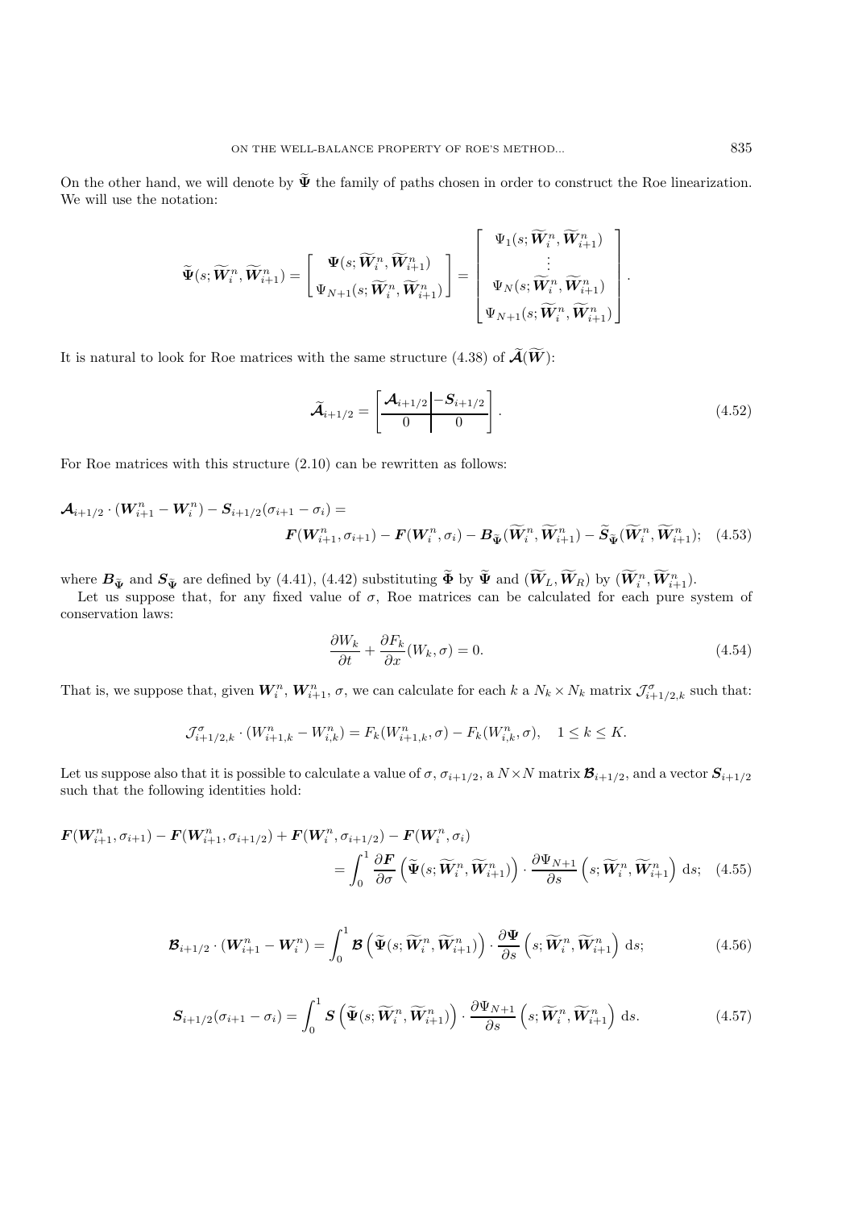On the other hand, we will denote by $\widetilde{\boldsymbol{\Psi}}$ the family of paths chosen in order to construct the Roe linearization. We will use the notation:

$$\widetilde{\boldsymbol{\Psi}}(s;\widetilde{\boldsymbol{W}}_i^n,\widetilde{\boldsymbol{W}}_{i+1}^n) = \left[\begin{array}{c} \boldsymbol{\Psi}(s;\widetilde{\boldsymbol{W}}_i^n,\widetilde{\boldsymbol{W}}_{i+1}^n) \\ \Psi_{N+1}(s;\widetilde{\boldsymbol{W}}_i^n,\widetilde{\boldsymbol{W}}_{i+1}^n) \end{array}\right] = \left[\begin{array}{c} \Psi_1(s;\widetilde{\boldsymbol{W}}_i^n,\widetilde{\boldsymbol{W}}_{i+1}^n) \\ \vdots \\ \Psi_N(s;\widetilde{\boldsymbol{W}}_i^n,\widetilde{\boldsymbol{W}}_{i+1}^n) \\ \Psi_{N+1}(s;\widetilde{\boldsymbol{W}}_i^n,\widetilde{\boldsymbol{W}}_{i+1}^n) \end{array}\right].$$

It is natural to look for Roe matrices with the same structure (4.38) of $\widetilde{\boldsymbol{\mathcal{A}}}(\widetilde{\boldsymbol{W}})$:

$$\widetilde{\boldsymbol{\mathcal{A}}}_{i+1/2} = \left[\begin{array}{c|c} \boldsymbol{\mathcal{A}}_{i+1/2} & -\boldsymbol{S}_{i+1/2} \\ \hline 0 & 0 \end{array}\right]. \tag{4.52}$$

For Roe matrices with this structure (2.10) can be rewritten as follows:

$$\boldsymbol{\mathcal{A}}_{i+1/2}\cdot(\boldsymbol{W}_{i+1}^n-\boldsymbol{W}_i^n) - \boldsymbol{S}_{i+1/2}(\sigma_{i+1}-\sigma_i) = \boldsymbol{F}(\boldsymbol{W}_{i+1}^n,\sigma_{i+1}) - \boldsymbol{F}(\boldsymbol{W}_i^n,\sigma_i) - \boldsymbol{B}_{\widetilde{\boldsymbol{\Psi}}}(\widetilde{\boldsymbol{W}}_i^n,\widetilde{\boldsymbol{W}}_{i+1}^n) - \widetilde{\boldsymbol{S}}_{\widetilde{\boldsymbol{\Psi}}}(\widetilde{\boldsymbol{W}}_i^n,\widetilde{\boldsymbol{W}}_{i+1}^n); \tag{4.53}$$

where $\boldsymbol{B}_{\widetilde{\boldsymbol{\Psi}}}$ and $\boldsymbol{S}_{\widetilde{\boldsymbol{\Psi}}}$ are defined by (4.41), (4.42) substituting $\widetilde{\boldsymbol{\Phi}}$ by $\widetilde{\boldsymbol{\Psi}}$ and $(\widetilde{\boldsymbol{W}}_L,\widetilde{\boldsymbol{W}}_R)$ by $(\widetilde{\boldsymbol{W}}_i^n,\widetilde{\boldsymbol{W}}_{i+1}^n)$.

Let us suppose that, for any fixed value of $\sigma$, Roe matrices can be calculated for each pure system of conservation laws:

$$\frac{\partial W_k}{\partial t} + \frac{\partial F_k}{\partial x}(W_k,\sigma) = 0. \tag{4.54}$$

That is, we suppose that, given $\boldsymbol{W}_i^n$, $\boldsymbol{W}_{i+1}^n$, $\sigma$, we can calculate for each $k$ a $N_k\times N_k$ matrix $\mathcal{J}_{i+1/2,k}^{\sigma}$ such that:

$$\mathcal{J}_{i+1/2,k}^{\sigma}\cdot(W_{i+1,k}^n - W_{i,k}^n) = F_k(W_{i+1,k}^n,\sigma) - F_k(W_{i,k}^n,\sigma), \quad 1\le k\le K.$$

Let us suppose also that it is possible to calculate a value of $\sigma$, $\sigma_{i+1/2}$, a $N\times N$ matrix $\boldsymbol{\mathcal{B}}_{i+1/2}$, and a vector $\boldsymbol{S}_{i+1/2}$ such that the following identities hold:

$$\boldsymbol{F}(\boldsymbol{W}_{i+1}^n,\sigma_{i+1}) - \boldsymbol{F}(\boldsymbol{W}_{i+1}^n,\sigma_{i+1/2}) + \boldsymbol{F}(\boldsymbol{W}_i^n,\sigma_{i+1/2}) - \boldsymbol{F}(\boldsymbol{W}_i^n,\sigma_i) = \int_0^1 \frac{\partial \boldsymbol{F}}{\partial\sigma}\left(\widetilde{\boldsymbol{\Psi}}(s;\widetilde{\boldsymbol{W}}_i^n,\widetilde{\boldsymbol{W}}_{i+1}^n)\right)\cdot\frac{\partial\Psi_{N+1}}{\partial s}\left(s;\widetilde{\boldsymbol{W}}_i^n,\widetilde{\boldsymbol{W}}_{i+1}^n\right)\,\mathrm{d}s; \tag{4.55}$$

$$\boldsymbol{\mathcal{B}}_{i+1/2}\cdot(\boldsymbol{W}_{i+1}^n-\boldsymbol{W}_i^n) = \int_0^1 \boldsymbol{\mathcal{B}}\left(\widetilde{\boldsymbol{\Psi}}(s;\widetilde{\boldsymbol{W}}_i^n,\widetilde{\boldsymbol{W}}_{i+1}^n)\right)\cdot\frac{\partial\boldsymbol{\Psi}}{\partial s}\left(s;\widetilde{\boldsymbol{W}}_i^n,\widetilde{\boldsymbol{W}}_{i+1}^n\right)\,\mathrm{d}s; \tag{4.56}$$

$$\boldsymbol{S}_{i+1/2}(\sigma_{i+1}-\sigma_i) = \int_0^1 \boldsymbol{S}\left(\widetilde{\boldsymbol{\Psi}}(s;\widetilde{\boldsymbol{W}}_i^n,\widetilde{\boldsymbol{W}}_{i+1}^n)\right)\cdot\frac{\partial\Psi_{N+1}}{\partial s}\left(s;\widetilde{\boldsymbol{W}}_i^n,\widetilde{\boldsymbol{W}}_{i+1}^n\right)\,\mathrm{d}s. \tag{4.57}$$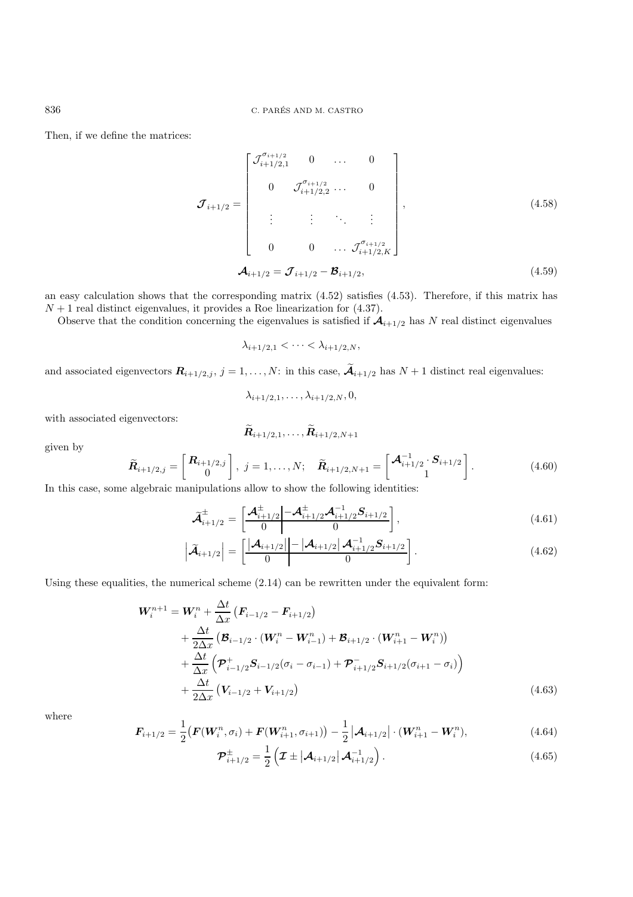Then, if we define the matrices:

$$
\boldsymbol{\mathcal{J}}_{i+1/2} = \begin{bmatrix} \mathcal{J}_{i+1/2,1}^{\sigma_{i+1/2}} & 0 & \dots & 0 \\ 0 & \mathcal{J}_{i+1/2,2}^{\sigma_{i+1/2}} & \dots & 0 \\ \vdots & \vdots & \ddots & \vdots \\ 0 & 0 & \dots & \mathcal{J}_{i+1/2,K}^{\sigma_{i+1/2}} \end{bmatrix}, \tag{4.58}
$$

$$
\boldsymbol{\mathcal{A}}_{i+1/2} = \boldsymbol{\mathcal{J}}_{i+1/2} - \boldsymbol{\mathcal{B}}_{i+1/2}, \tag{4.59}
$$

an easy calculation shows that the corresponding matrix (4.52) satisfies (4.53). Therefore, if this matrix has $N+1$ real distinct eigenvalues, it provides a Roe linearization for (4.37).

Observe that the condition concerning the eigenvalues is satisfied if $\boldsymbol{\mathcal{A}}_{i+1/2}$ has $N$ real distinct eigenvalues

$$
\lambda_{i+1/2,1} < \dots < \lambda_{i+1/2,N},
$$

and associated eigenvectors $\boldsymbol{R}_{i+1/2,j}$, $j = 1, \dots, N$: in this case, $\widetilde{\boldsymbol{\mathcal{A}}}_{i+1/2}$ has $N+1$ distinct real eigenvalues:

$$
\lambda_{i+1/2,1}, \dots, \lambda_{i+1/2,N}, 0,
$$

with associated eigenvectors:

$$
\widetilde{\boldsymbol{R}}_{i+1/2,1}, \dots, \widetilde{\boldsymbol{R}}_{i+1/2,N+1}
$$

given by

$$
\widetilde{\boldsymbol{R}}_{i+1/2,j} = \begin{bmatrix} \boldsymbol{R}_{i+1/2,j} \\ 0 \end{bmatrix}, \; j = 1, \dots, N; \quad \widetilde{\boldsymbol{R}}_{i+1/2,N+1} = \begin{bmatrix} \boldsymbol{\mathcal{A}}_{i+1/2}^{-1} \cdot \boldsymbol{S}_{i+1/2} \\ 1 \end{bmatrix}. \tag{4.60}
$$

In this case, some algebraic manipulations allow to show the following identities:

$$
\widetilde{\boldsymbol{\mathcal{A}}}_{i+1/2}^{\pm} = \left[ \begin{array}{c|c} \boldsymbol{\mathcal{A}}_{i+1/2}^{\pm} & -\boldsymbol{\mathcal{A}}_{i+1/2}^{\pm} \boldsymbol{\mathcal{A}}_{i+1/2}^{-1} \boldsymbol{S}_{i+1/2} \\ \hline 0 & 0 \end{array} \right], \tag{4.61}
$$

$$
\left| \widetilde{\boldsymbol{\mathcal{A}}}_{i+1/2} \right| = \left[ \begin{array}{c|c} \left| \boldsymbol{\mathcal{A}}_{i+1/2} \right| & -\left| \boldsymbol{\mathcal{A}}_{i+1/2} \right| \boldsymbol{\mathcal{A}}_{i+1/2}^{-1} \boldsymbol{S}_{i+1/2} \\ \hline 0 & 0 \end{array} \right]. \tag{4.62}
$$

Using these equalities, the numerical scheme (2.14) can be rewritten under the equivalent form:

$$
\begin{aligned}
\boldsymbol{W}_i^{n+1} = \boldsymbol{W}_i^n &+ \frac{\Delta t}{\Delta x} \left( \boldsymbol{F}_{i-1/2} - \boldsymbol{F}_{i+1/2} \right) \\
&+ \frac{\Delta t}{2\Delta x} \left( \boldsymbol{\mathcal{B}}_{i-1/2} \cdot (\boldsymbol{W}_i^n - \boldsymbol{W}_{i-1}^n) + \boldsymbol{\mathcal{B}}_{i+1/2} \cdot (\boldsymbol{W}_{i+1}^n - \boldsymbol{W}_i^n) \right) \\
&+ \frac{\Delta t}{\Delta x} \left( \boldsymbol{\mathcal{P}}_{i-1/2}^{+} \boldsymbol{S}_{i-1/2} (\sigma_i - \sigma_{i-1}) + \boldsymbol{\mathcal{P}}_{i+1/2}^{-} \boldsymbol{S}_{i+1/2} (\sigma_{i+1} - \sigma_i) \right) \\
&+ \frac{\Delta t}{2\Delta x} \left( \boldsymbol{V}_{i-1/2} + \boldsymbol{V}_{i+1/2} \right)
\end{aligned} \tag{4.63}
$$

where

$$
\boldsymbol{F}_{i+1/2} = \frac{1}{2} \big( \boldsymbol{F}(\boldsymbol{W}_i^n, \sigma_i) + \boldsymbol{F}(\boldsymbol{W}_{i+1}^n, \sigma_{i+1}) \big) - \frac{1}{2} \left| \boldsymbol{\mathcal{A}}_{i+1/2} \right| \cdot (\boldsymbol{W}_{i+1}^n - \boldsymbol{W}_i^n), \tag{4.64}
$$

$$
\boldsymbol{\mathcal{P}}_{i+1/2}^{\pm} = \frac{1}{2} \left( \boldsymbol{\mathcal{I}} \pm \left| \boldsymbol{\mathcal{A}}_{i+1/2} \right| \boldsymbol{\mathcal{A}}_{i+1/2}^{-1} \right). \tag{4.65}
$$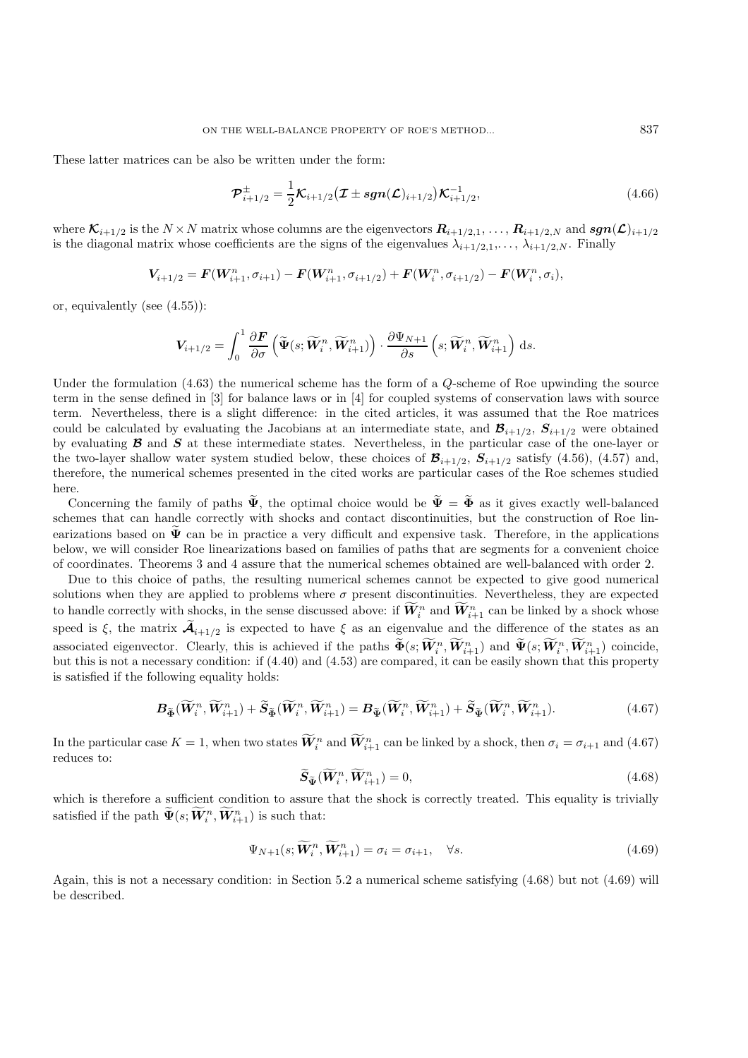These latter matrices can be also be written under the form:

$$\boldsymbol{\mathcal{P}}_{i+1/2}^{\pm} = \frac{1}{2}\boldsymbol{\mathcal{K}}_{i+1/2}\big(\boldsymbol{\mathcal{I}} \pm \boldsymbol{sgn}(\boldsymbol{\mathcal{L}})_{i+1/2}\big)\boldsymbol{\mathcal{K}}_{i+1/2}^{-1}, \tag{4.66}$$

where $\boldsymbol{\mathcal{K}}_{i+1/2}$ is the $N \times N$ matrix whose columns are the eigenvectors $\boldsymbol{R}_{i+1/2,1}, \ldots, \boldsymbol{R}_{i+1/2,N}$ and $\boldsymbol{sgn}(\boldsymbol{\mathcal{L}})_{i+1/2}$ is the diagonal matrix whose coefficients are the signs of the eigenvalues $\lambda_{i+1/2,1}, \ldots, \lambda_{i+1/2,N}$. Finally

$$\boldsymbol{V}_{i+1/2} = \boldsymbol{F}(\boldsymbol{W}_{i+1}^n, \sigma_{i+1}) - \boldsymbol{F}(\boldsymbol{W}_{i+1}^n, \sigma_{i+1/2}) + \boldsymbol{F}(\boldsymbol{W}_i^n, \sigma_{i+1/2}) - \boldsymbol{F}(\boldsymbol{W}_i^n, \sigma_i),$$

or, equivalently (see (4.55)):

$$\boldsymbol{V}_{i+1/2} = \int_0^1 \frac{\partial \boldsymbol{F}}{\partial \sigma}\left(\widetilde{\boldsymbol{\Psi}}(s; \widetilde{\boldsymbol{W}}_i^n, \widetilde{\boldsymbol{W}}_{i+1}^n)\right) \cdot \frac{\partial \Psi_{N+1}}{\partial s}\left(s; \widetilde{\boldsymbol{W}}_i^n, \widetilde{\boldsymbol{W}}_{i+1}^n\right) \, \mathrm{d}s.$$

Under the formulation (4.63) the numerical scheme has the form of a $Q$-scheme of Roe upwinding the source term in the sense defined in [3] for balance laws or in [4] for coupled systems of conservation laws with source term. Nevertheless, there is a slight difference: in the cited articles, it was assumed that the Roe matrices could be calculated by evaluating the Jacobians at an intermediate state, and $\boldsymbol{\mathcal{B}}_{i+1/2}$, $\boldsymbol{S}_{i+1/2}$ were obtained by evaluating $\boldsymbol{\mathcal{B}}$ and $\boldsymbol{S}$ at these intermediate states. Nevertheless, in the particular case of the one-layer or the two-layer shallow water system studied below, these choices of $\boldsymbol{\mathcal{B}}_{i+1/2}$, $\boldsymbol{S}_{i+1/2}$ satisfy (4.56), (4.57) and, therefore, the numerical schemes presented in the cited works are particular cases of the Roe schemes studied here.

Concerning the family of paths $\widetilde{\boldsymbol{\Psi}}$, the optimal choice would be $\widetilde{\boldsymbol{\Psi}} = \widetilde{\boldsymbol{\Phi}}$ as it gives exactly well-balanced schemes that can handle correctly with shocks and contact discontinuities, but the construction of Roe linearizations based on $\widetilde{\boldsymbol{\Psi}}$ can be in practice a very difficult and expensive task. Therefore, in the applications below, we will consider Roe linearizations based on families of paths that are segments for a convenient choice of coordinates. Theorems 3 and 4 assure that the numerical schemes obtained are well-balanced with order 2.

Due to this choice of paths, the resulting numerical schemes cannot be expected to give good numerical solutions when they are applied to problems where $\sigma$ present discontinuities. Nevertheless, they are expected to handle correctly with shocks, in the sense discussed above: if $\widetilde{\boldsymbol{W}}_i^n$ and $\widetilde{\boldsymbol{W}}_{i+1}^n$ can be linked by a shock whose speed is $\xi$, the matrix $\widetilde{\boldsymbol{\mathcal{A}}}_{i+1/2}$ is expected to have $\xi$ as an eigenvalue and the difference of the states as an associated eigenvector. Clearly, this is achieved if the paths $\widetilde{\boldsymbol{\Phi}}(s; \widetilde{\boldsymbol{W}}_i^n, \widetilde{\boldsymbol{W}}_{i+1}^n)$ and $\widetilde{\boldsymbol{\Psi}}(s; \widetilde{\boldsymbol{W}}_i^n, \widetilde{\boldsymbol{W}}_{i+1}^n)$ coincide, but this is not a necessary condition: if (4.40) and (4.53) are compared, it can be easily shown that this property is satisfied if the following equality holds:

$$\boldsymbol{B}_{\widetilde{\boldsymbol{\Phi}}}(\widetilde{\boldsymbol{W}}_i^n, \widetilde{\boldsymbol{W}}_{i+1}^n) + \widetilde{\boldsymbol{S}}_{\widetilde{\boldsymbol{\Phi}}}(\widetilde{\boldsymbol{W}}_i^n, \widetilde{\boldsymbol{W}}_{i+1}^n) = \boldsymbol{B}_{\widetilde{\boldsymbol{\Psi}}}(\widetilde{\boldsymbol{W}}_i^n, \widetilde{\boldsymbol{W}}_{i+1}^n) + \widetilde{\boldsymbol{S}}_{\widetilde{\boldsymbol{\Psi}}}(\widetilde{\boldsymbol{W}}_i^n, \widetilde{\boldsymbol{W}}_{i+1}^n). \tag{4.67}$$

In the particular case $K = 1$, when two states $\widetilde{\boldsymbol{W}}_i^n$ and $\widetilde{\boldsymbol{W}}_{i+1}^n$ can be linked by a shock, then $\sigma_i = \sigma_{i+1}$ and (4.67) reduces to:

$$\widetilde{\boldsymbol{S}}_{\widetilde{\boldsymbol{\Psi}}}(\widetilde{\boldsymbol{W}}_i^n, \widetilde{\boldsymbol{W}}_{i+1}^n) = 0, \tag{4.68}$$

which is therefore a sufficient condition to assure that the shock is correctly treated. This equality is trivially satisfied if the path $\widetilde{\boldsymbol{\Psi}}(s; \widetilde{\boldsymbol{W}}_i^n, \widetilde{\boldsymbol{W}}_{i+1}^n)$ is such that:

$$\Psi_{N+1}(s; \widetilde{\boldsymbol{W}}_i^n, \widetilde{\boldsymbol{W}}_{i+1}^n) = \sigma_i = \sigma_{i+1}, \quad \forall s. \tag{4.69}$$

Again, this is not a necessary condition: in Section 5.2 a numerical scheme satisfying (4.68) but not (4.69) will be described.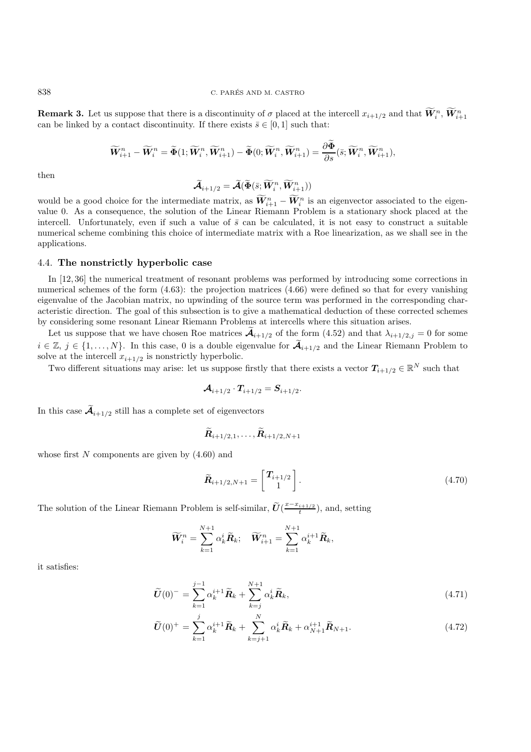**Remark 3.** Let us suppose that there is a discontinuity of $\sigma$ placed at the intercell $x_{i+1/2}$ and that $\widetilde{\boldsymbol{W}}_i^n$, $\widetilde{\boldsymbol{W}}_{i+1}^n$ can be linked by a contact discontinuity. If there exists $\bar{s} \in [0,1]$ such that:

$$\widetilde{\boldsymbol{W}}_{i+1}^n - \widetilde{\boldsymbol{W}}_i^n = \widetilde{\boldsymbol{\Phi}}(1; \widetilde{\boldsymbol{W}}_i^n, \widetilde{\boldsymbol{W}}_{i+1}^n) - \widetilde{\boldsymbol{\Phi}}(0; \widetilde{\boldsymbol{W}}_i^n, \widetilde{\boldsymbol{W}}_{i+1}^n) = \frac{\partial \widetilde{\boldsymbol{\Phi}}}{\partial s}(\bar{s}; \widetilde{\boldsymbol{W}}_i^n, \widetilde{\boldsymbol{W}}_{i+1}^n),$$

then

$$\widetilde{\boldsymbol{\mathcal{A}}}_{i+1/2} = \widetilde{\boldsymbol{\mathcal{A}}}(\widetilde{\boldsymbol{\Phi}}(\bar{s}; \widetilde{\boldsymbol{W}}_i^n, \widetilde{\boldsymbol{W}}_{i+1}^n))$$

would be a good choice for the intermediate matrix, as $\widetilde{\boldsymbol{W}}_{i+1}^n - \widetilde{\boldsymbol{W}}_i^n$ is an eigenvector associated to the eigenvalue 0. As a consequence, the solution of the Linear Riemann Problem is a stationary shock placed at the intercell. Unfortunately, even if such a value of $\bar{s}$ can be calculated, it is not easy to construct a suitable numerical scheme combining this choice of intermediate matrix with a Roe linearization, as we shall see in the applications.

### 4.4. **The nonstrictly hyperbolic case**

In [12, 36] the numerical treatment of resonant problems was performed by introducing some corrections in numerical schemes of the form (4.63): the projection matrices (4.66) were defined so that for every vanishing eigenvalue of the Jacobian matrix, no upwinding of the source term was performed in the corresponding characteristic direction. The goal of this subsection is to give a mathematical deduction of these corrected schemes by considering some resonant Linear Riemann Problems at intercells where this situation arises.

Let us suppose that we have chosen Roe matrices $\widetilde{\boldsymbol{\mathcal{A}}}_{i+1/2}$ of the form (4.52) and that $\lambda_{i+1/2,j} = 0$ for some $i \in \mathbb{Z}$, $j \in \{1, \ldots, N\}$. In this case, 0 is a double eigenvalue for $\widetilde{\boldsymbol{\mathcal{A}}}_{i+1/2}$ and the Linear Riemann Problem to solve at the intercell $x_{i+1/2}$ is nonstrictly hyperbolic.

Two different situations may arise: let us suppose firstly that there exists a vector $\boldsymbol{T}_{i+1/2} \in \mathbb{R}^N$ such that

$$\boldsymbol{\mathcal{A}}_{i+1/2} \cdot \boldsymbol{T}_{i+1/2} = \boldsymbol{S}_{i+1/2}.$$

In this case $\widetilde{\boldsymbol{\mathcal{A}}}_{i+1/2}$ still has a complete set of eigenvectors

$$\widetilde{\boldsymbol{R}}_{i+1/2,1}, \ldots, \widetilde{\boldsymbol{R}}_{i+1/2,N+1}$$

whose first $N$ components are given by (4.60) and

$$\widetilde{\boldsymbol{R}}_{i+1/2,N+1} = \begin{bmatrix} \boldsymbol{T}_{i+1/2} \\ 1 \end{bmatrix}. \tag{4.70}$$

The solution of the Linear Riemann Problem is self-similar, $\widetilde{\boldsymbol{U}}(\frac{x - x_{i+1/2}}{t})$, and, setting

$$\widetilde{\boldsymbol{W}}_i^n = \sum_{k=1}^{N+1} \alpha_k^i \widetilde{\boldsymbol{R}}_k; \quad \widetilde{\boldsymbol{W}}_{i+1}^n = \sum_{k=1}^{N+1} \alpha_k^{i+1} \widetilde{\boldsymbol{R}}_k,$$

it satisfies:

$$\widetilde{\boldsymbol{U}}(0)^- = \sum_{k=1}^{j-1} \alpha_k^{i+1} \widetilde{\boldsymbol{R}}_k + \sum_{k=j}^{N+1} \alpha_k^i \widetilde{\boldsymbol{R}}_k, \tag{4.71}$$

$$\widetilde{\boldsymbol{U}}(0)^+ = \sum_{k=1}^{j} \alpha_k^{i+1} \widetilde{\boldsymbol{R}}_k + \sum_{k=j+1}^{N} \alpha_k^i \widetilde{\boldsymbol{R}}_k + \alpha_{N+1}^{i+1} \widetilde{\boldsymbol{R}}_{N+1}. \tag{4.72}$$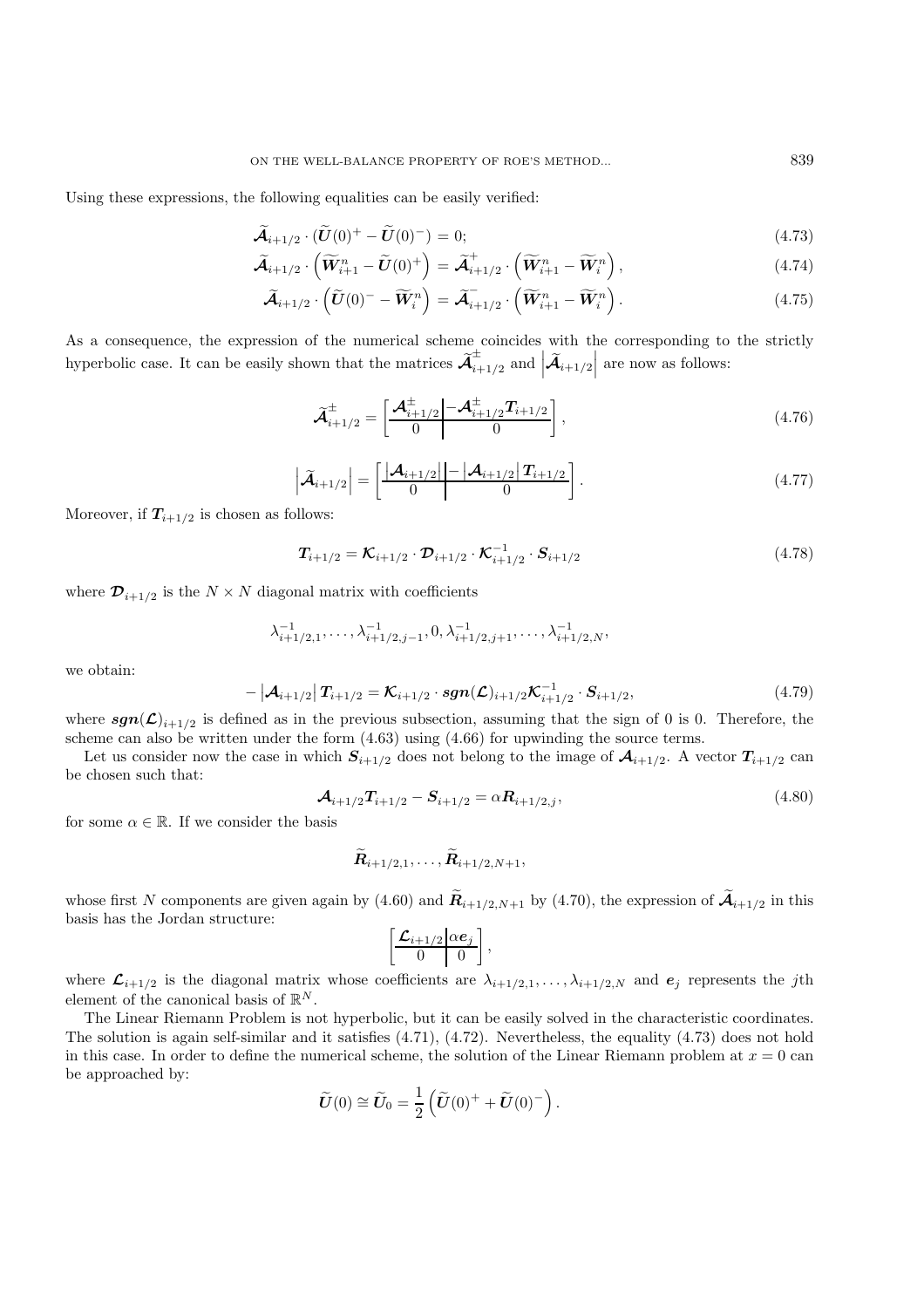Using these expressions, the following equalities can be easily verified:

$$\widetilde{\boldsymbol{\mathcal{A}}}_{i+1/2} \cdot (\widetilde{\boldsymbol{U}}(0)^{+} - \widetilde{\boldsymbol{U}}(0)^{-}) = 0; \tag{4.73}$$

$$\widetilde{\boldsymbol{\mathcal{A}}}_{i+1/2} \cdot \left(\widetilde{\boldsymbol{W}}^{n}_{i+1} - \widetilde{\boldsymbol{U}}(0)^{+}\right) = \widetilde{\boldsymbol{\mathcal{A}}}^{+}_{i+1/2} \cdot \left(\widetilde{\boldsymbol{W}}^{n}_{i+1} - \widetilde{\boldsymbol{W}}^{n}_{i}\right), \tag{4.74}$$

$$\widetilde{\boldsymbol{\mathcal{A}}}_{i+1/2} \cdot \left(\widetilde{\boldsymbol{U}}(0)^{-} - \widetilde{\boldsymbol{W}}^{n}_{i}\right) = \widetilde{\boldsymbol{\mathcal{A}}}^{-}_{i+1/2} \cdot \left(\widetilde{\boldsymbol{W}}^{n}_{i+1} - \widetilde{\boldsymbol{W}}^{n}_{i}\right). \tag{4.75}$$

As a consequence, the expression of the numerical scheme coincides with the corresponding to the strictly hyperbolic case. It can be easily shown that the matrices $\widetilde{\boldsymbol{\mathcal{A}}}^{\pm}_{i+1/2}$ and $\left|\widetilde{\boldsymbol{\mathcal{A}}}_{i+1/2}\right|$ are now as follows:

$$\widetilde{\boldsymbol{\mathcal{A}}}^{\pm}_{i+1/2} = \left[\begin{array}{c|c} \boldsymbol{\mathcal{A}}^{\pm}_{i+1/2} & -\boldsymbol{\mathcal{A}}^{\pm}_{i+1/2}\boldsymbol{T}_{i+1/2} \\ \hline 0 & 0 \end{array}\right], \tag{4.76}$$

$$\left|\widetilde{\boldsymbol{\mathcal{A}}}_{i+1/2}\right| = \left[\begin{array}{c|c} \left|\boldsymbol{\mathcal{A}}_{i+1/2}\right| & -\left|\boldsymbol{\mathcal{A}}_{i+1/2}\right|\boldsymbol{T}_{i+1/2} \\ \hline 0 & 0 \end{array}\right]. \tag{4.77}$$

Moreover, if $\boldsymbol{T}_{i+1/2}$ is chosen as follows:

$$\boldsymbol{T}_{i+1/2} = \boldsymbol{\mathcal{K}}_{i+1/2} \cdot \boldsymbol{\mathcal{D}}_{i+1/2} \cdot \boldsymbol{\mathcal{K}}^{-1}_{i+1/2} \cdot \boldsymbol{S}_{i+1/2} \tag{4.78}$$

where $\boldsymbol{\mathcal{D}}_{i+1/2}$ is the $N \times N$ diagonal matrix with coefficients

$$\lambda^{-1}_{i+1/2,1}, \ldots, \lambda^{-1}_{i+1/2,j-1}, 0, \lambda^{-1}_{i+1/2,j+1}, \ldots, \lambda^{-1}_{i+1/2,N},$$

we obtain:

$$-\left|\boldsymbol{\mathcal{A}}_{i+1/2}\right|\boldsymbol{T}_{i+1/2} = \boldsymbol{\mathcal{K}}_{i+1/2} \cdot \boldsymbol{sgn}(\boldsymbol{\mathcal{L}})_{i+1/2}\boldsymbol{\mathcal{K}}^{-1}_{i+1/2} \cdot \boldsymbol{S}_{i+1/2}, \tag{4.79}$$

where $\boldsymbol{sgn}(\boldsymbol{\mathcal{L}})_{i+1/2}$ is defined as in the previous subsection, assuming that the sign of 0 is 0. Therefore, the scheme can also be written under the form (4.63) using (4.66) for upwinding the source terms.

Let us consider now the case in which $\boldsymbol{S}_{i+1/2}$ does not belong to the image of $\boldsymbol{\mathcal{A}}_{i+1/2}$. A vector $\boldsymbol{T}_{i+1/2}$ can be chosen such that:

$$\boldsymbol{\mathcal{A}}_{i+1/2}\boldsymbol{T}_{i+1/2} - \boldsymbol{S}_{i+1/2} = \alpha \boldsymbol{R}_{i+1/2,j}, \tag{4.80}$$

for some $\alpha \in \mathbb{R}$. If we consider the basis

$$\widetilde{\boldsymbol{R}}_{i+1/2,1}, \ldots, \widetilde{\boldsymbol{R}}_{i+1/2,N+1},$$

whose first $N$ components are given again by (4.60) and $\widetilde{\boldsymbol{R}}_{i+1/2,N+1}$ by (4.70), the expression of $\widetilde{\boldsymbol{\mathcal{A}}}_{i+1/2}$ in this basis has the Jordan structure:

$$\left[\begin{array}{c|c} \boldsymbol{\mathcal{L}}_{i+1/2} & \alpha \boldsymbol{e}_j \\ \hline 0 & 0 \end{array}\right],$$

where $\boldsymbol{\mathcal{L}}_{i+1/2}$ is the diagonal matrix whose coefficients are $\lambda_{i+1/2,1}, \ldots, \lambda_{i+1/2,N}$ and $\boldsymbol{e}_j$ represents the $j$th element of the canonical basis of $\mathbb{R}^N$.

The Linear Riemann Problem is not hyperbolic, but it can be easily solved in the characteristic coordinates. The solution is again self-similar and it satisfies (4.71), (4.72). Nevertheless, the equality (4.73) does not hold in this case. In order to define the numerical scheme, the solution of the Linear Riemann problem at $x = 0$ can be approached by:

$$\widetilde{\boldsymbol{U}}(0) \cong \widetilde{\boldsymbol{U}}_0 = \frac{1}{2}\left(\widetilde{\boldsymbol{U}}(0)^{+} + \widetilde{\boldsymbol{U}}(0)^{-}\right).$$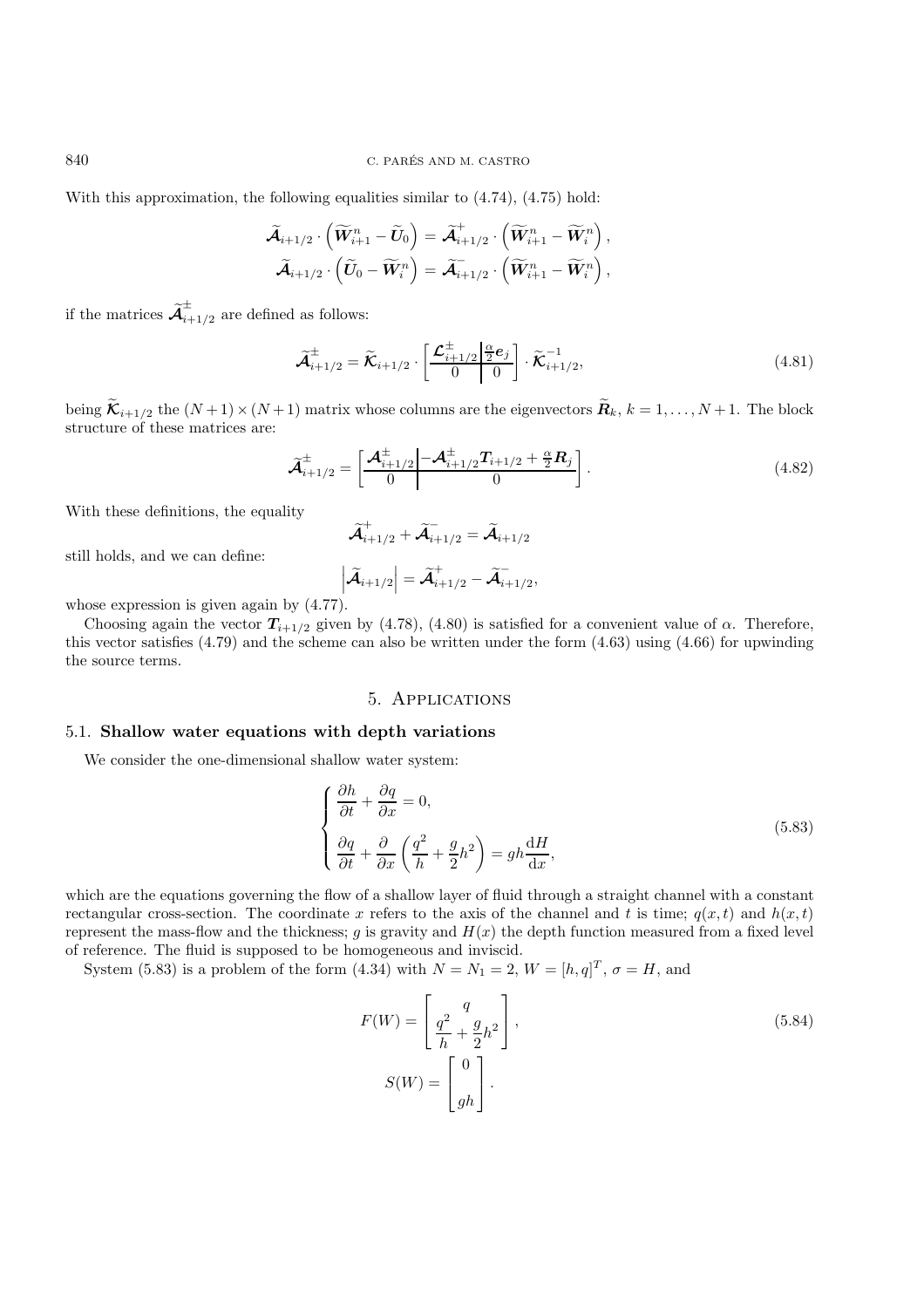With this approximation, the following equalities similar to (4.74), (4.75) hold:

$$\widetilde{\boldsymbol{\mathcal{A}}}_{i+1/2} \cdot \left( \widetilde{\boldsymbol{W}}_{i+1}^n - \widetilde{\boldsymbol{U}}_0 \right) = \widetilde{\boldsymbol{\mathcal{A}}}_{i+1/2}^{+} \cdot \left( \widetilde{\boldsymbol{W}}_{i+1}^n - \widetilde{\boldsymbol{W}}_i^n \right),$$
$$\widetilde{\boldsymbol{\mathcal{A}}}_{i+1/2} \cdot \left( \widetilde{\boldsymbol{U}}_0 - \widetilde{\boldsymbol{W}}_i^n \right) = \widetilde{\boldsymbol{\mathcal{A}}}_{i+1/2}^{-} \cdot \left( \widetilde{\boldsymbol{W}}_{i+1}^n - \widetilde{\boldsymbol{W}}_i^n \right),$$

if the matrices $\widetilde{\boldsymbol{\mathcal{A}}}_{i+1/2}^{\pm}$ are defined as follows:

$$\widetilde{\boldsymbol{\mathcal{A}}}_{i+1/2}^{\pm} = \widetilde{\boldsymbol{\mathcal{K}}}_{i+1/2} \cdot \left[ \begin{array}{c|c} \boldsymbol{\mathcal{L}}_{i+1/2}^{\pm} & \frac{\alpha}{2} \boldsymbol{e}_j \\ \hline 0 & 0 \end{array} \right] \cdot \widetilde{\boldsymbol{\mathcal{K}}}_{i+1/2}^{-1}, \tag{4.81}$$

being $\widetilde{\boldsymbol{\mathcal{K}}}_{i+1/2}$ the $(N+1) \times (N+1)$ matrix whose columns are the eigenvectors $\widetilde{\boldsymbol{R}}_k$, $k = 1, \ldots, N+1$. The block structure of these matrices are:

$$\widetilde{\boldsymbol{\mathcal{A}}}_{i+1/2}^{\pm} = \left[ \begin{array}{c|c} \boldsymbol{\mathcal{A}}_{i+1/2}^{\pm} & -\boldsymbol{\mathcal{A}}_{i+1/2}^{\pm} \boldsymbol{T}_{i+1/2} + \frac{\alpha}{2} \boldsymbol{R}_j \\ \hline 0 & 0 \end{array} \right]. \tag{4.82}$$

With these definitions, the equality

$$\widetilde{\boldsymbol{\mathcal{A}}}_{i+1/2}^{+} + \widetilde{\boldsymbol{\mathcal{A}}}_{i+1/2}^{-} = \widetilde{\boldsymbol{\mathcal{A}}}_{i+1/2}$$

still holds, and we can define:

$$\left| \widetilde{\boldsymbol{\mathcal{A}}}_{i+1/2} \right| = \widetilde{\boldsymbol{\mathcal{A}}}_{i+1/2}^{+} - \widetilde{\boldsymbol{\mathcal{A}}}_{i+1/2}^{-},$$

whose expression is given again by (4.77).

Choosing again the vector $\boldsymbol{T}_{i+1/2}$ given by (4.78), (4.80) is satisfied for a convenient value of $\alpha$. Therefore, this vector satisfies (4.79) and the scheme can also be written under the form (4.63) using (4.66) for upwinding the source terms.

## 5. Applications

### 5.1. Shallow water equations with depth variations

We consider the one-dimensional shallow water system:

$$\begin{cases} \dfrac{\partial h}{\partial t} + \dfrac{\partial q}{\partial x} = 0, \\[2ex] \dfrac{\partial q}{\partial t} + \dfrac{\partial}{\partial x} \left( \dfrac{q^2}{h} + \dfrac{g}{2} h^2 \right) = gh \dfrac{\mathrm{d}H}{\mathrm{d}x}, \end{cases} \tag{5.83}$$

which are the equations governing the flow of a shallow layer of fluid through a straight channel with a constant rectangular cross-section. The coordinate $x$ refers to the axis of the channel and $t$ is time; $q(x,t)$ and $h(x,t)$ represent the mass-flow and the thickness; $g$ is gravity and $H(x)$ the depth function measured from a fixed level of reference. The fluid is supposed to be homogeneous and inviscid.

System (5.83) is a problem of the form (4.34) with $N = N_1 = 2$, $W = [h, q]^T$, $\sigma = H$, and

$$F(W) = \begin{bmatrix} q \\ \dfrac{q^2}{h} + \dfrac{g}{2} h^2 \end{bmatrix}, \tag{5.84}$$
$$S(W) = \begin{bmatrix} 0 \\ gh \end{bmatrix}.$$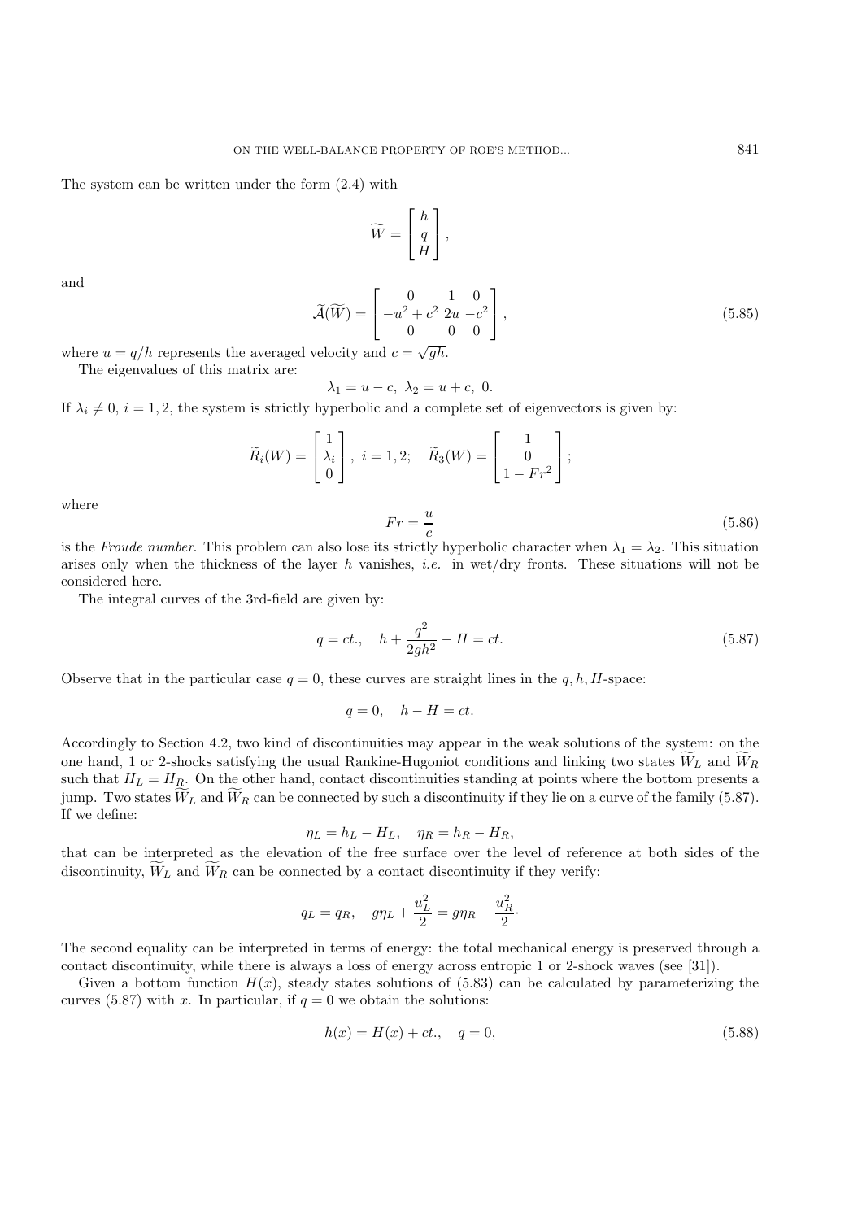The system can be written under the form (2.4) with

$$\widetilde{W} = \begin{bmatrix} h \\ q \\ H \end{bmatrix},$$

and

$$\widetilde{\mathcal{A}}(\widetilde{W}) = \begin{bmatrix} 0 & 1 & 0 \\ -u^2 + c^2 & 2u & -c^2 \\ 0 & 0 & 0 \end{bmatrix}, \tag{5.85}$$

where $u = q/h$ represents the averaged velocity and $c = \sqrt{gh}$.

The eigenvalues of this matrix are:

$$\lambda_1 = u - c, \; \lambda_2 = u + c, \; 0.$$

If $\lambda_i \neq 0$, $i = 1, 2$, the system is strictly hyperbolic and a complete set of eigenvectors is given by:

$$\widetilde{R}_i(W) = \begin{bmatrix} 1 \\ \lambda_i \\ 0 \end{bmatrix}, \; i = 1, 2; \quad \widetilde{R}_3(W) = \begin{bmatrix} 1 \\ 0 \\ 1 - Fr^2 \end{bmatrix};$$

where

$$Fr = \frac{u}{c} \tag{5.86}$$

is the *Froude number*. This problem can also lose its strictly hyperbolic character when $\lambda_1 = \lambda_2$. This situation arises only when the thickness of the layer $h$ vanishes, *i.e.* in wet/dry fronts. These situations will not be considered here.

The integral curves of the 3rd-field are given by:

$$q = ct., \quad h + \frac{q^2}{2gh^2} - H = ct. \tag{5.87}$$

Observe that in the particular case $q = 0$, these curves are straight lines in the $q, h, H$-space:

$$q = 0, \quad h - H = ct.$$

Accordingly to Section 4.2, two kind of discontinuities may appear in the weak solutions of the system: on the one hand, 1 or 2-shocks satisfying the usual Rankine-Hugoniot conditions and linking two states $\widetilde{W}_L$ and $\widetilde{W}_R$ such that $H_L = H_R$. On the other hand, contact discontinuities standing at points where the bottom presents a jump. Two states $\widetilde{W}_L$ and $\widetilde{W}_R$ can be connected by such a discontinuity if they lie on a curve of the family (5.87). If we define:

$$\eta_L = h_L - H_L, \quad \eta_R = h_R - H_R,$$

that can be interpreted as the elevation of the free surface over the level of reference at both sides of the discontinuity, $\widetilde{W}_L$ and $\widetilde{W}_R$ can be connected by a contact discontinuity if they verify:

$$q_L = q_R, \quad g\eta_L + \frac{u_L^2}{2} = g\eta_R + \frac{u_R^2}{2}.$$

The second equality can be interpreted in terms of energy: the total mechanical energy is preserved through a contact discontinuity, while there is always a loss of energy across entropic 1 or 2-shock waves (see [31]).

Given a bottom function $H(x)$, steady states solutions of (5.83) can be calculated by parameterizing the curves (5.87) with $x$. In particular, if $q = 0$ we obtain the solutions:

$$h(x) = H(x) + ct., \quad q = 0, \tag{5.88}$$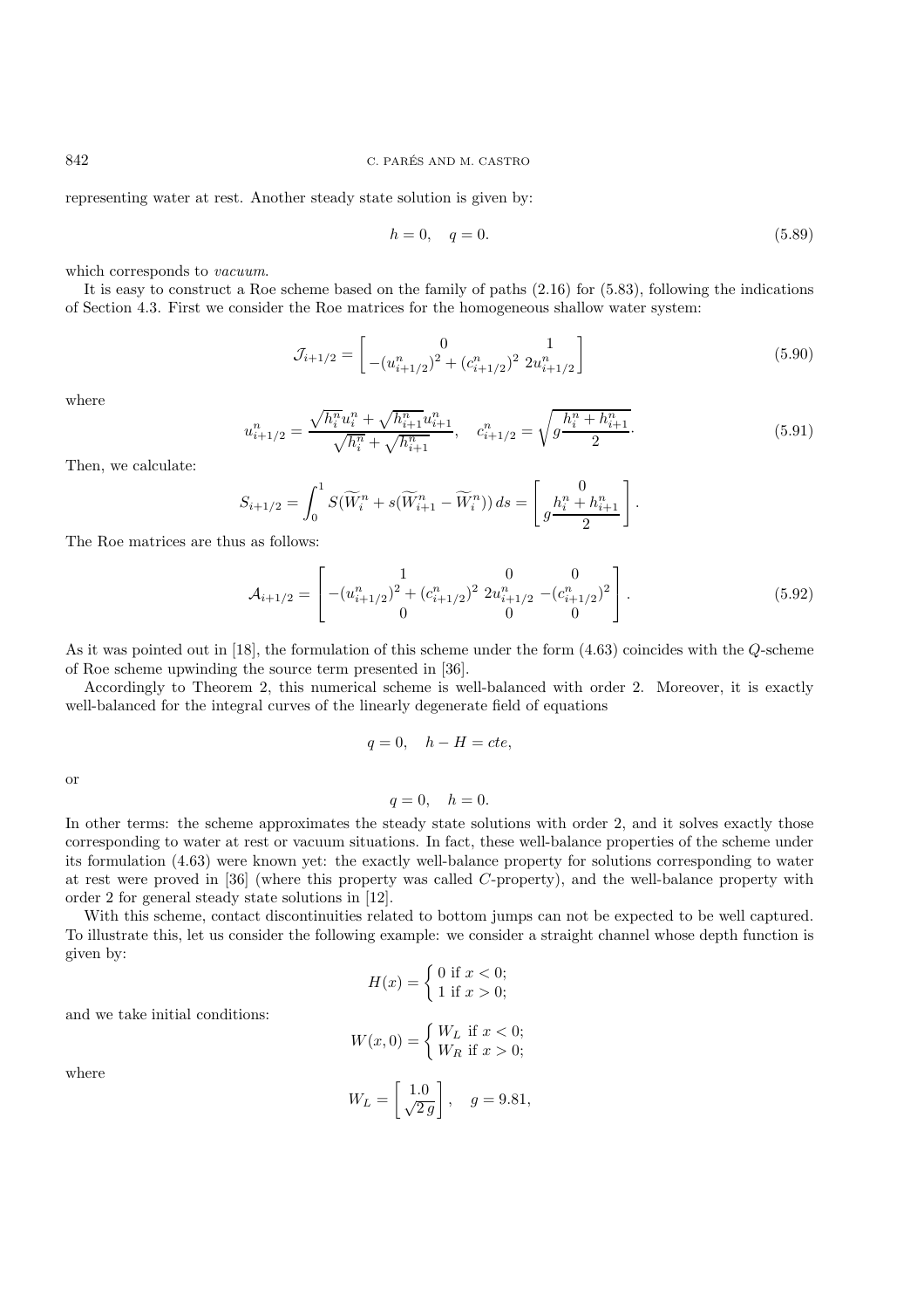representing water at rest. Another steady state solution is given by:

$$h = 0, \quad q = 0. \tag{5.89}$$

which corresponds to *vacuum*.

It is easy to construct a Roe scheme based on the family of paths (2.16) for (5.83), following the indications of Section 4.3. First we consider the Roe matrices for the homogeneous shallow water system:

$$\mathcal{J}_{i+1/2} = \begin{bmatrix} 0 & 1 \\ -(u^n_{i+1/2})^2 + (c^n_{i+1/2})^2 & 2u^n_{i+1/2} \end{bmatrix} \tag{5.90}$$

where

$$u^n_{i+1/2} = \frac{\sqrt{h^n_i}u^n_i + \sqrt{h^n_{i+1}}u^n_{i+1}}{\sqrt{h^n_i} + \sqrt{h^n_{i+1}}}, \quad c^n_{i+1/2} = \sqrt{g\frac{h^n_i + h^n_{i+1}}{2}}. \tag{5.91}$$

Then, we calculate:

$$S_{i+1/2} = \int_0^1 S(\widetilde{W}^n_i + s(\widetilde{W}^n_{i+1} - \widetilde{W}^n_i))\, ds = \begin{bmatrix} 0 \\ g\dfrac{h^n_i + h^n_{i+1}}{2} \end{bmatrix}.$$

The Roe matrices are thus as follows:

$$\mathcal{A}_{i+1/2} = \begin{bmatrix} 1 & 0 & 0 \\ -(u^n_{i+1/2})^2 + (c^n_{i+1/2})^2 & 2u^n_{i+1/2} & -(c^n_{i+1/2})^2 \\ 0 & 0 & 0 \end{bmatrix}. \tag{5.92}$$

As it was pointed out in [18], the formulation of this scheme under the form (4.63) coincides with the $Q$-scheme of Roe scheme upwinding the source term presented in [36].

Accordingly to Theorem 2, this numerical scheme is well-balanced with order 2. Moreover, it is exactly well-balanced for the integral curves of the linearly degenerate field of equations

$$q = 0, \quad h - H = cte,$$

or

$$q = 0, \quad h = 0.$$

In other terms: the scheme approximates the steady state solutions with order 2, and it solves exactly those corresponding to water at rest or vacuum situations. In fact, these well-balance properties of the scheme under its formulation (4.63) were known yet: the exactly well-balance property for solutions corresponding to water at rest were proved in [36] (where this property was called $C$-property), and the well-balance property with order 2 for general steady state solutions in [12].

With this scheme, contact discontinuities related to bottom jumps can not be expected to be well captured. To illustrate this, let us consider the following example: we consider a straight channel whose depth function is given by:

$$H(x) = \begin{cases} 0 \text{ if } x < 0; \\ 1 \text{ if } x > 0; \end{cases}$$

and we take initial conditions:

$$W(x, 0) = \begin{cases} W_L \text{ if } x < 0; \\ W_R \text{ if } x > 0; \end{cases}$$

where

$$W_L = \begin{bmatrix} 1.0 \\ \sqrt{2\,g} \end{bmatrix}, \quad g = 9.81,$$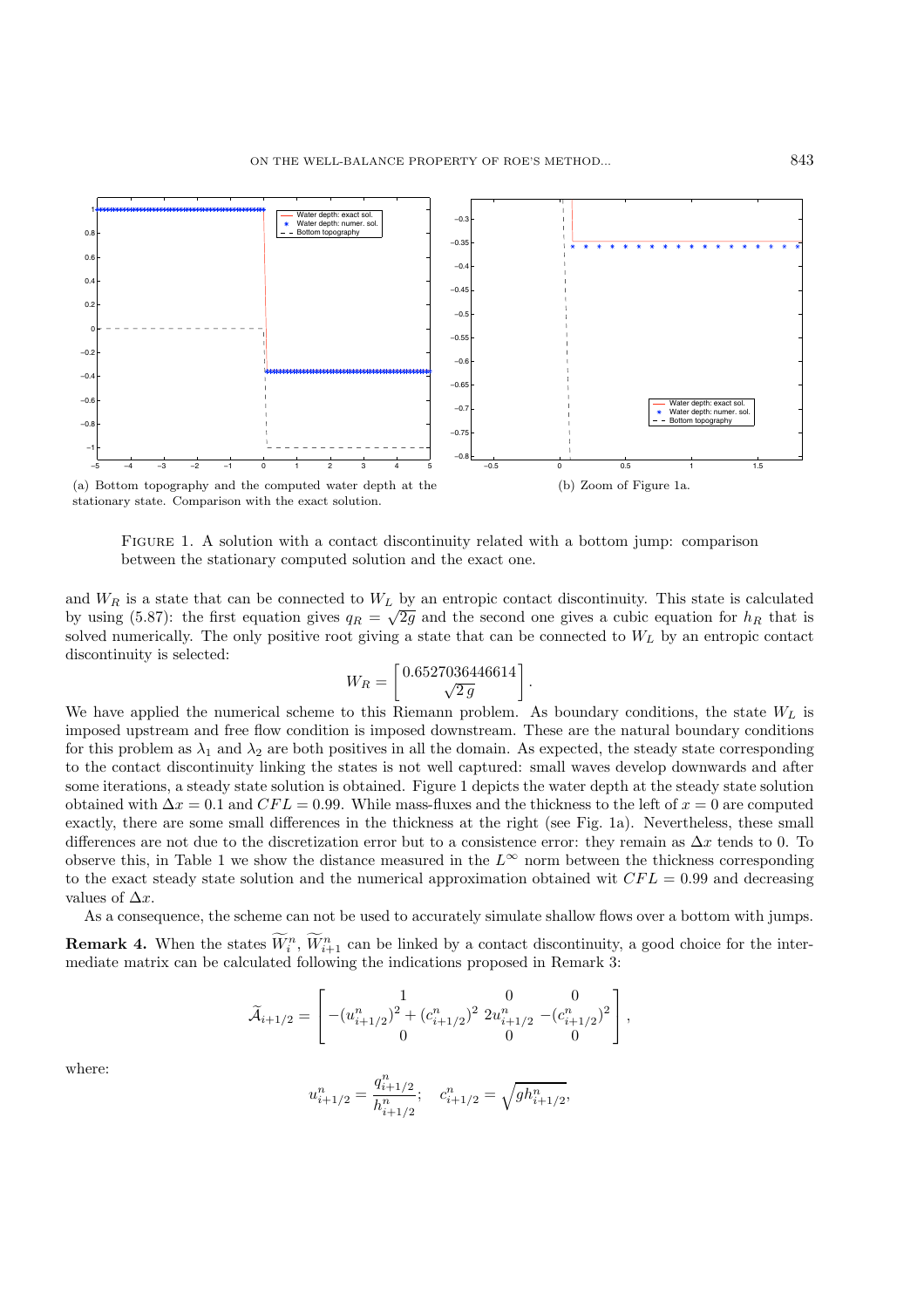(a) Bottom topography and the computed water depth at the stationary state. Comparison with the exact solution.

(b) Zoom of Figure 1a.

Figure 1. A solution with a contact discontinuity related with a bottom jump: comparison between the stationary computed solution and the exact one.

and $W_R$ is a state that can be connected to $W_L$ by an entropic contact discontinuity. This state is calculated by using (5.87): the first equation gives $q_R = \sqrt{2g}$ and the second one gives a cubic equation for $h_R$ that is solved numerically. The only positive root giving a state that can be connected to $W_L$ by an entropic contact discontinuity is selected:

$$W_R = \begin{bmatrix} 0.6527036446614 \\ \sqrt{2\,g} \end{bmatrix}.$$

We have applied the numerical scheme to this Riemann problem. As boundary conditions, the state $W_L$ is imposed upstream and free flow condition is imposed downstream. These are the natural boundary conditions for this problem as $\lambda_1$ and $\lambda_2$ are both positives in all the domain. As expected, the steady state corresponding to the contact discontinuity linking the states is not well captured: small waves develop downwards and after some iterations, a steady state solution is obtained. Figure 1 depicts the water depth at the steady state solution obtained with $\Delta x = 0.1$ and $CFL = 0.99$. While mass-fluxes and the thickness to the left of $x = 0$ are computed exactly, there are some small differences in the thickness at the right (see Fig. 1a). Nevertheless, these small differences are not due to the discretization error but to a consistence error: they remain as $\Delta x$ tends to 0. To observe this, in Table 1 we show the distance measured in the $L^\infty$ norm between the thickness corresponding to the exact steady state solution and the numerical approximation obtained wit $CFL = 0.99$ and decreasing values of $\Delta x$.

As a consequence, the scheme can not be used to accurately simulate shallow flows over a bottom with jumps.

**Remark 4.** When the states $\widetilde{W}_i^n$, $\widetilde{W}_{i+1}^n$ can be linked by a contact discontinuity, a good choice for the intermediate matrix can be calculated following the indications proposed in Remark 3:

$$\widetilde{\mathcal{A}}_{i+1/2} = \begin{bmatrix} 1 & 0 & 0 \\ -(u_{i+1/2}^n)^2 + (c_{i+1/2}^n)^2 & 2u_{i+1/2}^n & -(c_{i+1/2}^n)^2 \\ 0 & 0 & 0 \end{bmatrix},$$

where:

$$u_{i+1/2}^n = \frac{q_{i+1/2}^n}{h_{i+1/2}^n}; \quad c_{i+1/2}^n = \sqrt{g h_{i+1/2}^n},$$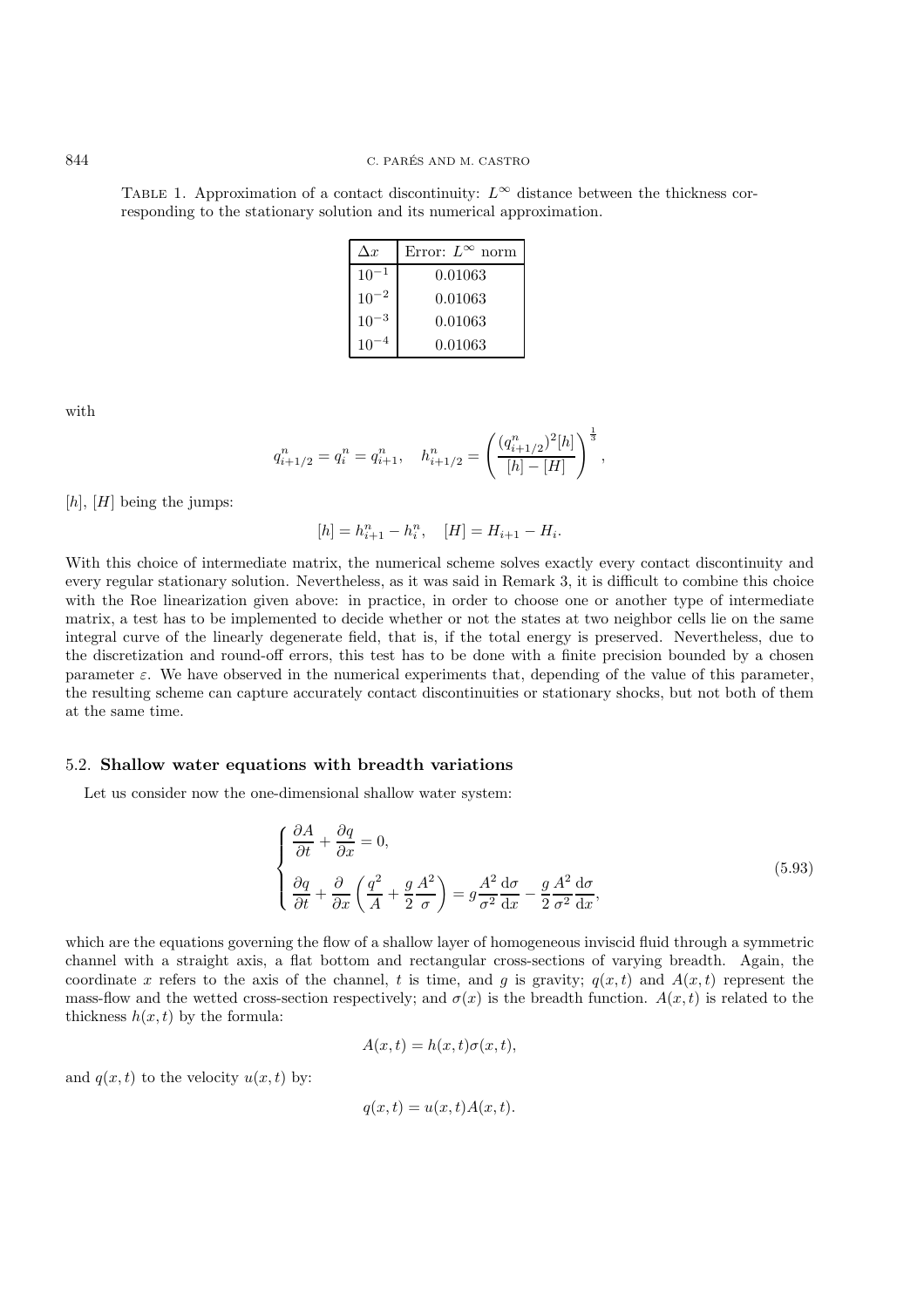TABLE 1. Approximation of a contact discontinuity: $L^\infty$ distance between the thickness corresponding to the stationary solution and its numerical approximation.

| $\Delta x$ | Error: $L^\infty$ norm |
|---|---|
| $10^{-1}$ | 0.01063 |
| $10^{-2}$ | 0.01063 |
| $10^{-3}$ | 0.01063 |
| $10^{-4}$ | 0.01063 |

with

$$q^n_{i+1/2} = q^n_i = q^n_{i+1}, \quad h^n_{i+1/2} = \left( \frac{(q^n_{i+1/2})^2 [h]}{[h] - [H]} \right)^{\frac{1}{3}},$$

$[h]$, $[H]$ being the jumps:

$$[h] = h^n_{i+1} - h^n_i, \quad [H] = H_{i+1} - H_i.$$

With this choice of intermediate matrix, the numerical scheme solves exactly every contact discontinuity and every regular stationary solution. Nevertheless, as it was said in Remark 3, it is difficult to combine this choice with the Roe linearization given above: in practice, in order to choose one or another type of intermediate matrix, a test has to be implemented to decide whether or not the states at two neighbor cells lie on the same integral curve of the linearly degenerate field, that is, if the total energy is preserved. Nevertheless, due to the discretization and round-off errors, this test has to be done with a finite precision bounded by a chosen parameter $\varepsilon$. We have observed in the numerical experiments that, depending of the value of this parameter, the resulting scheme can capture accurately contact discontinuities or stationary shocks, but not both of them at the same time.

### 5.2. Shallow water equations with breadth variations

Let us consider now the one-dimensional shallow water system:

$$\begin{cases} \dfrac{\partial A}{\partial t} + \dfrac{\partial q}{\partial x} = 0, \\[2mm] \dfrac{\partial q}{\partial t} + \dfrac{\partial}{\partial x}\left( \dfrac{q^2}{A} + \dfrac{g}{2}\dfrac{A^2}{\sigma} \right) = g \dfrac{A^2}{\sigma^2}\dfrac{\mathrm{d}\sigma}{\mathrm{d}x} - \dfrac{g}{2}\dfrac{A^2}{\sigma^2}\dfrac{\mathrm{d}\sigma}{\mathrm{d}x}, \end{cases} \tag{5.93}$$

which are the equations governing the flow of a shallow layer of homogeneous inviscid fluid through a symmetric channel with a straight axis, a flat bottom and rectangular cross-sections of varying breadth. Again, the coordinate $x$ refers to the axis of the channel, $t$ is time, and $g$ is gravity; $q(x,t)$ and $A(x,t)$ represent the mass-flow and the wetted cross-section respectively; and $\sigma(x)$ is the breadth function. $A(x,t)$ is related to the thickness $h(x,t)$ by the formula:

$$A(x,t) = h(x,t)\sigma(x,t),$$

and $q(x,t)$ to the velocity $u(x,t)$ by:

$$q(x,t) = u(x,t)A(x,t).$$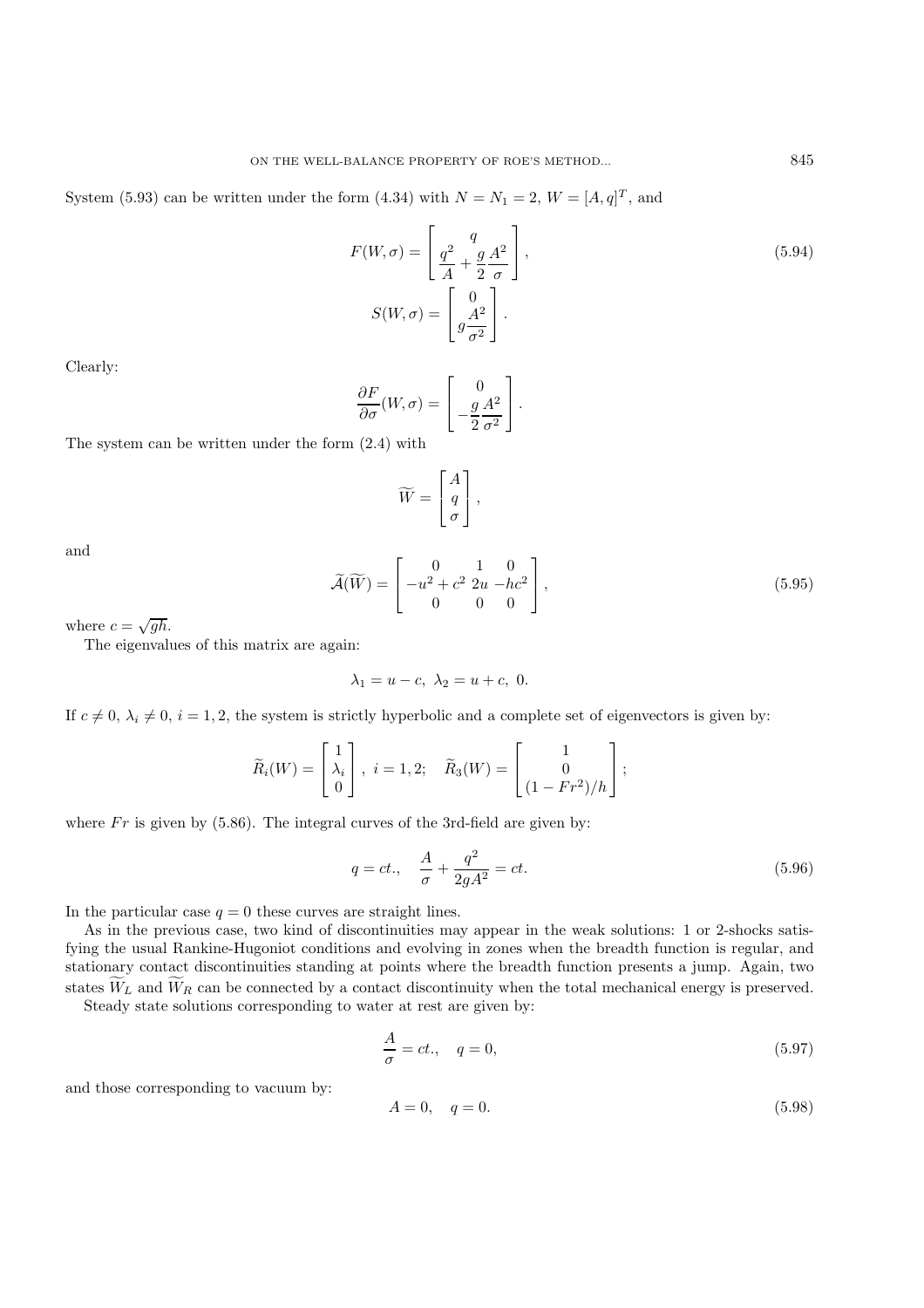System (5.93) can be written under the form (4.34) with $N = N_1 = 2$, $W = [A, q]^T$, and

$$F(W,\sigma) = \begin{bmatrix} q \\ \dfrac{q^2}{A} + \dfrac{g}{2}\dfrac{A^2}{\sigma} \end{bmatrix}, \tag{5.94}$$

$$S(W,\sigma) = \begin{bmatrix} 0 \\ g\dfrac{A^2}{\sigma^2} \end{bmatrix}.$$

Clearly:

$$\frac{\partial F}{\partial \sigma}(W,\sigma) = \begin{bmatrix} 0 \\ -\dfrac{g}{2}\dfrac{A^2}{\sigma^2} \end{bmatrix}.$$

The system can be written under the form (2.4) with

$$\widetilde{W} = \begin{bmatrix} A \\ q \\ \sigma \end{bmatrix},$$

and

$$\widetilde{\mathcal{A}}(\widetilde{W}) = \begin{bmatrix} 0 & 1 & 0 \\ -u^2 + c^2 & 2u & -hc^2 \\ 0 & 0 & 0 \end{bmatrix}, \tag{5.95}$$

where $c = \sqrt{gh}$.

The eigenvalues of this matrix are again:

$$\lambda_1 = u - c, \ \lambda_2 = u + c, \ 0.$$

If $c \neq 0$, $\lambda_i \neq 0$, $i = 1, 2$, the system is strictly hyperbolic and a complete set of eigenvectors is given by:

$$\widetilde{R}_i(W) = \begin{bmatrix} 1 \\ \lambda_i \\ 0 \end{bmatrix}, \ i = 1, 2; \quad \widetilde{R}_3(W) = \begin{bmatrix} 1 \\ 0 \\ (1 - Fr^2)/h \end{bmatrix};$$

where $Fr$ is given by (5.86). The integral curves of the 3rd-field are given by:

$$q = ct., \quad \frac{A}{\sigma} + \frac{q^2}{2gA^2} = ct. \tag{5.96}$$

In the particular case $q = 0$ these curves are straight lines.

As in the previous case, two kind of discontinuities may appear in the weak solutions: 1 or 2-shocks satisfying the usual Rankine-Hugoniot conditions and evolving in zones when the breadth function is regular, and stationary contact discontinuities standing at points where the breadth function presents a jump. Again, two states $\widetilde{W}_L$ and $\widetilde{W}_R$ can be connected by a contact discontinuity when the total mechanical energy is preserved.

Steady state solutions corresponding to water at rest are given by:

$$\frac{A}{\sigma} = ct., \quad q = 0, \tag{5.97}$$

and those corresponding to vacuum by:

$$A = 0, \quad q = 0. \tag{5.98}$$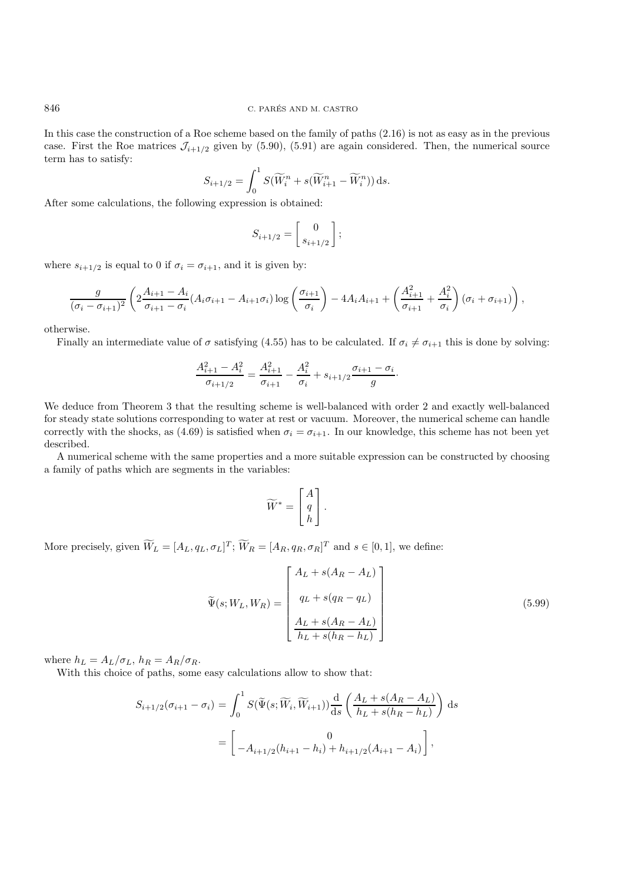In this case the construction of a Roe scheme based on the family of paths (2.16) is not as easy as in the previous case. First the Roe matrices $\mathcal{J}_{i+1/2}$ given by (5.90), (5.91) are again considered. Then, the numerical source term has to satisfy:

$$S_{i+1/2} = \int_0^1 S(\widetilde{W}_i^n + s(\widetilde{W}_{i+1}^n - \widetilde{W}_i^n))\,\mathrm{d}s.$$

After some calculations, the following expression is obtained:

$$S_{i+1/2} = \begin{bmatrix} 0 \\ s_{i+1/2} \end{bmatrix};$$

where $s_{i+1/2}$ is equal to 0 if $\sigma_i = \sigma_{i+1}$, and it is given by:

$$\frac{g}{(\sigma_i - \sigma_{i+1})^2}\left(2\frac{A_{i+1} - A_i}{\sigma_{i+1} - \sigma_i}(A_i\sigma_{i+1} - A_{i+1}\sigma_i)\log\left(\frac{\sigma_{i+1}}{\sigma_i}\right) - 4A_iA_{i+1} + \left(\frac{A_{i+1}^2}{\sigma_{i+1}} + \frac{A_i^2}{\sigma_i}\right)(\sigma_i + \sigma_{i+1})\right),$$

otherwise.

Finally an intermediate value of $\sigma$ satisfying (4.55) has to be calculated. If $\sigma_i \neq \sigma_{i+1}$ this is done by solving:

$$\frac{A_{i+1}^2 - A_i^2}{\sigma_{i+1/2}} = \frac{A_{i+1}^2}{\sigma_{i+1}} - \frac{A_i^2}{\sigma_i} + s_{i+1/2}\frac{\sigma_{i+1} - \sigma_i}{g}\cdot$$

We deduce from Theorem 3 that the resulting scheme is well-balanced with order 2 and exactly well-balanced for steady state solutions corresponding to water at rest or vacuum. Moreover, the numerical scheme can handle correctly with the shocks, as (4.69) is satisfied when $\sigma_i = \sigma_{i+1}$. In our knowledge, this scheme has not been yet described.

A numerical scheme with the same properties and a more suitable expression can be constructed by choosing a family of paths which are segments in the variables:

$$\widetilde{W}^* = \begin{bmatrix} A \\ q \\ h \end{bmatrix}.$$

More precisely, given $\widetilde{W}_L = [A_L, q_L, \sigma_L]^T$; $\widetilde{W}_R = [A_R, q_R, \sigma_R]^T$ and $s \in [0,1]$, we define:

$$\widetilde{\Psi}(s; W_L, W_R) = \begin{bmatrix} A_L + s(A_R - A_L) \\ \\ q_L + s(q_R - q_L) \\ \\ \dfrac{A_L + s(A_R - A_L)}{h_L + s(h_R - h_L)} \end{bmatrix} \tag{5.99}$$

where $h_L = A_L/\sigma_L$, $h_R = A_R/\sigma_R$.

With this choice of paths, some easy calculations allow to show that:

$$\begin{aligned} S_{i+1/2}(\sigma_{i+1} - \sigma_i) &= \int_0^1 S(\widetilde{\Psi}(s; \widetilde{W}_i, \widetilde{W}_{i+1}))\frac{\mathrm{d}}{\mathrm{d}s}\left(\frac{A_L + s(A_R - A_L)}{h_L + s(h_R - h_L)}\right)\,\mathrm{d}s \\ &= \begin{bmatrix} 0 \\ -A_{i+1/2}(h_{i+1} - h_i) + h_{i+1/2}(A_{i+1} - A_i) \end{bmatrix}, \end{aligned}$$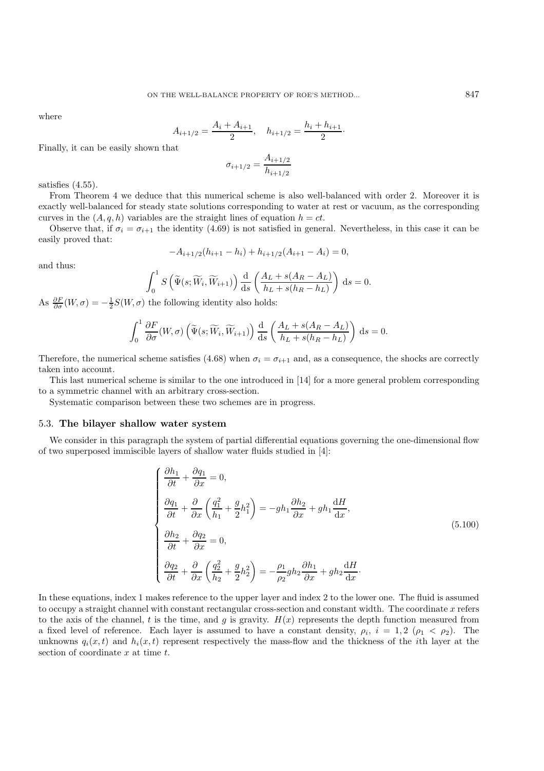where

$$A_{i+1/2} = \frac{A_i + A_{i+1}}{2}, \quad h_{i+1/2} = \frac{h_i + h_{i+1}}{2}.$$

Finally, it can be easily shown that

$$\sigma_{i+1/2} = \frac{A_{i+1/2}}{h_{i+1/2}}$$

satisfies (4.55).

From Theorem 4 we deduce that this numerical scheme is also well-balanced with order 2. Moreover it is exactly well-balanced for steady state solutions corresponding to water at rest or vacuum, as the corresponding curves in the $(A, q, h)$ variables are the straight lines of equation $h = ct$.

Observe that, if $\sigma_i = \sigma_{i+1}$ the identity (4.69) is not satisfied in general. Nevertheless, in this case it can be easily proved that:

$$-A_{i+1/2}(h_{i+1} - h_i) + h_{i+1/2}(A_{i+1} - A_i) = 0,$$

and thus:

$$\int_0^1 S\left(\widetilde{\Psi}(s; \widetilde{W}_i, \widetilde{W}_{i+1})\right) \frac{\mathrm{d}}{\mathrm{d}s}\left(\frac{A_L + s(A_R - A_L)}{h_L + s(h_R - h_L)}\right) \mathrm{d}s = 0.$$

As $\frac{\partial F}{\partial \sigma}(W, \sigma) = -\frac{1}{2} S(W, \sigma)$ the following identity also holds:

$$\int_0^1 \frac{\partial F}{\partial \sigma}(W, \sigma)\left(\widetilde{\Psi}(s; \widetilde{W}_i, \widetilde{W}_{i+1})\right) \frac{\mathrm{d}}{\mathrm{d}s}\left(\frac{A_L + s(A_R - A_L)}{h_L + s(h_R - h_L)}\right) \mathrm{d}s = 0.$$

Therefore, the numerical scheme satisfies (4.68) when $\sigma_i = \sigma_{i+1}$ and, as a consequence, the shocks are correctly taken into account.

This last numerical scheme is similar to the one introduced in [14] for a more general problem corresponding to a symmetric channel with an arbitrary cross-section.

Systematic comparison between these two schemes are in progress.

### 5.3. **The bilayer shallow water system**

We consider in this paragraph the system of partial differential equations governing the one-dimensional flow of two superposed immiscible layers of shallow water fluids studied in [4]:

$$\begin{cases} \dfrac{\partial h_1}{\partial t} + \dfrac{\partial q_1}{\partial x} = 0, \\[2mm] \dfrac{\partial q_1}{\partial t} + \dfrac{\partial}{\partial x}\left(\dfrac{q_1^2}{h_1} + \dfrac{g}{2}h_1^2\right) = -gh_1\dfrac{\partial h_2}{\partial x} + gh_1\dfrac{\mathrm{d}H}{\mathrm{d}x}, \\[2mm] \dfrac{\partial h_2}{\partial t} + \dfrac{\partial q_2}{\partial x} = 0, \\[2mm] \dfrac{\partial q_2}{\partial t} + \dfrac{\partial}{\partial x}\left(\dfrac{q_2^2}{h_2} + \dfrac{g}{2}h_2^2\right) = -\dfrac{\rho_1}{\rho_2}gh_2\dfrac{\partial h_1}{\partial x} + gh_2\dfrac{\mathrm{d}H}{\mathrm{d}x}. \end{cases} \tag{5.100}$$

In these equations, index 1 makes reference to the upper layer and index 2 to the lower one. The fluid is assumed to occupy a straight channel with constant rectangular cross-section and constant width. The coordinate $x$ refers to the axis of the channel, $t$ is the time, and $g$ is gravity. $H(x)$ represents the depth function measured from a fixed level of reference. Each layer is assumed to have a constant density, $\rho_i$, $i = 1, 2$ ($\rho_1 < \rho_2$). The unknowns $q_i(x, t)$ and $h_i(x, t)$ represent respectively the mass-flow and the thickness of the $i$th layer at the section of coordinate $x$ at time $t$.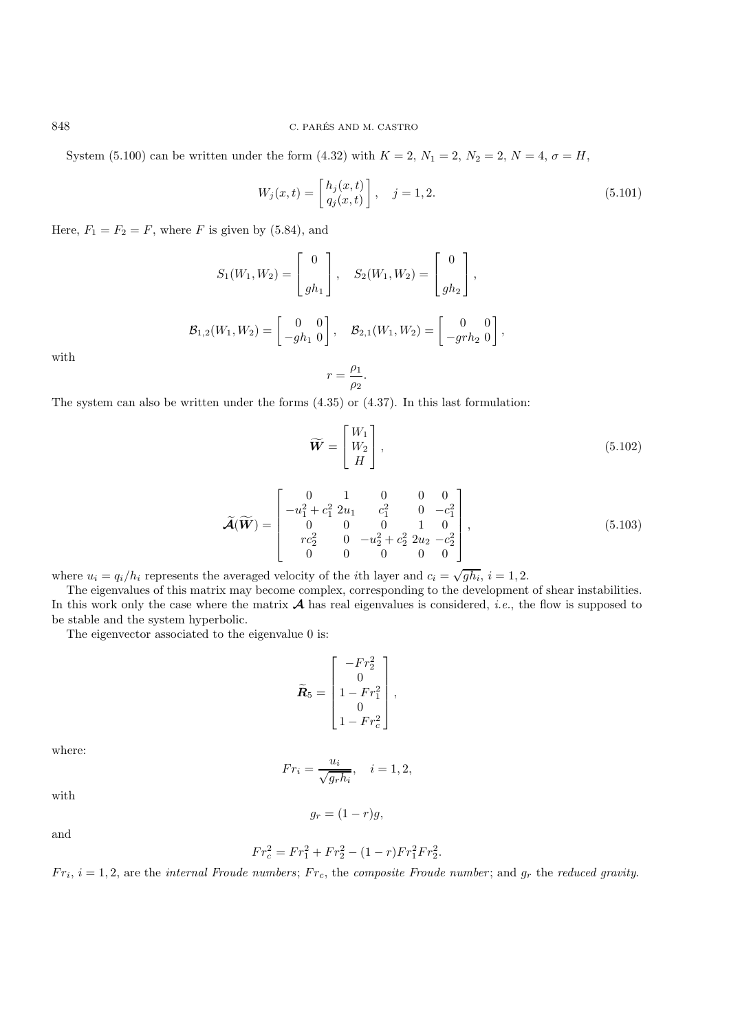System (5.100) can be written under the form (4.32) with $K = 2$, $N_1 = 2$, $N_2 = 2$, $N = 4$, $\sigma = H$,

$$W_j(x,t) = \begin{bmatrix} h_j(x,t) \\ q_j(x,t) \end{bmatrix}, \quad j = 1, 2. \tag{5.101}$$

Here, $F_1 = F_2 = F$, where $F$ is given by (5.84), and

$$S_1(W_1, W_2) = \begin{bmatrix} 0 \\ \\ gh_1 \end{bmatrix}, \quad S_2(W_1, W_2) = \begin{bmatrix} 0 \\ \\ gh_2 \end{bmatrix},$$

$$\mathcal{B}_{1,2}(W_1, W_2) = \begin{bmatrix} 0 & 0 \\ -gh_1 & 0 \end{bmatrix}, \quad \mathcal{B}_{2,1}(W_1, W_2) = \begin{bmatrix} 0 & 0 \\ -grh_2 & 0 \end{bmatrix},$$

with

$$r = \frac{\rho_1}{\rho_2}.$$

The system can also be written under the forms (4.35) or (4.37). In this last formulation:

$$\widetilde{\boldsymbol{W}} = \begin{bmatrix} W_1 \\ W_2 \\ H \end{bmatrix}, \tag{5.102}$$

$$\widetilde{\boldsymbol{\mathcal{A}}}(\widetilde{\boldsymbol{W}}) = \begin{bmatrix} 0 & 1 & 0 & 0 & 0 \\ -u_1^2 + c_1^2 & 2u_1 & c_1^2 & 0 & -c_1^2 \\ 0 & 0 & 0 & 1 & 0 \\ rc_2^2 & 0 & -u_2^2 + c_2^2 & 2u_2 & -c_2^2 \\ 0 & 0 & 0 & 0 & 0 \end{bmatrix}, \tag{5.103}$$

where $u_i = q_i/h_i$ represents the averaged velocity of the $i$th layer and $c_i = \sqrt{gh_i}$, $i = 1, 2$.

The eigenvalues of this matrix may become complex, corresponding to the development of shear instabilities. In this work only the case where the matrix $\boldsymbol{\mathcal{A}}$ has real eigenvalues is considered, *i.e.*, the flow is supposed to be stable and the system hyperbolic.

The eigenvector associated to the eigenvalue 0 is:

$$\widetilde{\boldsymbol{R}}_5 = \begin{bmatrix} -Fr_2^2 \\ 0 \\ 1 - Fr_1^2 \\ 0 \\ 1 - Fr_c^2 \end{bmatrix},$$

where:

$$Fr_i = \frac{u_i}{\sqrt{g_r h_i}}, \quad i = 1, 2,$$

with

$$g_r = (1 - r)g,$$

and

$$Fr_c^2 = Fr_1^2 + Fr_2^2 - (1 - r)Fr_1^2 Fr_2^2.$$

$Fr_i$, $i = 1, 2$, are the *internal Froude numbers*; $Fr_c$, the *composite Froude number*; and $g_r$ the *reduced gravity*.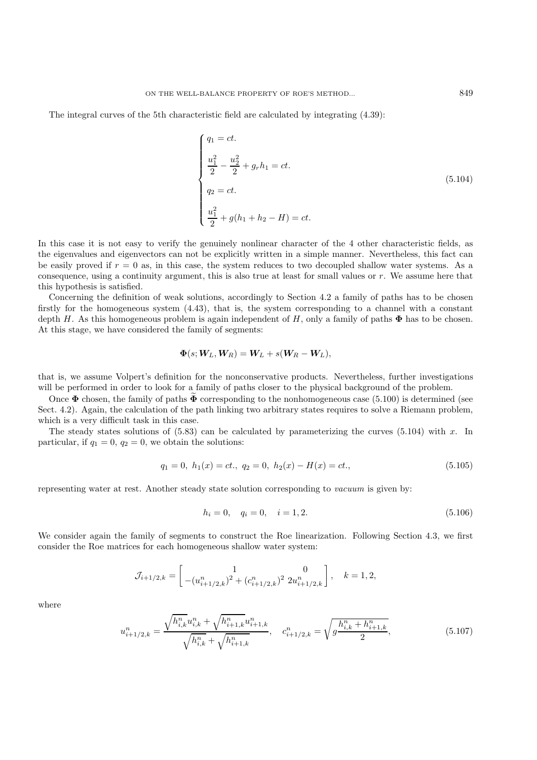The integral curves of the 5th characteristic field are calculated by integrating (4.39):

$$
\begin{cases}
q_1 = ct. \\[2mm]
\dfrac{u_1^2}{2} - \dfrac{u_2^2}{2} + g_r h_1 = ct. \\[2mm]
q_2 = ct. \\[2mm]
\dfrac{u_1^2}{2} + g(h_1 + h_2 - H) = ct.
\end{cases}
\tag{5.104}
$$

In this case it is not easy to verify the genuinely nonlinear character of the 4 other characteristic fields, as the eigenvalues and eigenvectors can not be explicitly written in a simple manner. Nevertheless, this fact can be easily proved if $r = 0$ as, in this case, the system reduces to two decoupled shallow water systems. As a consequence, using a continuity argument, this is also true at least for small values or $r$. We assume here that this hypothesis is satisfied.

Concerning the definition of weak solutions, accordingly to Section 4.2 a family of paths has to be chosen firstly for the homogeneous system (4.43), that is, the system corresponding to a channel with a constant depth $H$. As this homogeneous problem is again independent of $H$, only a family of paths $\mathbf{\Phi}$ has to be chosen. At this stage, we have considered the family of segments:

$$
\mathbf{\Phi}(s; \boldsymbol{W}_L, \boldsymbol{W}_R) = \boldsymbol{W}_L + s(\boldsymbol{W}_R - \boldsymbol{W}_L),
$$

that is, we assume Volpert's definition for the nonconservative products. Nevertheless, further investigations will be performed in order to look for a family of paths closer to the physical background of the problem.

Once $\mathbf{\Phi}$ chosen, the family of paths $\widetilde{\mathbf{\Phi}}$ corresponding to the nonhomogeneous case (5.100) is determined (see Sect. 4.2). Again, the calculation of the path linking two arbitrary states requires to solve a Riemann problem, which is a very difficult task in this case.

The steady states solutions of (5.83) can be calculated by parameterizing the curves (5.104) with $x$. In particular, if $q_1 = 0$, $q_2 = 0$, we obtain the solutions:

$$
q_1 = 0,\ h_1(x) = ct.,\ q_2 = 0,\ h_2(x) - H(x) = ct.,
\tag{5.105}
$$

representing water at rest. Another steady state solution corresponding to *vacuum* is given by:

$$
h_i = 0, \quad q_i = 0, \quad i = 1, 2.
\tag{5.106}
$$

We consider again the family of segments to construct the Roe linearization. Following Section 4.3, we first consider the Roe matrices for each homogeneous shallow water system:

$$
\mathcal{J}_{i+1/2,k} = \begin{bmatrix} 1 & 0 \\ -(u^n_{i+1/2,k})^2 + (c^n_{i+1/2,k})^2 & 2u^n_{i+1/2,k} \end{bmatrix}, \quad k = 1, 2,
$$

where

$$
u^n_{i+1/2,k} = \frac{\sqrt{h^n_{i,k}}\, u^n_{i,k} + \sqrt{h^n_{i+1,k}}\, u^n_{i+1,k}}{\sqrt{h^n_{i,k}} + \sqrt{h^n_{i+1,k}}}, \quad c^n_{i+1/2,k} = \sqrt{g \frac{h^n_{i,k} + h^n_{i+1,k}}{2}},
\tag{5.107}
$$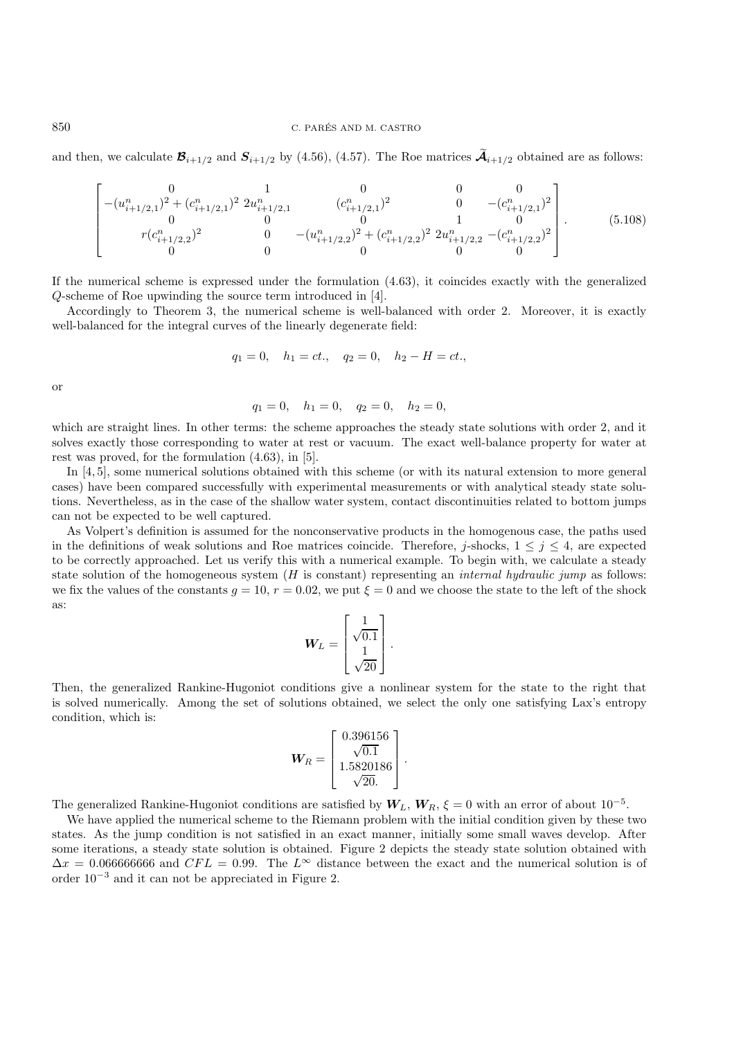and then, we calculate $\boldsymbol{\mathcal{B}}_{i+1/2}$ and $\boldsymbol{S}_{i+1/2}$ by (4.56), (4.57). The Roe matrices $\widetilde{\boldsymbol{\mathcal{A}}}_{i+1/2}$ obtained are as follows:

$$
\begin{bmatrix}
0 & 1 & 0 & 0 & 0 \\
-(u^n_{i+1/2,1})^2 + (c^n_{i+1/2,1})^2 & 2u^n_{i+1/2,1} & (c^n_{i+1/2,1})^2 & 0 & -(c^n_{i+1/2,1})^2 \\
0 & 0 & 0 & 1 & 0 \\
r(c^n_{i+1/2,2})^2 & 0 & -(u^n_{i+1/2,2})^2 + (c^n_{i+1/2,2})^2 & 2u^n_{i+1/2,2} & -(c^n_{i+1/2,2})^2 \\
0 & 0 & 0 & 0 & 0
\end{bmatrix}. \tag{5.108}
$$

If the numerical scheme is expressed under the formulation (4.63), it coincides exactly with the generalized $Q$-scheme of Roe upwinding the source term introduced in [4].

Accordingly to Theorem 3, the numerical scheme is well-balanced with order 2. Moreover, it is exactly well-balanced for the integral curves of the linearly degenerate field:

$$
q_1 = 0, \quad h_1 = ct., \quad q_2 = 0, \quad h_2 - H = ct.,
$$

or

$$
q_1 = 0, \quad h_1 = 0, \quad q_2 = 0, \quad h_2 = 0,
$$

which are straight lines. In other terms: the scheme approaches the steady state solutions with order 2, and it solves exactly those corresponding to water at rest or vacuum. The exact well-balance property for water at rest was proved, for the formulation (4.63), in [5].

In [4, 5], some numerical solutions obtained with this scheme (or with its natural extension to more general cases) have been compared successfully with experimental measurements or with analytical steady state solutions. Nevertheless, as in the case of the shallow water system, contact discontinuities related to bottom jumps can not be expected to be well captured.

As Volpert's definition is assumed for the nonconservative products in the homogenous case, the paths used in the definitions of weak solutions and Roe matrices coincide. Therefore, $j$-shocks, $1 \leq j \leq 4$, are expected to be correctly approached. Let us verify this with a numerical example. To begin with, we calculate a steady state solution of the homogeneous system ($H$ is constant) representing an *internal hydraulic jump* as follows: we fix the values of the constants $g = 10$, $r = 0.02$, we put $\xi = 0$ and we choose the state to the left of the shock as:

$$
\boldsymbol{W}_L = \begin{bmatrix} 1 \\ \sqrt{0.1} \\ 1 \\ \sqrt{20} \end{bmatrix}.
$$

Then, the generalized Rankine-Hugoniot conditions give a nonlinear system for the state to the right that is solved numerically. Among the set of solutions obtained, we select the only one satisfying Lax's entropy condition, which is:

$$
\boldsymbol{W}_R = \begin{bmatrix} 0.396156 \\ \sqrt{0.1} \\ 1.5820186 \\ \sqrt{20}. \end{bmatrix}.
$$

The generalized Rankine-Hugoniot conditions are satisfied by $\boldsymbol{W}_L$, $\boldsymbol{W}_R$, $\xi = 0$ with an error of about $10^{-5}$.

We have applied the numerical scheme to the Riemann problem with the initial condition given by these two states. As the jump condition is not satisfied in an exact manner, initially some small waves develop. After some iterations, a steady state solution is obtained. Figure 2 depicts the steady state solution obtained with $\Delta x = 0.066666666$ and $CFL = 0.99$. The $L^\infty$ distance between the exact and the numerical solution is of order $10^{-3}$ and it can not be appreciated in Figure 2.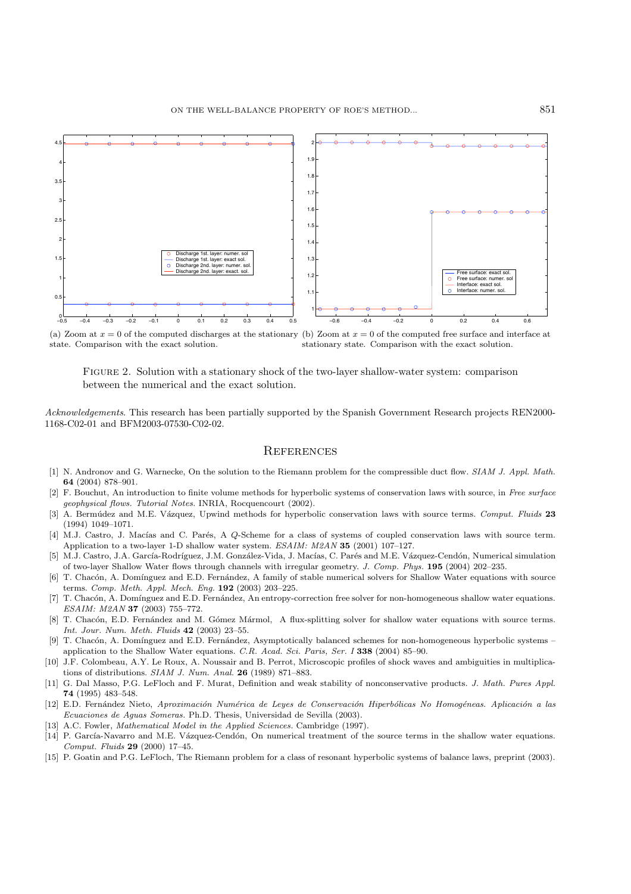(a) Zoom at $x = 0$ of the computed discharges at the stationary state. Comparison with the exact solution.

(b) Zoom at $x = 0$ of the computed free surface and interface at stationary state. Comparison with the exact solution.

Figure 2. Solution with a stationary shock of the two-layer shallow-water system: comparison between the numerical and the exact solution.

*Acknowledgements*. This research has been partially supported by the Spanish Government Research projects REN2000-1168-C02-01 and BFM2003-07530-C02-02.

## References

[1] N. Andronov and G. Warnecke, On the solution to the Riemann problem for the compressible duct flow. *SIAM J. Appl. Math.* **64** (2004) 878–901.

[2] F. Bouchut, An introduction to finite volume methods for hyperbolic systems of conservation laws with source, in *Free surface geophysical flows. Tutorial Notes.* INRIA, Rocquencourt (2002).

[3] A. Bermúdez and M.E. Vázquez, Upwind methods for hyperbolic conservation laws with source terms. *Comput. Fluids* **23** (1994) 1049–1071.

[4] M.J. Castro, J. Macías and C. Parés, A *Q*-Scheme for a class of systems of coupled conservation laws with source term. Application to a two-layer 1-D shallow water system. *ESAIM: M2AN* **35** (2001) 107–127.

[5] M.J. Castro, J.A. García-Rodríguez, J.M. González-Vida, J. Macías, C. Parés and M.E. Vázquez-Cendón, Numerical simulation of two-layer Shallow Water flows through channels with irregular geometry. *J. Comp. Phys.* **195** (2004) 202–235.

[6] T. Chacón, A. Domínguez and E.D. Fernández, A family of stable numerical solvers for Shallow Water equations with source terms. *Comp. Meth. Appl. Mech. Eng.* **192** (2003) 203–225.

[7] T. Chacón, A. Domínguez and E.D. Fernández, An entropy-correction free solver for non-homogeneous shallow water equations. *ESAIM: M2AN* **37** (2003) 755–772.

[8] T. Chacón, E.D. Fernández and M. Gómez Mármol, A flux-splitting solver for shallow water equations with source terms. *Int. Jour. Num. Meth. Fluids* **42** (2003) 23–55.

[9] T. Chacón, A. Domínguez and E.D. Fernández, Asymptotically balanced schemes for non-homogeneous hyperbolic systems – application to the Shallow Water equations. *C.R. Acad. Sci. Paris, Ser. I* **338** (2004) 85–90.

[10] J.F. Colombeau, A.Y. Le Roux, A. Noussair and B. Perrot, Microscopic profiles of shock waves and ambiguities in multiplications of distributions. *SIAM J. Num. Anal.* **26** (1989) 871–883.

[11] G. Dal Masso, P.G. LeFloch and F. Murat, Definition and weak stability of nonconservative products. *J. Math. Pures Appl.* **74** (1995) 483–548.

[12] E.D. Fernández Nieto, *Aproximación Numérica de Leyes de Conservación Hiperbólicas No Homogéneas. Aplicación a las Ecuaciones de Aguas Someras.* Ph.D. Thesis, Universidad de Sevilla (2003).

[13] A.C. Fowler, *Mathematical Model in the Applied Sciences.* Cambridge (1997).

[14] P. García-Navarro and M.E. Vázquez-Cendón, On numerical treatment of the source terms in the shallow water equations. *Comput. Fluids* **29** (2000) 17–45.

[15] P. Goatin and P.G. LeFloch, The Riemann problem for a class of resonant hyperbolic systems of balance laws, preprint (2003).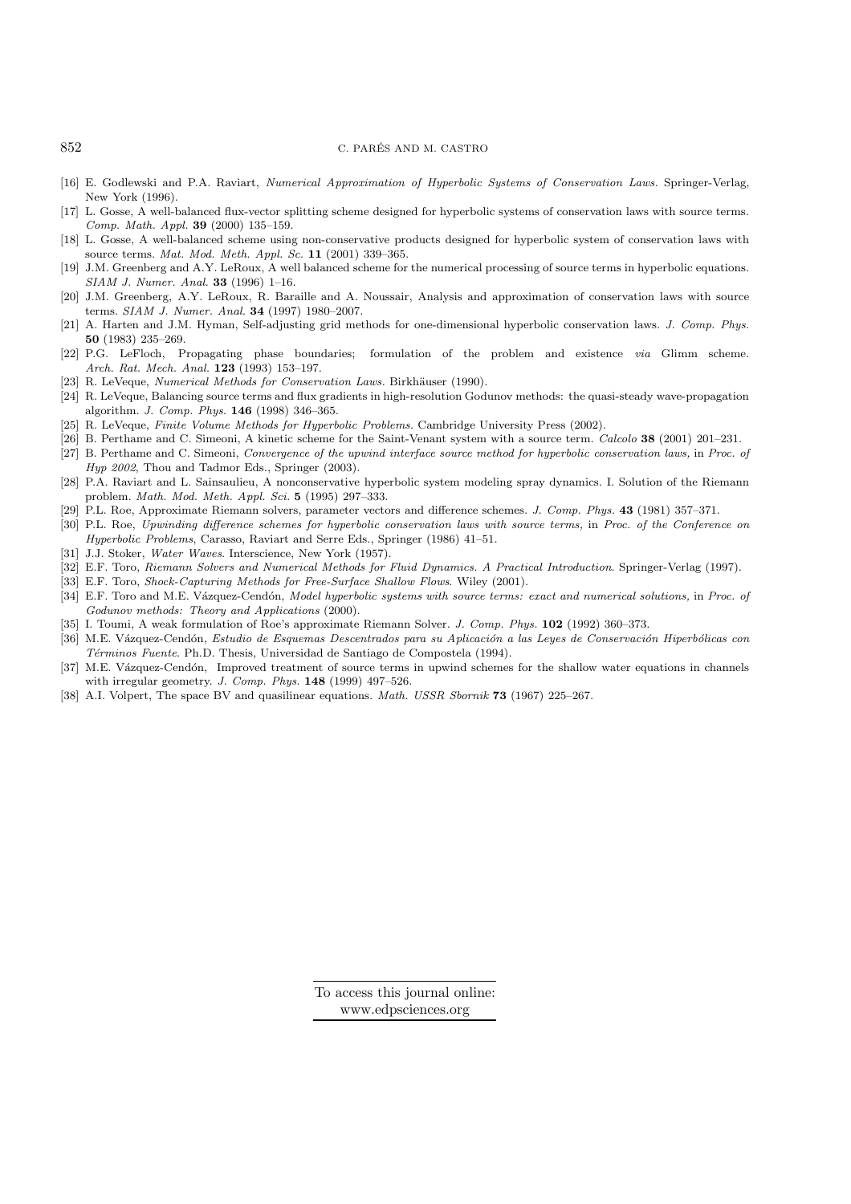[16] E. Godlewski and P.A. Raviart, *Numerical Approximation of Hyperbolic Systems of Conservation Laws*. Springer-Verlag, New York (1996).

[17] L. Gosse, A well-balanced flux-vector splitting scheme designed for hyperbolic systems of conservation laws with source terms. *Comp. Math. Appl.* **39** (2000) 135–159.

[18] L. Gosse, A well-balanced scheme using non-conservative products designed for hyperbolic system of conservation laws with source terms. *Mat. Mod. Meth. Appl. Sc.* **11** (2001) 339–365.

[19] J.M. Greenberg and A.Y. LeRoux, A well balanced scheme for the numerical processing of source terms in hyperbolic equations. *SIAM J. Numer. Anal.* **33** (1996) 1–16.

[20] J.M. Greenberg, A.Y. LeRoux, R. Baraille and A. Noussair, Analysis and approximation of conservation laws with source terms. *SIAM J. Numer. Anal.* **34** (1997) 1980–2007.

[21] A. Harten and J.M. Hyman, Self-adjusting grid methods for one-dimensional hyperbolic conservation laws. *J. Comp. Phys.* **50** (1983) 235–269.

[22] P.G. LeFloch, Propagating phase boundaries; formulation of the problem and existence *via* Glimm scheme. *Arch. Rat. Mech. Anal.* **123** (1993) 153–197.

[23] R. LeVeque, *Numerical Methods for Conservation Laws*. Birkhäuser (1990).

[24] R. LeVeque, Balancing source terms and flux gradients in high-resolution Godunov methods: the quasi-steady wave-propagation algorithm. *J. Comp. Phys.* **146** (1998) 346–365.

[25] R. LeVeque, *Finite Volume Methods for Hyperbolic Problems*. Cambridge University Press (2002).

[26] B. Perthame and C. Simeoni, A kinetic scheme for the Saint-Venant system with a source term. *Calcolo* **38** (2001) 201–231.

[27] B. Perthame and C. Simeoni, *Convergence of the upwind interface source method for hyperbolic conservation laws,* in *Proc. of Hyp 2002*, Thou and Tadmor Eds., Springer (2003).

[28] P.A. Raviart and L. Sainsaulieu, A nonconservative hyperbolic system modeling spray dynamics. I. Solution of the Riemann problem. *Math. Mod. Meth. Appl. Sci.* **5** (1995) 297–333.

[29] P.L. Roe, Approximate Riemann solvers, parameter vectors and difference schemes. *J. Comp. Phys.* **43** (1981) 357–371.

[30] P.L. Roe, *Upwinding difference schemes for hyperbolic conservation laws with source terms,* in *Proc. of the Conference on Hyperbolic Problems*, Carasso, Raviart and Serre Eds., Springer (1986) 41–51.

[31] J.J. Stoker, *Water Waves*. Interscience, New York (1957).

[32] E.F. Toro, *Riemann Solvers and Numerical Methods for Fluid Dynamics. A Practical Introduction*. Springer-Verlag (1997).

[33] E.F. Toro, *Shock-Capturing Methods for Free-Surface Shallow Flows*. Wiley (2001).

[34] E.F. Toro and M.E. Vázquez-Cendón, *Model hyperbolic systems with source terms: exact and numerical solutions,* in *Proc. of Godunov methods: Theory and Applications* (2000).

[35] I. Toumi, A weak formulation of Roe's approximate Riemann Solver. *J. Comp. Phys.* **102** (1992) 360–373.

[36] M.E. Vázquez-Cendón, *Estudio de Esquemas Descentrados para su Aplicación a las Leyes de Conservación Hiperbólicas con Términos Fuente*. Ph.D. Thesis, Universidad de Santiago de Compostela (1994).

[37] M.E. Vázquez-Cendón, Improved treatment of source terms in upwind schemes for the shallow water equations in channels with irregular geometry. *J. Comp. Phys.* **148** (1999) 497–526.

[38] A.I. Volpert, The space BV and quasilinear equations. *Math. USSR Sbornik* **73** (1967) 225–267.

To access this journal online:
www.edpsciences.org